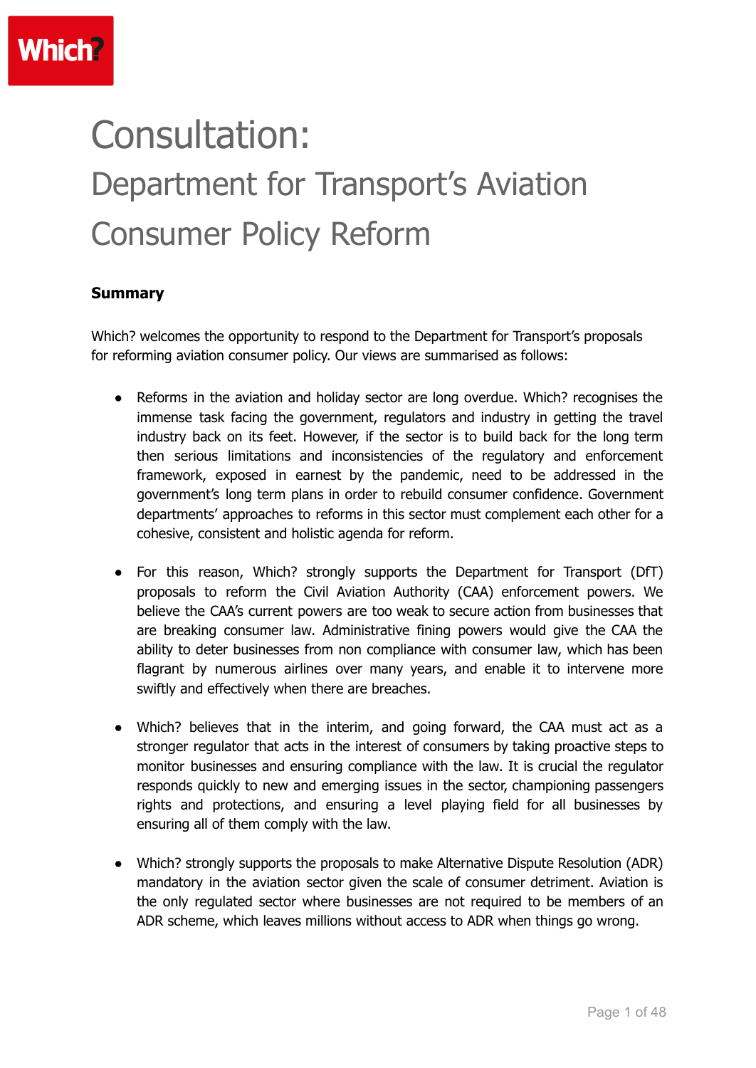Which?

# Consultation:

## Department for Transport's Aviation Consumer Policy Reform

**Summary**

Which? welcomes the opportunity to respond to the Department for Transport's proposals for reforming aviation consumer policy. Our views are summarised as follows:

- Reforms in the aviation and holiday sector are long overdue. Which? recognises the immense task facing the government, regulators and industry in getting the travel industry back on its feet. However, if the sector is to build back for the long term then serious limitations and inconsistencies of the regulatory and enforcement framework, exposed in earnest by the pandemic, need to be addressed in the government's long term plans in order to rebuild consumer confidence. Government departments' approaches to reforms in this sector must complement each other for a cohesive, consistent and holistic agenda for reform.

- For this reason, Which? strongly supports the Department for Transport (DfT) proposals to reform the Civil Aviation Authority (CAA) enforcement powers. We believe the CAA's current powers are too weak to secure action from businesses that are breaking consumer law. Administrative fining powers would give the CAA the ability to deter businesses from non compliance with consumer law, which has been flagrant by numerous airlines over many years, and enable it to intervene more swiftly and effectively when there are breaches.

- Which? believes that in the interim, and going forward, the CAA must act as a stronger regulator that acts in the interest of consumers by taking proactive steps to monitor businesses and ensuring compliance with the law. It is crucial the regulator responds quickly to new and emerging issues in the sector, championing passengers rights and protections, and ensuring a level playing field for all businesses by ensuring all of them comply with the law.

- Which? strongly supports the proposals to make Alternative Dispute Resolution (ADR) mandatory in the aviation sector given the scale of consumer detriment. Aviation is the only regulated sector where businesses are not required to be members of an ADR scheme, which leaves millions without access to ADR when things go wrong.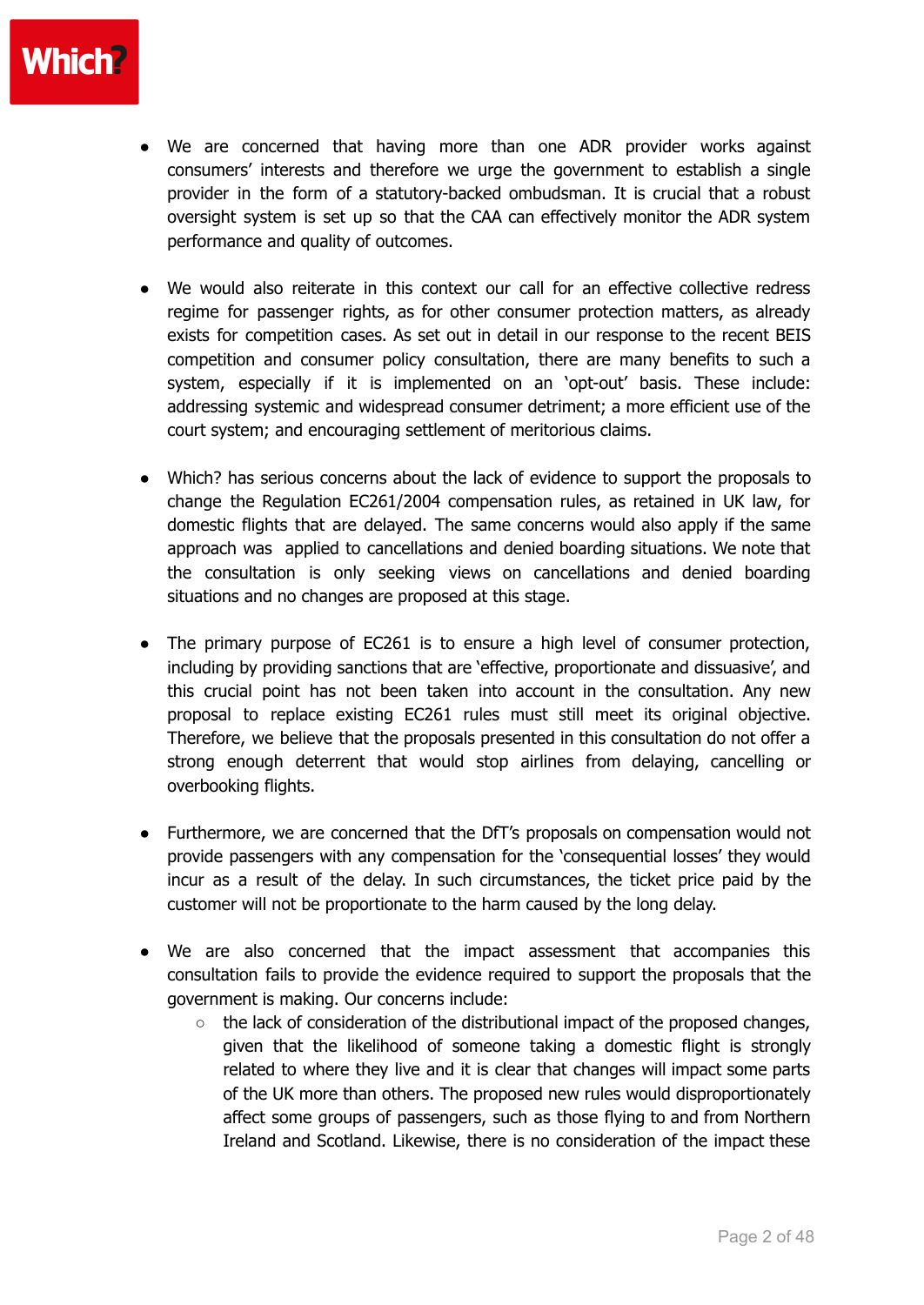- We are concerned that having more than one ADR provider works against consumers' interests and therefore we urge the government to establish a single provider in the form of a statutory-backed ombudsman. It is crucial that a robust oversight system is set up so that the CAA can effectively monitor the ADR system performance and quality of outcomes.

- We would also reiterate in this context our call for an effective collective redress regime for passenger rights, as for other consumer protection matters, as already exists for competition cases. As set out in detail in our response to the recent BEIS competition and consumer policy consultation, there are many benefits to such a system, especially if it is implemented on an 'opt-out' basis. These include: addressing systemic and widespread consumer detriment; a more efficient use of the court system; and encouraging settlement of meritorious claims.

- Which? has serious concerns about the lack of evidence to support the proposals to change the Regulation EC261/2004 compensation rules, as retained in UK law, for domestic flights that are delayed. The same concerns would also apply if the same approach was applied to cancellations and denied boarding situations. We note that the consultation is only seeking views on cancellations and denied boarding situations and no changes are proposed at this stage.

- The primary purpose of EC261 is to ensure a high level of consumer protection, including by providing sanctions that are 'effective, proportionate and dissuasive', and this crucial point has not been taken into account in the consultation. Any new proposal to replace existing EC261 rules must still meet its original objective. Therefore, we believe that the proposals presented in this consultation do not offer a strong enough deterrent that would stop airlines from delaying, cancelling or overbooking flights.

- Furthermore, we are concerned that the DfT's proposals on compensation would not provide passengers with any compensation for the 'consequential losses' they would incur as a result of the delay. In such circumstances, the ticket price paid by the customer will not be proportionate to the harm caused by the long delay.

- We are also concerned that the impact assessment that accompanies this consultation fails to provide the evidence required to support the proposals that the government is making. Our concerns include:
  - the lack of consideration of the distributional impact of the proposed changes, given that the likelihood of someone taking a domestic flight is strongly related to where they live and it is clear that changes will impact some parts of the UK more than others. The proposed new rules would disproportionately affect some groups of passengers, such as those flying to and from Northern Ireland and Scotland. Likewise, there is no consideration of the impact these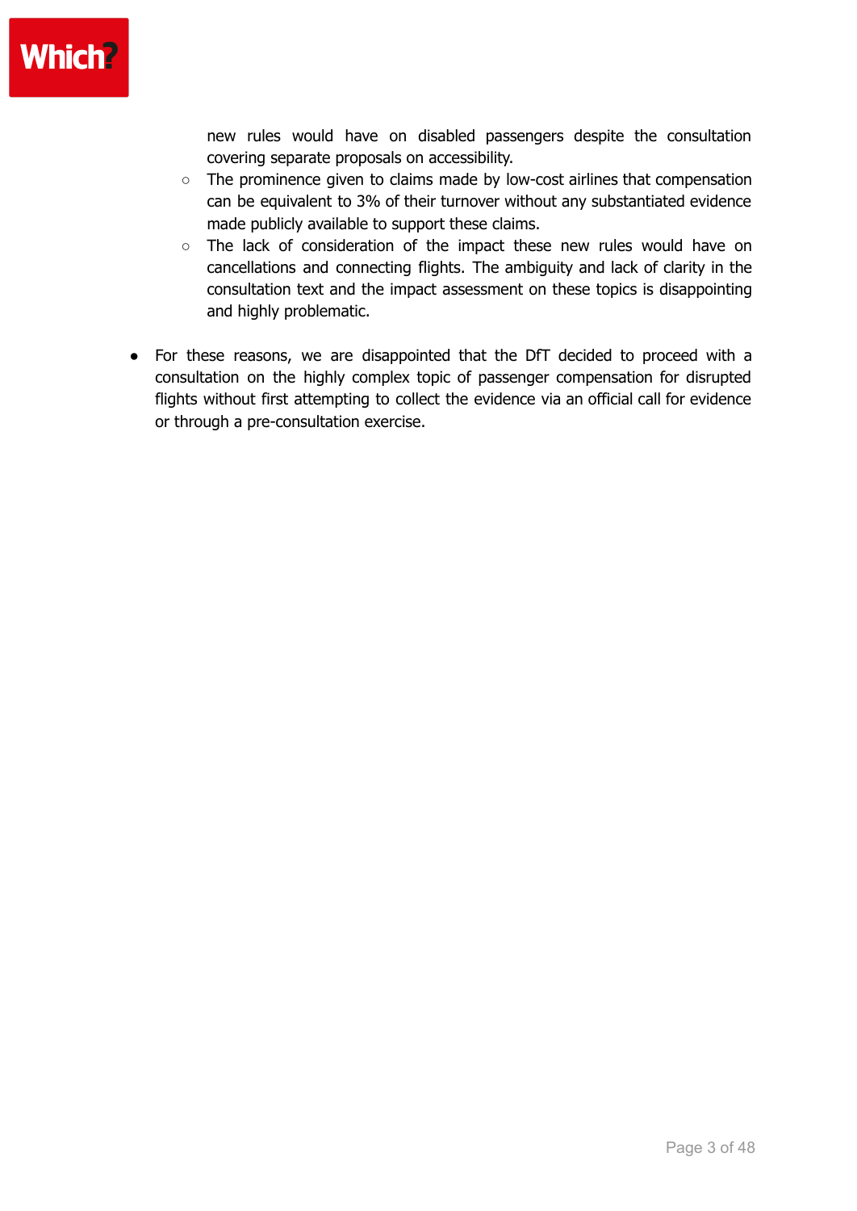new rules would have on disabled passengers despite the consultation covering separate proposals on accessibility.
  - The prominence given to claims made by low-cost airlines that compensation can be equivalent to 3% of their turnover without any substantiated evidence made publicly available to support these claims.
  - The lack of consideration of the impact these new rules would have on cancellations and connecting flights. The ambiguity and lack of clarity in the consultation text and the impact assessment on these topics is disappointing and highly problematic.

- For these reasons, we are disappointed that the DfT decided to proceed with a consultation on the highly complex topic of passenger compensation for disrupted flights without first attempting to collect the evidence via an official call for evidence or through a pre-consultation exercise.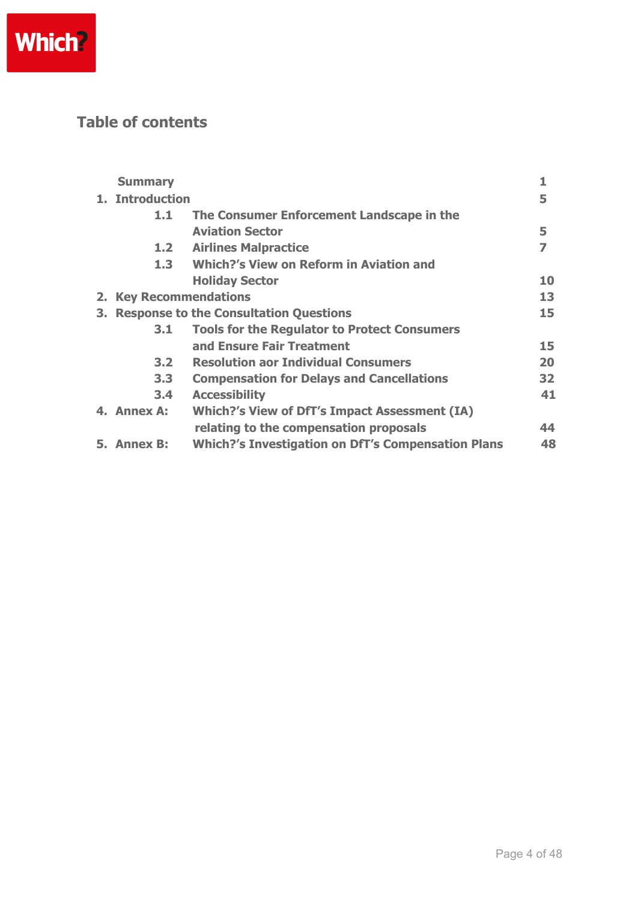## Table of contents

| | | Page |
|---|---|---|
| **Summary** | | **1** |
| **1. Introduction** | | **5** |
| **1.1** | **The Consumer Enforcement Landscape in the Aviation Sector** | **5** |
| **1.2** | **Airlines Malpractice** | **7** |
| **1.3** | **Which?'s View on Reform in Aviation and Holiday Sector** | **10** |
| **2. Key Recommendations** | | **13** |
| **3. Response to the Consultation Questions** | | **15** |
| **3.1** | **Tools for the Regulator to Protect Consumers and Ensure Fair Treatment** | **15** |
| **3.2** | **Resolution aor Individual Consumers** | **20** |
| **3.3** | **Compensation for Delays and Cancellations** | **32** |
| **3.4** | **Accessibility** | **41** |
| **4. Annex A:** | **Which?'s View of DfT's Impact Assessment (IA) relating to the compensation proposals** | **44** |
| **5. Annex B:** | **Which?'s Investigation on DfT's Compensation Plans** | **48** |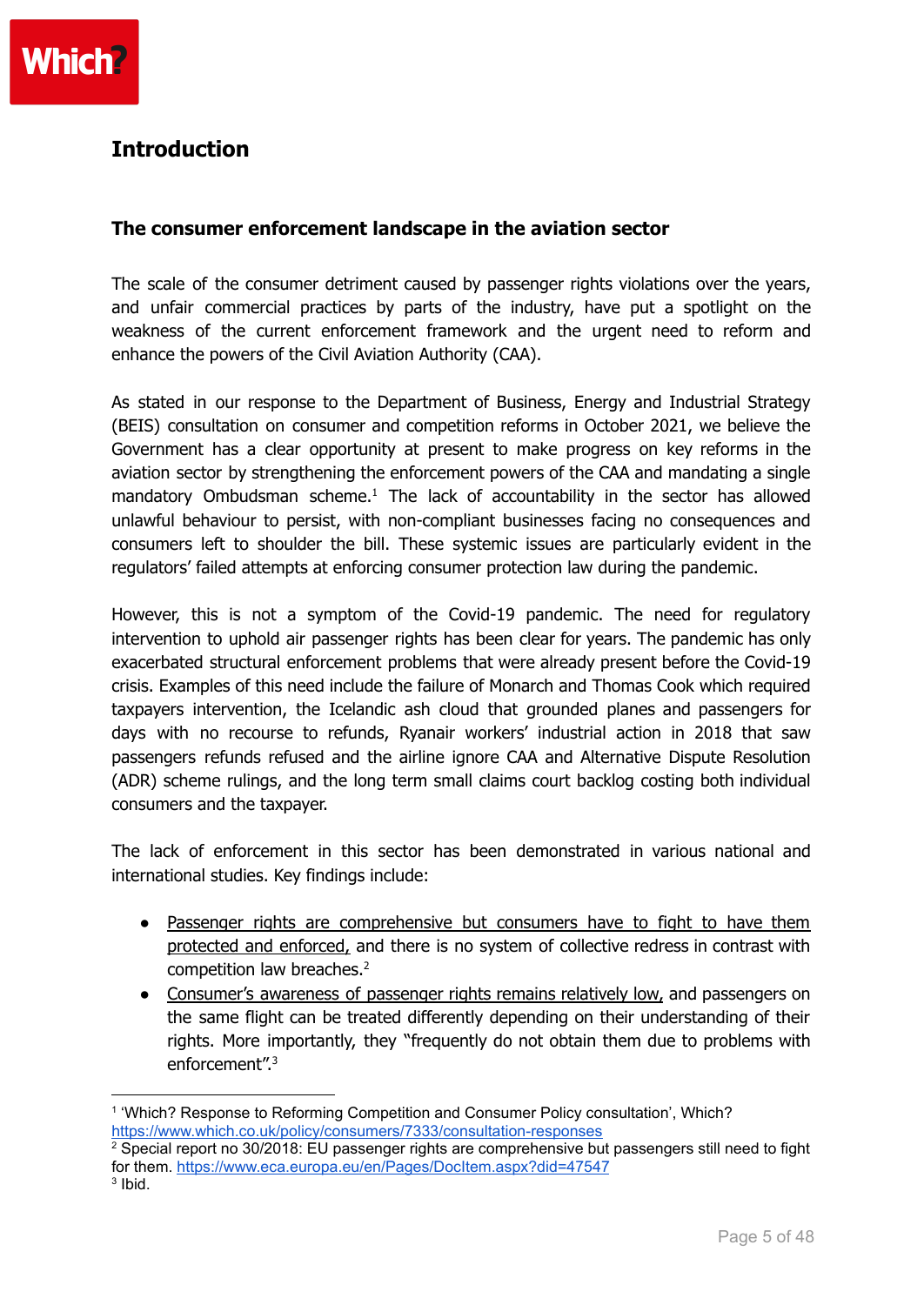## Introduction

### The consumer enforcement landscape in the aviation sector

The scale of the consumer detriment caused by passenger rights violations over the years, and unfair commercial practices by parts of the industry, have put a spotlight on the weakness of the current enforcement framework and the urgent need to reform and enhance the powers of the Civil Aviation Authority (CAA).

As stated in our response to the Department of Business, Energy and Industrial Strategy (BEIS) consultation on consumer and competition reforms in October 2021, we believe the Government has a clear opportunity at present to make progress on key reforms in the aviation sector by strengthening the enforcement powers of the CAA and mandating a single mandatory Ombudsman scheme.[1] The lack of accountability in the sector has allowed unlawful behaviour to persist, with non-compliant businesses facing no consequences and consumers left to shoulder the bill. These systemic issues are particularly evident in the regulators' failed attempts at enforcing consumer protection law during the pandemic.

However, this is not a symptom of the Covid-19 pandemic. The need for regulatory intervention to uphold air passenger rights has been clear for years. The pandemic has only exacerbated structural enforcement problems that were already present before the Covid-19 crisis. Examples of this need include the failure of Monarch and Thomas Cook which required taxpayers intervention, the Icelandic ash cloud that grounded planes and passengers for days with no recourse to refunds, Ryanair workers' industrial action in 2018 that saw passengers refunds refused and the airline ignore CAA and Alternative Dispute Resolution (ADR) scheme rulings, and the long term small claims court backlog costing both individual consumers and the taxpayer.

The lack of enforcement in this sector has been demonstrated in various national and international studies. Key findings include:

- Passenger rights are comprehensive but consumers have to fight to have them protected and enforced, and there is no system of collective redress in contrast with competition law breaches.[2]
- Consumer's awareness of passenger rights remains relatively low, and passengers on the same flight can be treated differently depending on their understanding of their rights. More importantly, they "frequently do not obtain them due to problems with enforcement".[3]

---

[1] 'Which? Response to Reforming Competition and Consumer Policy consultation', Which? https://www.which.co.uk/policy/consumers/7333/consultation-responses

[2] Special report no 30/2018: EU passenger rights are comprehensive but passengers still need to fight for them. https://www.eca.europa.eu/en/Pages/DocItem.aspx?did=47547

[3] Ibid.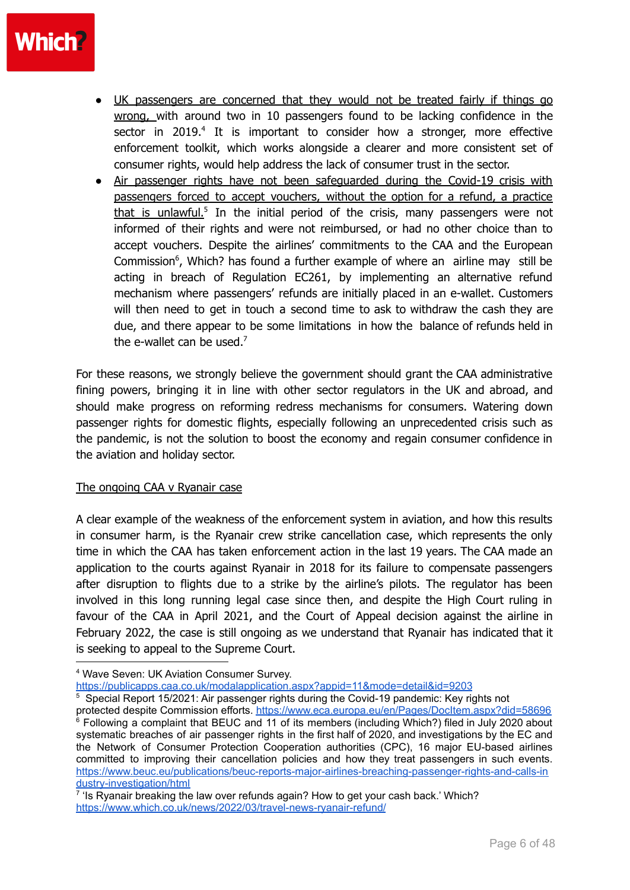- <u>UK passengers are concerned that they would not be treated fairly if things go wrong,</u> with around two in 10 passengers found to be lacking confidence in the sector in 2019.[4] It is important to consider how a stronger, more effective enforcement toolkit, which works alongside a clearer and more consistent set of consumer rights, would help address the lack of consumer trust in the sector.
- <u>Air passenger rights have not been safeguarded during the Covid-19 crisis with passengers forced to accept vouchers, without the option for a refund, a practice that is unlawful.</u>[5] In the initial period of the crisis, many passengers were not informed of their rights and were not reimbursed, or had no other choice than to accept vouchers. Despite the airlines' commitments to the CAA and the European Commission[6], Which? has found a further example of where an airline may still be acting in breach of Regulation EC261, by implementing an alternative refund mechanism where passengers' refunds are initially placed in an e-wallet. Customers will then need to get in touch a second time to ask to withdraw the cash they are due, and there appear to be some limitations in how the balance of refunds held in the e-wallet can be used.[7]

For these reasons, we strongly believe the government should grant the CAA administrative fining powers, bringing it in line with other sector regulators in the UK and abroad, and should make progress on reforming redress mechanisms for consumers. Watering down passenger rights for domestic flights, especially following an unprecedented crisis such as the pandemic, is not the solution to boost the economy and regain consumer confidence in the aviation and holiday sector.

<u>The ongoing CAA v Ryanair case</u>

A clear example of the weakness of the enforcement system in aviation, and how this results in consumer harm, is the Ryanair crew strike cancellation case, which represents the only time in which the CAA has taken enforcement action in the last 19 years. The CAA made an application to the courts against Ryanair in 2018 for its failure to compensate passengers after disruption to flights due to a strike by the airline's pilots. The regulator has been involved in this long running legal case since then, and despite the High Court ruling in favour of the CAA in April 2021, and the Court of Appeal decision against the airline in February 2022, the case is still ongoing as we understand that Ryanair has indicated that it is seeking to appeal to the Supreme Court.

---

[4] Wave Seven: UK Aviation Consumer Survey. https://publicapps.caa.co.uk/modalapplication.aspx?appid=11&mode=detail&id=9203

[5] Special Report 15/2021: Air passenger rights during the Covid-19 pandemic: Key rights not protected despite Commission efforts. https://www.eca.europa.eu/en/Pages/DocItem.aspx?did=58696

[6] Following a complaint that BEUC and 11 of its members (including Which?) filed in July 2020 about systematic breaches of air passenger rights in the first half of 2020, and investigations by the EC and the Network of Consumer Protection Cooperation authorities (CPC), 16 major EU-based airlines committed to improving their cancellation policies and how they treat passengers in such events. https://www.beuc.eu/publications/beuc-reports-major-airlines-breaching-passenger-rights-and-calls-industry-investigation/html

[7] 'Is Ryanair breaking the law over refunds again? How to get your cash back.' Which? https://www.which.co.uk/news/2022/03/travel-news-ryanair-refund/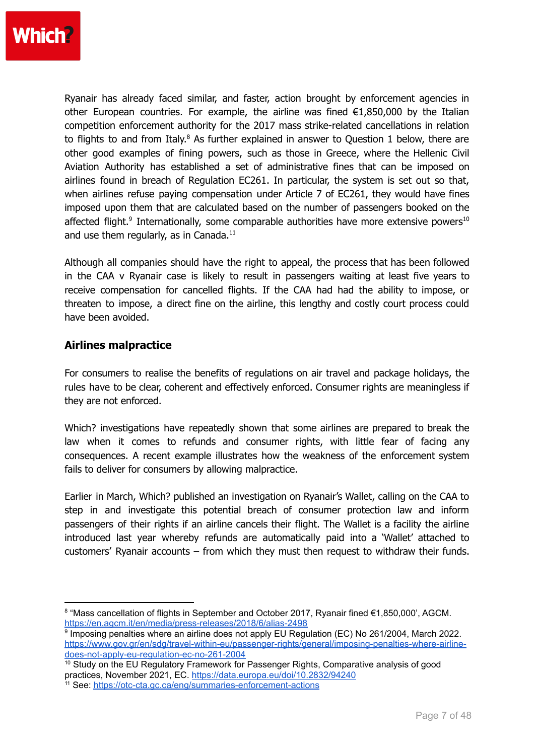Ryanair has already faced similar, and faster, action brought by enforcement agencies in other European countries. For example, the airline was fined €1,850,000 by the Italian competition enforcement authority for the 2017 mass strike-related cancellations in relation to flights to and from Italy.[8] As further explained in answer to Question 1 below, there are other good examples of fining powers, such as those in Greece, where the Hellenic Civil Aviation Authority has established a set of administrative fines that can be imposed on airlines found in breach of Regulation EC261. In particular, the system is set out so that, when airlines refuse paying compensation under Article 7 of EC261, they would have fines imposed upon them that are calculated based on the number of passengers booked on the affected flight.[9] Internationally, some comparable authorities have more extensive powers[10] and use them regularly, as in Canada.[11]

Although all companies should have the right to appeal, the process that has been followed in the CAA v Ryanair case is likely to result in passengers waiting at least five years to receive compensation for cancelled flights. If the CAA had had the ability to impose, or threaten to impose, a direct fine on the airline, this lengthy and costly court process could have been avoided.

## Airlines malpractice

For consumers to realise the benefits of regulations on air travel and package holidays, the rules have to be clear, coherent and effectively enforced. Consumer rights are meaningless if they are not enforced.

Which? investigations have repeatedly shown that some airlines are prepared to break the law when it comes to refunds and consumer rights, with little fear of facing any consequences. A recent example illustrates how the weakness of the enforcement system fails to deliver for consumers by allowing malpractice.

Earlier in March, Which? published an investigation on Ryanair's Wallet, calling on the CAA to step in and investigate this potential breach of consumer protection law and inform passengers of their rights if an airline cancels their flight. The Wallet is a facility the airline introduced last year whereby refunds are automatically paid into a 'Wallet' attached to customers' Ryanair accounts – from which they must then request to withdraw their funds.

---

[8] "Mass cancellation of flights in September and October 2017, Ryanair fined €1,850,000', AGCM. https://en.agcm.it/en/media/press-releases/2018/6/alias-2498

[9] Imposing penalties where an airline does not apply EU Regulation (EC) No 261/2004, March 2022. https://www.gov.gr/en/sdg/travel-within-eu/passenger-rights/general/imposing-penalties-where-airline-does-not-apply-eu-regulation-ec-no-261-2004

[10] Study on the EU Regulatory Framework for Passenger Rights, Comparative analysis of good practices, November 2021, EC. https://data.europa.eu/doi/10.2832/94240

[11] See: https://otc-cta.gc.ca/eng/summaries-enforcement-actions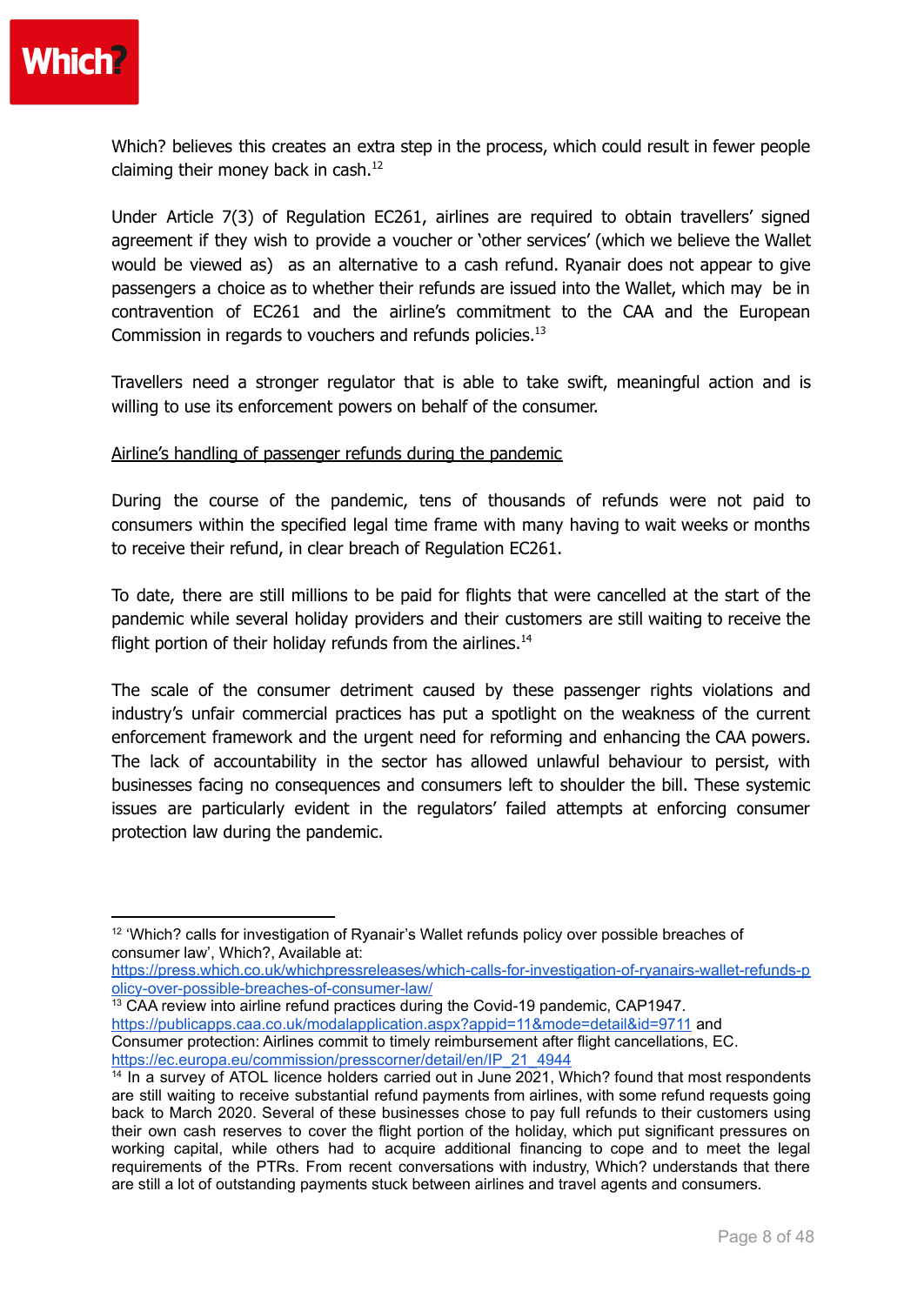Which? believes this creates an extra step in the process, which could result in fewer people claiming their money back in cash.[12]

Under Article 7(3) of Regulation EC261, airlines are required to obtain travellers' signed agreement if they wish to provide a voucher or 'other services' (which we believe the Wallet would be viewed as) as an alternative to a cash refund. Ryanair does not appear to give passengers a choice as to whether their refunds are issued into the Wallet, which may be in contravention of EC261 and the airline's commitment to the CAA and the European Commission in regards to vouchers and refunds policies.[13]

Travellers need a stronger regulator that is able to take swift, meaningful action and is willing to use its enforcement powers on behalf of the consumer.

<u>Airline's handling of passenger refunds during the pandemic</u>

During the course of the pandemic, tens of thousands of refunds were not paid to consumers within the specified legal time frame with many having to wait weeks or months to receive their refund, in clear breach of Regulation EC261.

To date, there are still millions to be paid for flights that were cancelled at the start of the pandemic while several holiday providers and their customers are still waiting to receive the flight portion of their holiday refunds from the airlines.[14]

The scale of the consumer detriment caused by these passenger rights violations and industry's unfair commercial practices has put a spotlight on the weakness of the current enforcement framework and the urgent need for reforming and enhancing the CAA powers. The lack of accountability in the sector has allowed unlawful behaviour to persist, with businesses facing no consequences and consumers left to shoulder the bill. These systemic issues are particularly evident in the regulators' failed attempts at enforcing consumer protection law during the pandemic.

---

[12] 'Which? calls for investigation of Ryanair's Wallet refunds policy over possible breaches of consumer law', Which?, Available at: https://press.which.co.uk/whichpressreleases/which-calls-for-investigation-of-ryanairs-wallet-refunds-policy-over-possible-breaches-of-consumer-law/

[13] CAA review into airline refund practices during the Covid-19 pandemic, CAP1947. https://publicapps.caa.co.uk/modalapplication.aspx?appid=11&mode=detail&id=9711 and Consumer protection: Airlines commit to timely reimbursement after flight cancellations, EC. https://ec.europa.eu/commission/presscorner/detail/en/IP_21_4944

[14] In a survey of ATOL licence holders carried out in June 2021, Which? found that most respondents are still waiting to receive substantial refund payments from airlines, with some refund requests going back to March 2020. Several of these businesses chose to pay full refunds to their customers using their own cash reserves to cover the flight portion of the holiday, which put significant pressures on working capital, while others had to acquire additional financing to cope and to meet the legal requirements of the PTRs. From recent conversations with industry, Which? understands that there are still a lot of outstanding payments stuck between airlines and travel agents and consumers.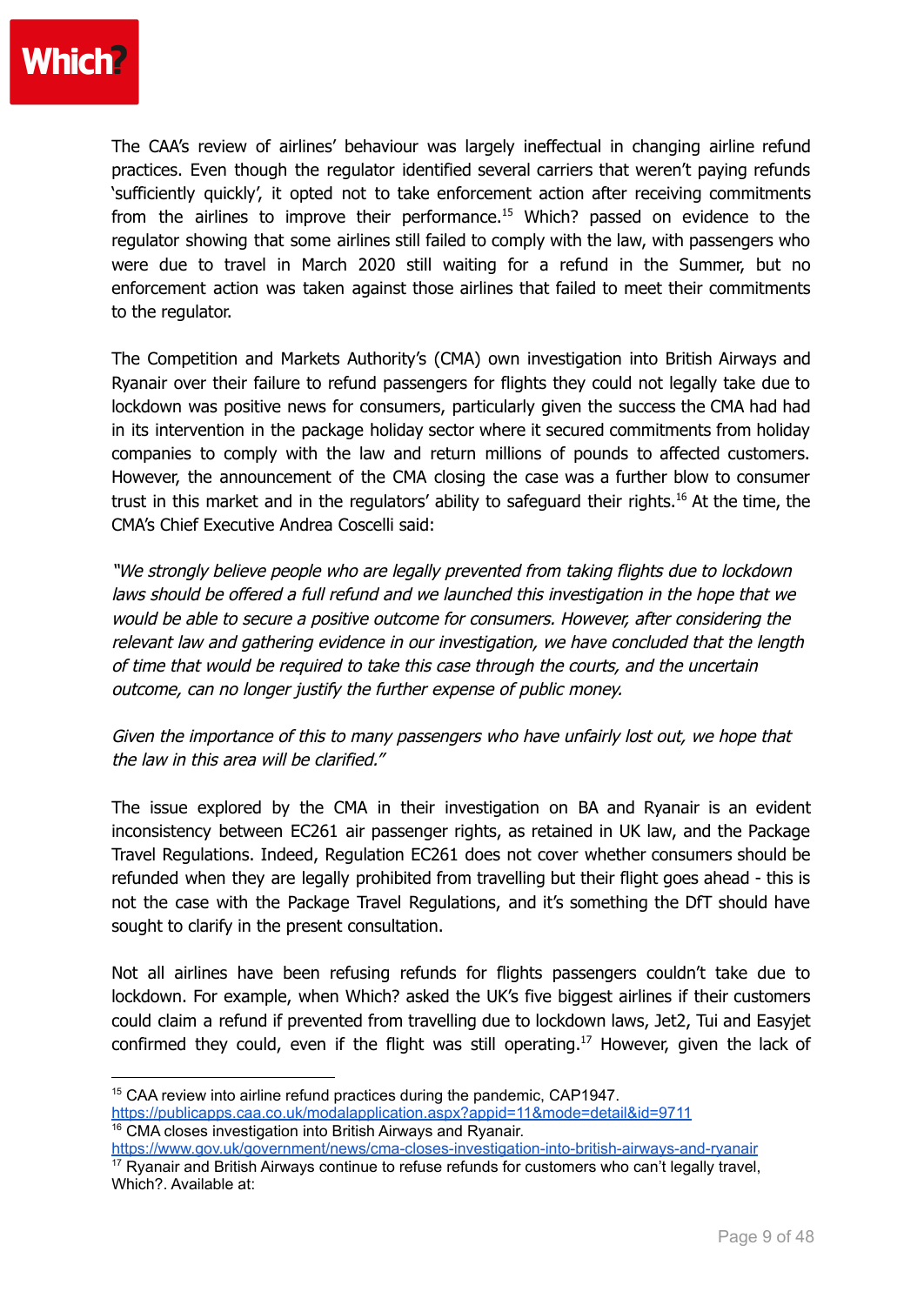The CAA's review of airlines' behaviour was largely ineffectual in changing airline refund practices. Even though the regulator identified several carriers that weren't paying refunds 'sufficiently quickly', it opted not to take enforcement action after receiving commitments from the airlines to improve their performance.[15] Which? passed on evidence to the regulator showing that some airlines still failed to comply with the law, with passengers who were due to travel in March 2020 still waiting for a refund in the Summer, but no enforcement action was taken against those airlines that failed to meet their commitments to the regulator.

The Competition and Markets Authority's (CMA) own investigation into British Airways and Ryanair over their failure to refund passengers for flights they could not legally take due to lockdown was positive news for consumers, particularly given the success the CMA had had in its intervention in the package holiday sector where it secured commitments from holiday companies to comply with the law and return millions of pounds to affected customers. However, the announcement of the CMA closing the case was a further blow to consumer trust in this market and in the regulators' ability to safeguard their rights.[16] At the time, the CMA's Chief Executive Andrea Coscelli said:

*"We strongly believe people who are legally prevented from taking flights due to lockdown laws should be offered a full refund and we launched this investigation in the hope that we would be able to secure a positive outcome for consumers. However, after considering the relevant law and gathering evidence in our investigation, we have concluded that the length of time that would be required to take this case through the courts, and the uncertain outcome, can no longer justify the further expense of public money.*

*Given the importance of this to many passengers who have unfairly lost out, we hope that the law in this area will be clarified."*

The issue explored by the CMA in their investigation on BA and Ryanair is an evident inconsistency between EC261 air passenger rights, as retained in UK law, and the Package Travel Regulations. Indeed, Regulation EC261 does not cover whether consumers should be refunded when they are legally prohibited from travelling but their flight goes ahead - this is not the case with the Package Travel Regulations, and it's something the DfT should have sought to clarify in the present consultation.

Not all airlines have been refusing refunds for flights passengers couldn't take due to lockdown. For example, when Which? asked the UK's five biggest airlines if their customers could claim a refund if prevented from travelling due to lockdown laws, Jet2, Tui and Easyjet confirmed they could, even if the flight was still operating.[17] However, given the lack of

---

[15] CAA review into airline refund practices during the pandemic, CAP1947. https://publicapps.caa.co.uk/modalapplication.aspx?appid=11&mode=detail&id=9711

[16] CMA closes investigation into British Airways and Ryanair. https://www.gov.uk/government/news/cma-closes-investigation-into-british-airways-and-ryanair

[17] Ryanair and British Airways continue to refuse refunds for customers who can't legally travel, Which?. Available at: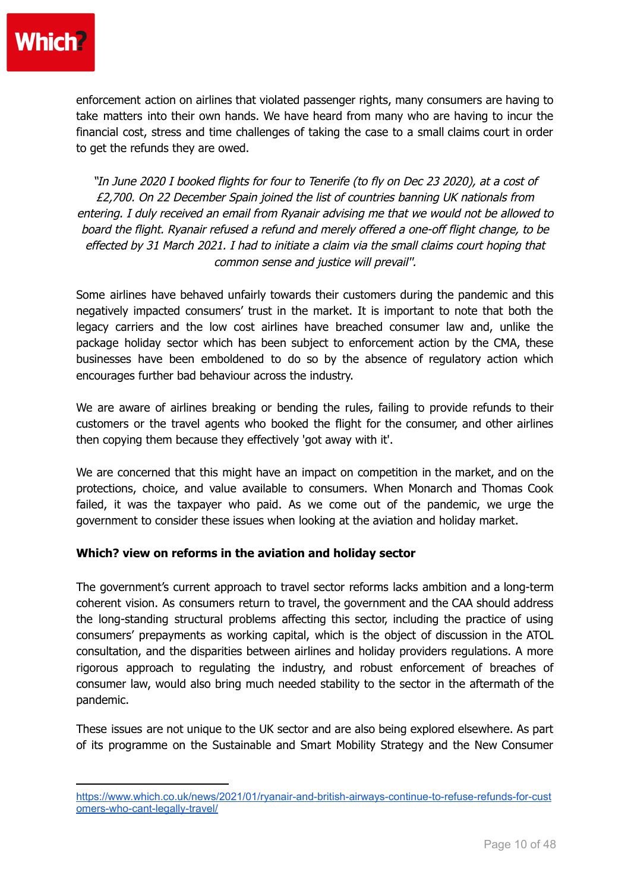enforcement action on airlines that violated passenger rights, many consumers are having to take matters into their own hands. We have heard from many who are having to incur the financial cost, stress and time challenges of taking the case to a small claims court in order to get the refunds they are owed.

> *"In June 2020 I booked flights for four to Tenerife (to fly on Dec 23 2020), at a cost of £2,700. On 22 December Spain joined the list of countries banning UK nationals from entering. I duly received an email from Ryanair advising me that we would not be allowed to board the flight. Ryanair refused a refund and merely offered a one-off flight change, to be effected by 31 March 2021. I had to initiate a claim via the small claims court hoping that common sense and justice will prevail".*

Some airlines have behaved unfairly towards their customers during the pandemic and this negatively impacted consumers' trust in the market. It is important to note that both the legacy carriers and the low cost airlines have breached consumer law and, unlike the package holiday sector which has been subject to enforcement action by the CMA, these businesses have been emboldened to do so by the absence of regulatory action which encourages further bad behaviour across the industry.

We are aware of airlines breaking or bending the rules, failing to provide refunds to their customers or the travel agents who booked the flight for the consumer, and other airlines then copying them because they effectively 'got away with it'.

We are concerned that this might have an impact on competition in the market, and on the protections, choice, and value available to consumers. When Monarch and Thomas Cook failed, it was the taxpayer who paid. As we come out of the pandemic, we urge the government to consider these issues when looking at the aviation and holiday market.

**Which? view on reforms in the aviation and holiday sector**

The government's current approach to travel sector reforms lacks ambition and a long-term coherent vision. As consumers return to travel, the government and the CAA should address the long-standing structural problems affecting this sector, including the practice of using consumers' prepayments as working capital, which is the object of discussion in the ATOL consultation, and the disparities between airlines and holiday providers regulations. A more rigorous approach to regulating the industry, and robust enforcement of breaches of consumer law, would also bring much needed stability to the sector in the aftermath of the pandemic.

These issues are not unique to the UK sector and are also being explored elsewhere. As part of its programme on the Sustainable and Smart Mobility Strategy and the New Consumer

---

https://www.which.co.uk/news/2021/01/ryanair-and-british-airways-continue-to-refuse-refunds-for-customers-who-cant-legally-travel/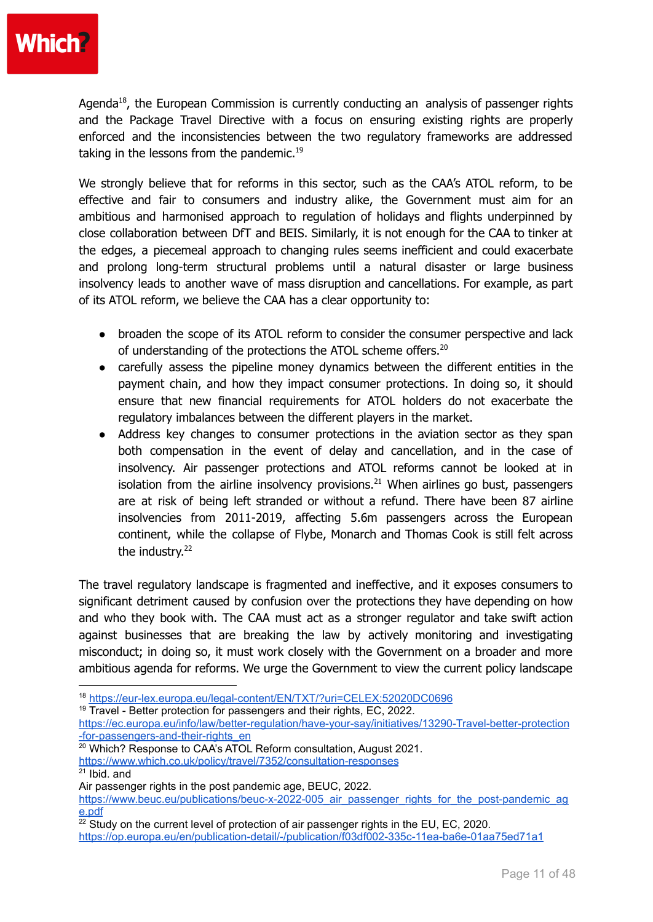Agenda[18], the European Commission is currently conducting an analysis of passenger rights and the Package Travel Directive with a focus on ensuring existing rights are properly enforced and the inconsistencies between the two regulatory frameworks are addressed taking in the lessons from the pandemic.[19]

We strongly believe that for reforms in this sector, such as the CAA's ATOL reform, to be effective and fair to consumers and industry alike, the Government must aim for an ambitious and harmonised approach to regulation of holidays and flights underpinned by close collaboration between DfT and BEIS. Similarly, it is not enough for the CAA to tinker at the edges, a piecemeal approach to changing rules seems inefficient and could exacerbate and prolong long-term structural problems until a natural disaster or large business insolvency leads to another wave of mass disruption and cancellations. For example, as part of its ATOL reform, we believe the CAA has a clear opportunity to:

- broaden the scope of its ATOL reform to consider the consumer perspective and lack of understanding of the protections the ATOL scheme offers.[20]
- carefully assess the pipeline money dynamics between the different entities in the payment chain, and how they impact consumer protections. In doing so, it should ensure that new financial requirements for ATOL holders do not exacerbate the regulatory imbalances between the different players in the market.
- Address key changes to consumer protections in the aviation sector as they span both compensation in the event of delay and cancellation, and in the case of insolvency. Air passenger protections and ATOL reforms cannot be looked at in isolation from the airline insolvency provisions.[21] When airlines go bust, passengers are at risk of being left stranded or without a refund. There have been 87 airline insolvencies from 2011-2019, affecting 5.6m passengers across the European continent, while the collapse of Flybe, Monarch and Thomas Cook is still felt across the industry.[22]

The travel regulatory landscape is fragmented and ineffective, and it exposes consumers to significant detriment caused by confusion over the protections they have depending on how and who they book with. The CAA must act as a stronger regulator and take swift action against businesses that are breaking the law by actively monitoring and investigating misconduct; in doing so, it must work closely with the Government on a broader and more ambitious agenda for reforms. We urge the Government to view the current policy landscape

---

[18] https://eur-lex.europa.eu/legal-content/EN/TXT/?uri=CELEX:52020DC0696

[19] Travel - Better protection for passengers and their rights, EC, 2022. https://ec.europa.eu/info/law/better-regulation/have-your-say/initiatives/13290-Travel-better-protection-for-passengers-and-their-rights_en

[20] Which? Response to CAA's ATOL Reform consultation, August 2021. https://www.which.co.uk/policy/travel/7352/consultation-responses

[21] Ibid. and Air passenger rights in the post pandemic age, BEUC, 2022. https://www.beuc.eu/publications/beuc-x-2022-005_air_passenger_rights_for_the_post-pandemic_age.pdf

[22] Study on the current level of protection of air passenger rights in the EU, EC, 2020. https://op.europa.eu/en/publication-detail/-/publication/f03df002-335c-11ea-ba6e-01aa75ed71a1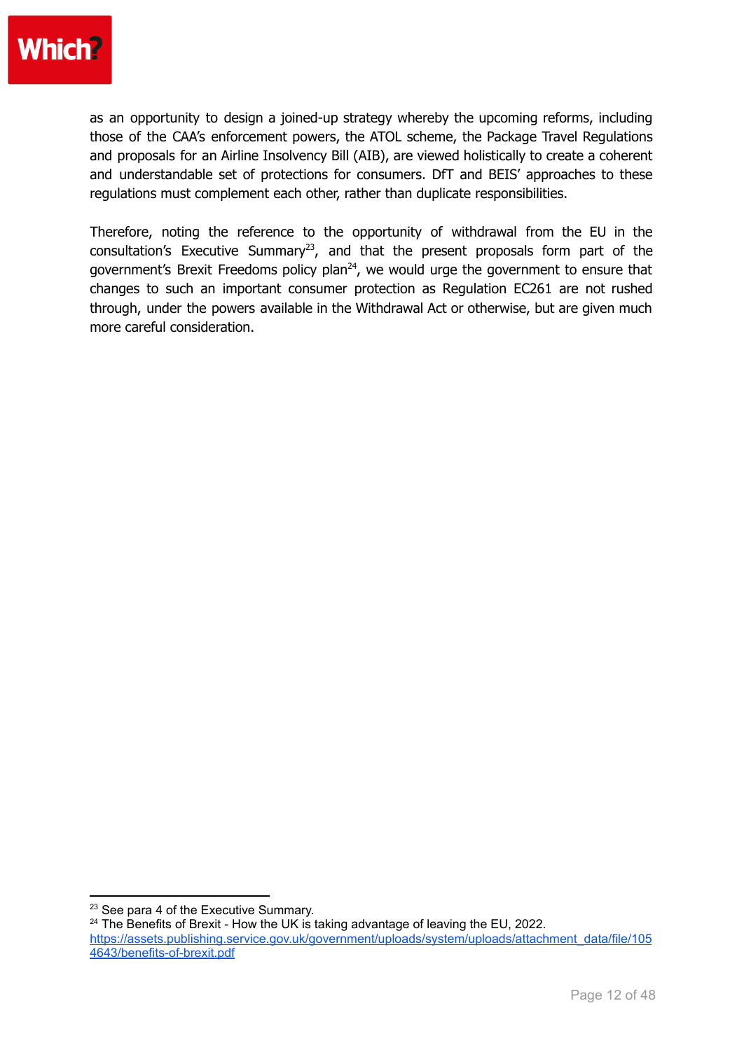as an opportunity to design a joined-up strategy whereby the upcoming reforms, including those of the CAA's enforcement powers, the ATOL scheme, the Package Travel Regulations and proposals for an Airline Insolvency Bill (AIB), are viewed holistically to create a coherent and understandable set of protections for consumers. DfT and BEIS' approaches to these regulations must complement each other, rather than duplicate responsibilities.

Therefore, noting the reference to the opportunity of withdrawal from the EU in the consultation's Executive Summary[23], and that the present proposals form part of the government's Brexit Freedoms policy plan[24], we would urge the government to ensure that changes to such an important consumer protection as Regulation EC261 are not rushed through, under the powers available in the Withdrawal Act or otherwise, but are given much more careful consideration.

---

[23] See para 4 of the Executive Summary.

[24] The Benefits of Brexit - How the UK is taking advantage of leaving the EU, 2022. https://assets.publishing.service.gov.uk/government/uploads/system/uploads/attachment_data/file/1054643/benefits-of-brexit.pdf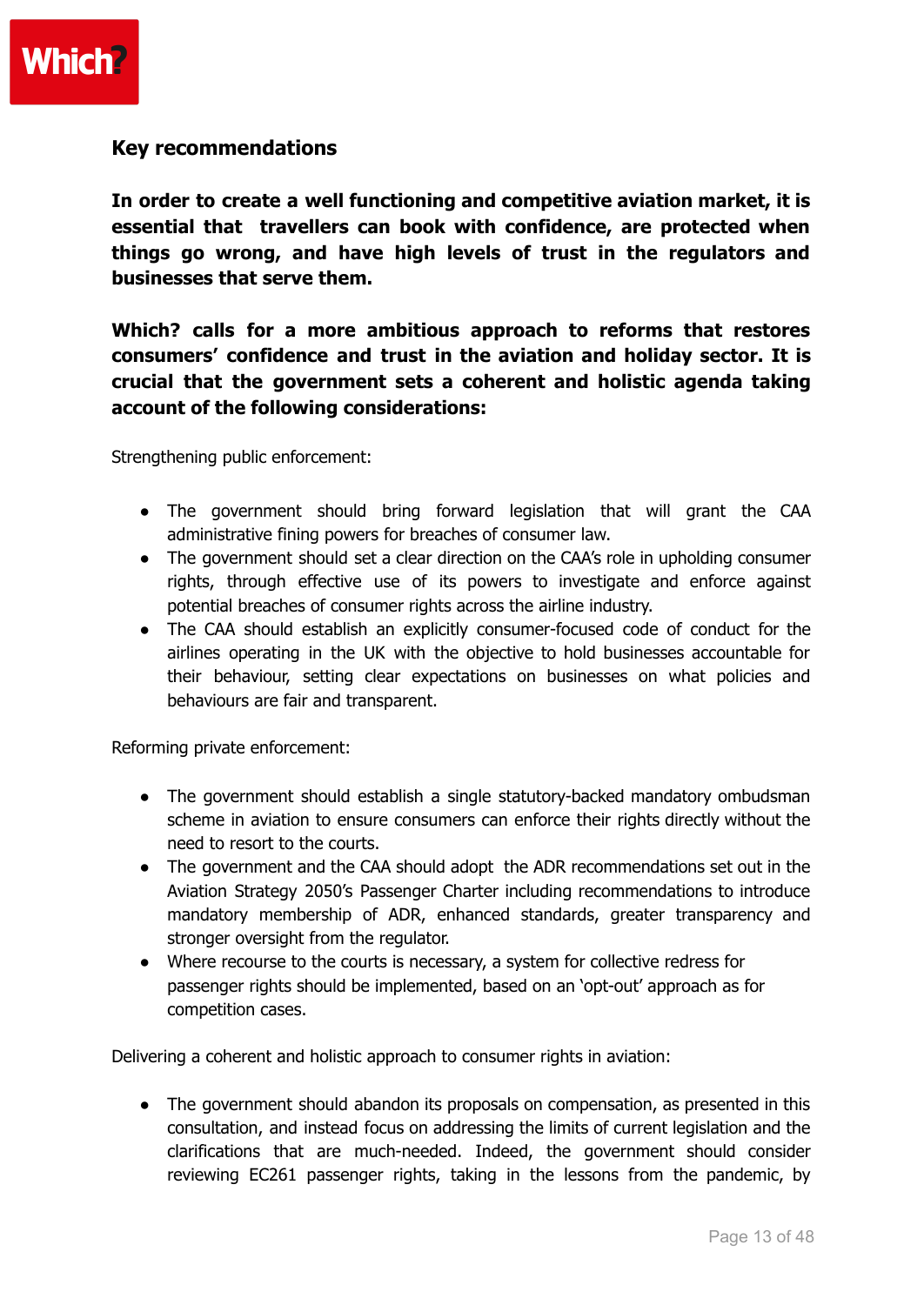## Key recommendations

**In order to create a well functioning and competitive aviation market, it is essential that travellers can book with confidence, are protected when things go wrong, and have high levels of trust in the regulators and businesses that serve them.**

**Which? calls for a more ambitious approach to reforms that restores consumers' confidence and trust in the aviation and holiday sector. It is crucial that the government sets a coherent and holistic agenda taking account of the following considerations:**

Strengthening public enforcement:

- The government should bring forward legislation that will grant the CAA administrative fining powers for breaches of consumer law.
- The government should set a clear direction on the CAA's role in upholding consumer rights, through effective use of its powers to investigate and enforce against potential breaches of consumer rights across the airline industry.
- The CAA should establish an explicitly consumer-focused code of conduct for the airlines operating in the UK with the objective to hold businesses accountable for their behaviour, setting clear expectations on businesses on what policies and behaviours are fair and transparent.

Reforming private enforcement:

- The government should establish a single statutory-backed mandatory ombudsman scheme in aviation to ensure consumers can enforce their rights directly without the need to resort to the courts.
- The government and the CAA should adopt the ADR recommendations set out in the Aviation Strategy 2050's Passenger Charter including recommendations to introduce mandatory membership of ADR, enhanced standards, greater transparency and stronger oversight from the regulator.
- Where recourse to the courts is necessary, a system for collective redress for passenger rights should be implemented, based on an 'opt-out' approach as for competition cases.

Delivering a coherent and holistic approach to consumer rights in aviation:

- The government should abandon its proposals on compensation, as presented in this consultation, and instead focus on addressing the limits of current legislation and the clarifications that are much-needed. Indeed, the government should consider reviewing EC261 passenger rights, taking in the lessons from the pandemic, by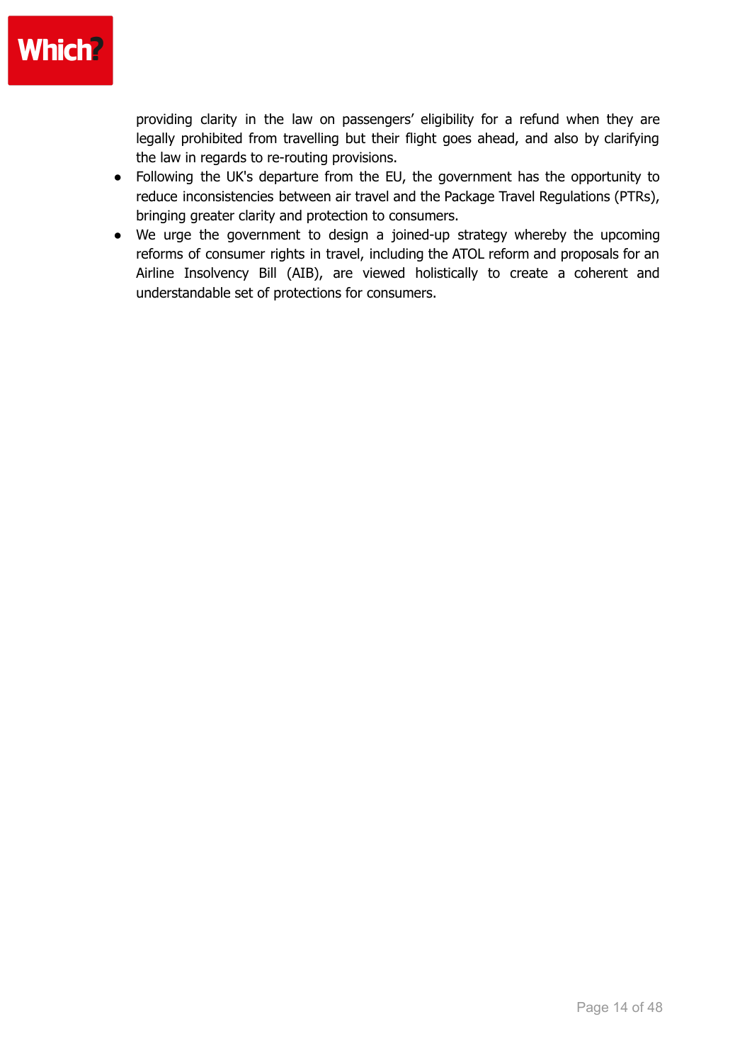providing clarity in the law on passengers' eligibility for a refund when they are legally prohibited from travelling but their flight goes ahead, and also by clarifying the law in regards to re-routing provisions.

- Following the UK's departure from the EU, the government has the opportunity to reduce inconsistencies between air travel and the Package Travel Regulations (PTRs), bringing greater clarity and protection to consumers.
- We urge the government to design a joined-up strategy whereby the upcoming reforms of consumer rights in travel, including the ATOL reform and proposals for an Airline Insolvency Bill (AIB), are viewed holistically to create a coherent and understandable set of protections for consumers.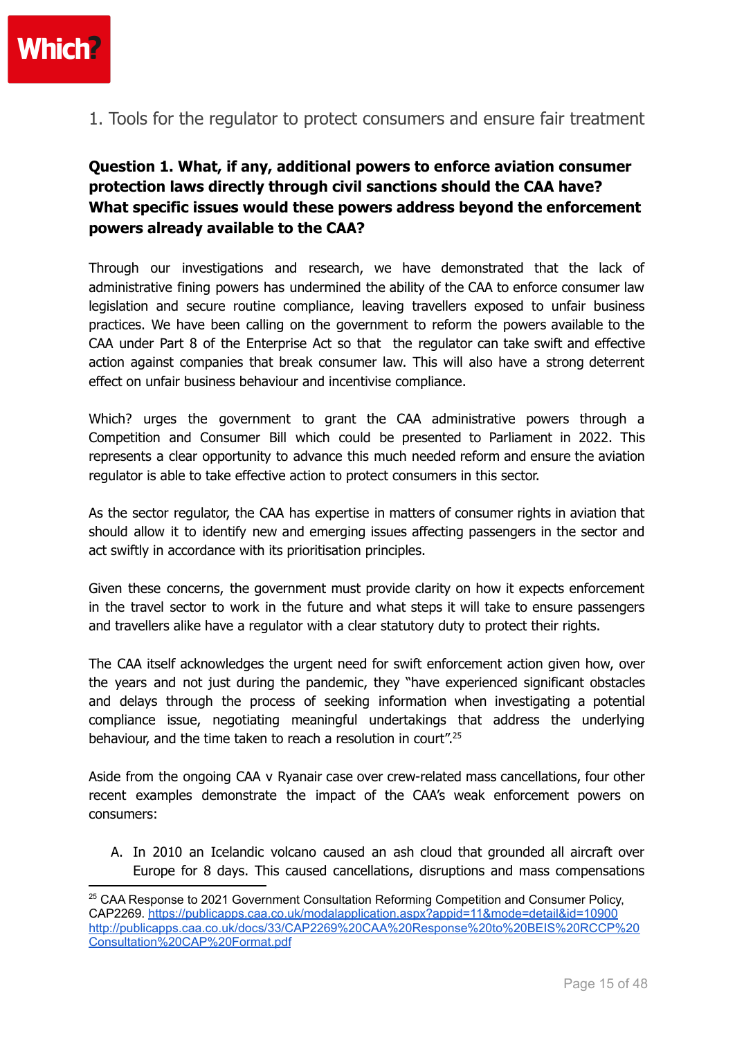## 1. Tools for the regulator to protect consumers and ensure fair treatment

**Question 1. What, if any, additional powers to enforce aviation consumer protection laws directly through civil sanctions should the CAA have? What specific issues would these powers address beyond the enforcement powers already available to the CAA?**

Through our investigations and research, we have demonstrated that the lack of administrative fining powers has undermined the ability of the CAA to enforce consumer law legislation and secure routine compliance, leaving travellers exposed to unfair business practices. We have been calling on the government to reform the powers available to the CAA under Part 8 of the Enterprise Act so that the regulator can take swift and effective action against companies that break consumer law. This will also have a strong deterrent effect on unfair business behaviour and incentivise compliance.

Which? urges the government to grant the CAA administrative powers through a Competition and Consumer Bill which could be presented to Parliament in 2022. This represents a clear opportunity to advance this much needed reform and ensure the aviation regulator is able to take effective action to protect consumers in this sector.

As the sector regulator, the CAA has expertise in matters of consumer rights in aviation that should allow it to identify new and emerging issues affecting passengers in the sector and act swiftly in accordance with its prioritisation principles.

Given these concerns, the government must provide clarity on how it expects enforcement in the travel sector to work in the future and what steps it will take to ensure passengers and travellers alike have a regulator with a clear statutory duty to protect their rights.

The CAA itself acknowledges the urgent need for swift enforcement action given how, over the years and not just during the pandemic, they "have experienced significant obstacles and delays through the process of seeking information when investigating a potential compliance issue, negotiating meaningful undertakings that address the underlying behaviour, and the time taken to reach a resolution in court".[25]

Aside from the ongoing CAA v Ryanair case over crew-related mass cancellations, four other recent examples demonstrate the impact of the CAA's weak enforcement powers on consumers:

A. In 2010 an Icelandic volcano caused an ash cloud that grounded all aircraft over Europe for 8 days. This caused cancellations, disruptions and mass compensations

---

[25] CAA Response to 2021 Government Consultation Reforming Competition and Consumer Policy, CAP2269. https://publicapps.caa.co.uk/modalapplication.aspx?appid=11&mode=detail&id=10900 http://publicapps.caa.co.uk/docs/33/CAP2269%20CAA%20Response%20to%20BEIS%20RCCP%20Consultation%20CAP%20Format.pdf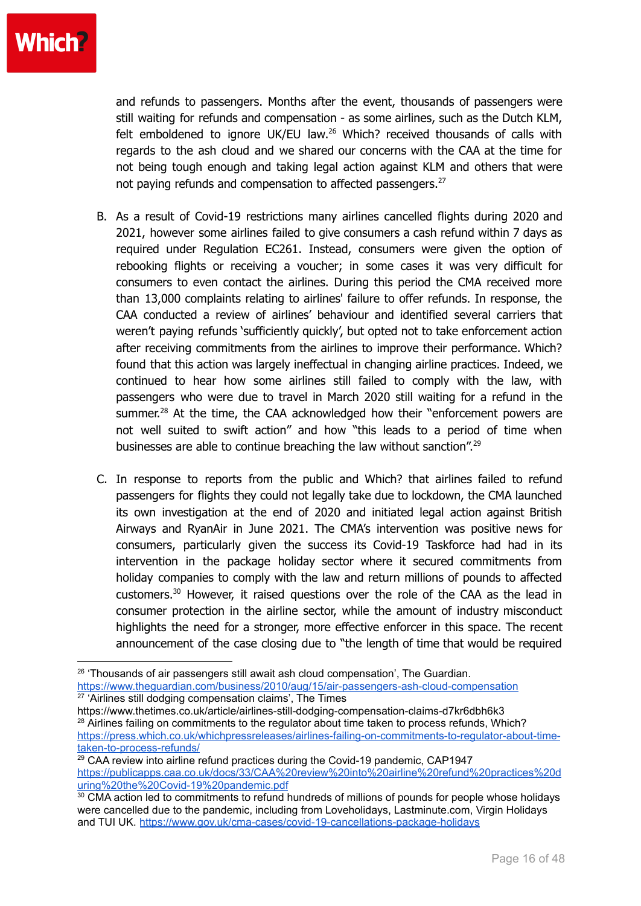and refunds to passengers. Months after the event, thousands of passengers were still waiting for refunds and compensation - as some airlines, such as the Dutch KLM, felt emboldened to ignore UK/EU law.[26] Which? received thousands of calls with regards to the ash cloud and we shared our concerns with the CAA at the time for not being tough enough and taking legal action against KLM and others that were not paying refunds and compensation to affected passengers.[27]

B. As a result of Covid-19 restrictions many airlines cancelled flights during 2020 and 2021, however some airlines failed to give consumers a cash refund within 7 days as required under Regulation EC261. Instead, consumers were given the option of rebooking flights or receiving a voucher; in some cases it was very difficult for consumers to even contact the airlines. During this period the CMA received more than 13,000 complaints relating to airlines' failure to offer refunds. In response, the CAA conducted a review of airlines' behaviour and identified several carriers that weren't paying refunds 'sufficiently quickly', but opted not to take enforcement action after receiving commitments from the airlines to improve their performance. Which? found that this action was largely ineffectual in changing airline practices. Indeed, we continued to hear how some airlines still failed to comply with the law, with passengers who were due to travel in March 2020 still waiting for a refund in the summer.[28] At the time, the CAA acknowledged how their "enforcement powers are not well suited to swift action" and how "this leads to a period of time when businesses are able to continue breaching the law without sanction".[29]

C. In response to reports from the public and Which? that airlines failed to refund passengers for flights they could not legally take due to lockdown, the CMA launched its own investigation at the end of 2020 and initiated legal action against British Airways and RyanAir in June 2021. The CMA's intervention was positive news for consumers, particularly given the success its Covid-19 Taskforce had had in its intervention in the package holiday sector where it secured commitments from holiday companies to comply with the law and return millions of pounds to affected customers.[30] However, it raised questions over the role of the CAA as the lead in consumer protection in the airline sector, while the amount of industry misconduct highlights the need for a stronger, more effective enforcer in this space. The recent announcement of the case closing due to "the length of time that would be required

---

[26] 'Thousands of air passengers still await ash cloud compensation', The Guardian. https://www.theguardian.com/business/2010/aug/15/air-passengers-ash-cloud-compensation

[27] 'Airlines still dodging compensation claims', The Times https://www.thetimes.co.uk/article/airlines-still-dodging-compensation-claims-d7kr6dbh6k3

[28] Airlines failing on commitments to the regulator about time taken to process refunds, Which? https://press.which.co.uk/whichpressreleases/airlines-failing-on-commitments-to-regulator-about-time-taken-to-process-refunds/

[29] CAA review into airline refund practices during the Covid-19 pandemic, CAP1947 https://publicapps.caa.co.uk/docs/33/CAA%20review%20into%20airline%20refund%20practices%20during%20the%20Covid-19%20pandemic.pdf

[30] CMA action led to commitments to refund hundreds of millions of pounds for people whose holidays were cancelled due to the pandemic, including from Loveholidays, Lastminute.com, Virgin Holidays and TUI UK. https://www.gov.uk/cma-cases/covid-19-cancellations-package-holidays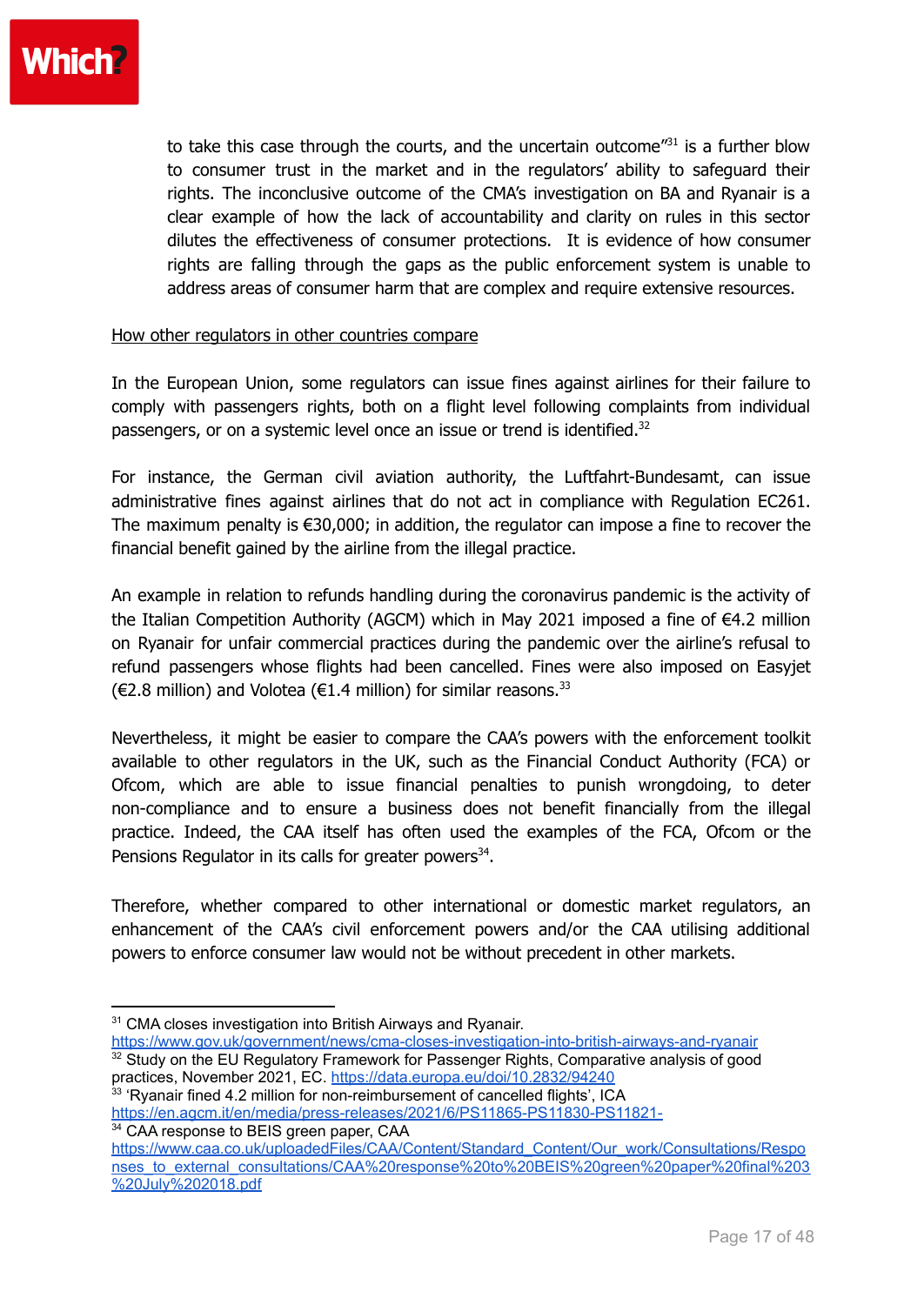to take this case through the courts, and the uncertain outcome"[31] is a further blow to consumer trust in the market and in the regulators' ability to safeguard their rights. The inconclusive outcome of the CMA's investigation on BA and Ryanair is a clear example of how the lack of accountability and clarity on rules in this sector dilutes the effectiveness of consumer protections. It is evidence of how consumer rights are falling through the gaps as the public enforcement system is unable to address areas of consumer harm that are complex and require extensive resources.

How other regulators in other countries compare

In the European Union, some regulators can issue fines against airlines for their failure to comply with passengers rights, both on a flight level following complaints from individual passengers, or on a systemic level once an issue or trend is identified.[32]

For instance, the German civil aviation authority, the Luftfahrt-Bundesamt, can issue administrative fines against airlines that do not act in compliance with Regulation EC261. The maximum penalty is €30,000; in addition, the regulator can impose a fine to recover the financial benefit gained by the airline from the illegal practice.

An example in relation to refunds handling during the coronavirus pandemic is the activity of the Italian Competition Authority (AGCM) which in May 2021 imposed a fine of €4.2 million on Ryanair for unfair commercial practices during the pandemic over the airline's refusal to refund passengers whose flights had been cancelled. Fines were also imposed on Easyjet (€2.8 million) and Volotea (€1.4 million) for similar reasons.[33]

Nevertheless, it might be easier to compare the CAA's powers with the enforcement toolkit available to other regulators in the UK, such as the Financial Conduct Authority (FCA) or Ofcom, which are able to issue financial penalties to punish wrongdoing, to deter non-compliance and to ensure a business does not benefit financially from the illegal practice. Indeed, the CAA itself has often used the examples of the FCA, Ofcom or the Pensions Regulator in its calls for greater powers[34].

Therefore, whether compared to other international or domestic market regulators, an enhancement of the CAA's civil enforcement powers and/or the CAA utilising additional powers to enforce consumer law would not be without precedent in other markets.

---

[31] CMA closes investigation into British Airways and Ryanair. https://www.gov.uk/government/news/cma-closes-investigation-into-british-airways-and-ryanair

[32] Study on the EU Regulatory Framework for Passenger Rights, Comparative analysis of good practices, November 2021, EC. https://data.europa.eu/doi/10.2832/94240

[33] 'Ryanair fined 4.2 million for non-reimbursement of cancelled flights', ICA https://en.agcm.it/en/media/press-releases/2021/6/PS11865-PS11830-PS11821-

[34] CAA response to BEIS green paper, CAA https://www.caa.co.uk/uploadedFiles/CAA/Content/Standard_Content/Our_work/Consultations/Responses_to_external_consultations/CAA%20response%20to%20BEIS%20green%20paper%20final%203%20July%202018.pdf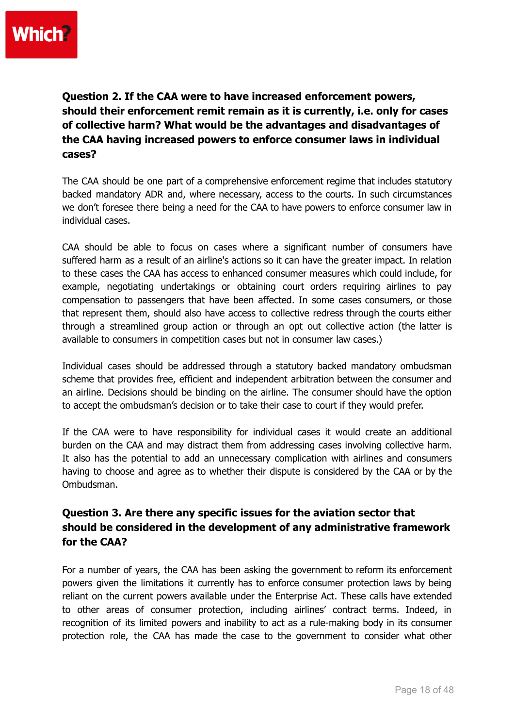**Question 2. If the CAA were to have increased enforcement powers, should their enforcement remit remain as it is currently, i.e. only for cases of collective harm? What would be the advantages and disadvantages of the CAA having increased powers to enforce consumer laws in individual cases?**

The CAA should be one part of a comprehensive enforcement regime that includes statutory backed mandatory ADR and, where necessary, access to the courts. In such circumstances we don't foresee there being a need for the CAA to have powers to enforce consumer law in individual cases.

CAA should be able to focus on cases where a significant number of consumers have suffered harm as a result of an airline's actions so it can have the greater impact. In relation to these cases the CAA has access to enhanced consumer measures which could include, for example, negotiating undertakings or obtaining court orders requiring airlines to pay compensation to passengers that have been affected. In some cases consumers, or those that represent them, should also have access to collective redress through the courts either through a streamlined group action or through an opt out collective action (the latter is available to consumers in competition cases but not in consumer law cases.)

Individual cases should be addressed through a statutory backed mandatory ombudsman scheme that provides free, efficient and independent arbitration between the consumer and an airline. Decisions should be binding on the airline. The consumer should have the option to accept the ombudsman's decision or to take their case to court if they would prefer.

If the CAA were to have responsibility for individual cases it would create an additional burden on the CAA and may distract them from addressing cases involving collective harm. It also has the potential to add an unnecessary complication with airlines and consumers having to choose and agree as to whether their dispute is considered by the CAA or by the Ombudsman.

**Question 3. Are there any specific issues for the aviation sector that should be considered in the development of any administrative framework for the CAA?**

For a number of years, the CAA has been asking the government to reform its enforcement powers given the limitations it currently has to enforce consumer protection laws by being reliant on the current powers available under the Enterprise Act. These calls have extended to other areas of consumer protection, including airlines' contract terms. Indeed, in recognition of its limited powers and inability to act as a rule-making body in its consumer protection role, the CAA has made the case to the government to consider what other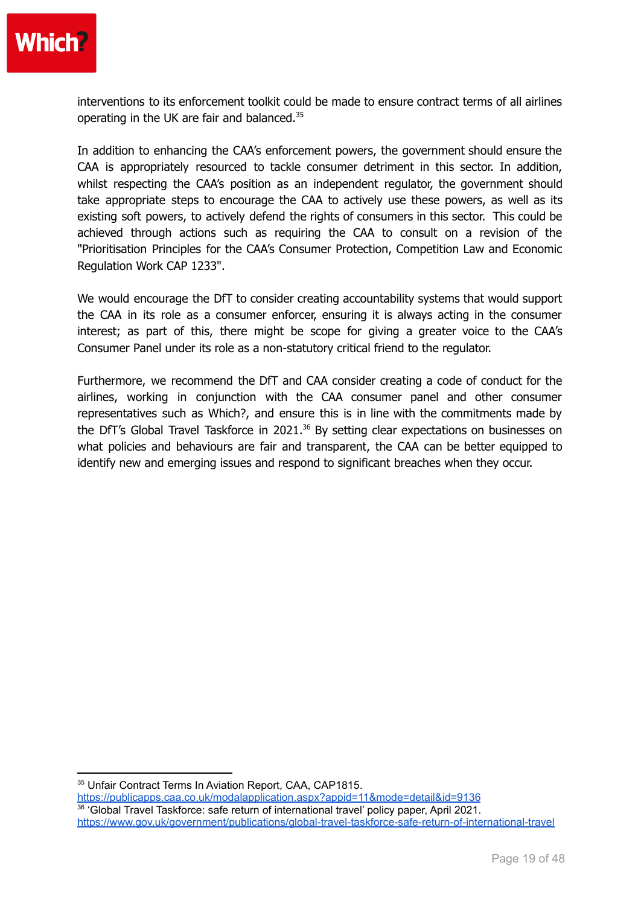interventions to its enforcement toolkit could be made to ensure contract terms of all airlines operating in the UK are fair and balanced.[35]

In addition to enhancing the CAA's enforcement powers, the government should ensure the CAA is appropriately resourced to tackle consumer detriment in this sector. In addition, whilst respecting the CAA's position as an independent regulator, the government should take appropriate steps to encourage the CAA to actively use these powers, as well as its existing soft powers, to actively defend the rights of consumers in this sector. This could be achieved through actions such as requiring the CAA to consult on a revision of the "Prioritisation Principles for the CAA's Consumer Protection, Competition Law and Economic Regulation Work CAP 1233".

We would encourage the DfT to consider creating accountability systems that would support the CAA in its role as a consumer enforcer, ensuring it is always acting in the consumer interest; as part of this, there might be scope for giving a greater voice to the CAA's Consumer Panel under its role as a non-statutory critical friend to the regulator.

Furthermore, we recommend the DfT and CAA consider creating a code of conduct for the airlines, working in conjunction with the CAA consumer panel and other consumer representatives such as Which?, and ensure this is in line with the commitments made by the DfT's Global Travel Taskforce in 2021.[36] By setting clear expectations on businesses on what policies and behaviours are fair and transparent, the CAA can be better equipped to identify new and emerging issues and respond to significant breaches when they occur.

---

[35] Unfair Contract Terms In Aviation Report, CAA, CAP1815. https://publicapps.caa.co.uk/modalapplication.aspx?appid=11&mode=detail&id=9136

[36] 'Global Travel Taskforce: safe return of international travel' policy paper, April 2021. https://www.gov.uk/government/publications/global-travel-taskforce-safe-return-of-international-travel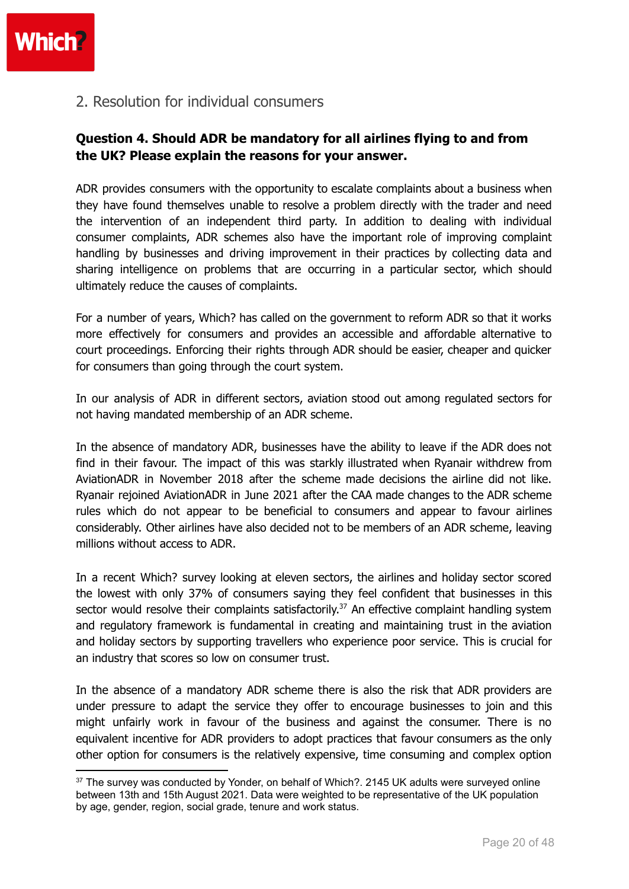## 2. Resolution for individual consumers

**Question 4. Should ADR be mandatory for all airlines flying to and from the UK? Please explain the reasons for your answer.**

ADR provides consumers with the opportunity to escalate complaints about a business when they have found themselves unable to resolve a problem directly with the trader and need the intervention of an independent third party. In addition to dealing with individual consumer complaints, ADR schemes also have the important role of improving complaint handling by businesses and driving improvement in their practices by collecting data and sharing intelligence on problems that are occurring in a particular sector, which should ultimately reduce the causes of complaints.

For a number of years, Which? has called on the government to reform ADR so that it works more effectively for consumers and provides an accessible and affordable alternative to court proceedings. Enforcing their rights through ADR should be easier, cheaper and quicker for consumers than going through the court system.

In our analysis of ADR in different sectors, aviation stood out among regulated sectors for not having mandated membership of an ADR scheme.

In the absence of mandatory ADR, businesses have the ability to leave if the ADR does not find in their favour. The impact of this was starkly illustrated when Ryanair withdrew from AviationADR in November 2018 after the scheme made decisions the airline did not like. Ryanair rejoined AviationADR in June 2021 after the CAA made changes to the ADR scheme rules which do not appear to be beneficial to consumers and appear to favour airlines considerably. Other airlines have also decided not to be members of an ADR scheme, leaving millions without access to ADR.

In a recent Which? survey looking at eleven sectors, the airlines and holiday sector scored the lowest with only 37% of consumers saying they feel confident that businesses in this sector would resolve their complaints satisfactorily.[37] An effective complaint handling system and regulatory framework is fundamental in creating and maintaining trust in the aviation and holiday sectors by supporting travellers who experience poor service. This is crucial for an industry that scores so low on consumer trust.

In the absence of a mandatory ADR scheme there is also the risk that ADR providers are under pressure to adapt the service they offer to encourage businesses to join and this might unfairly work in favour of the business and against the consumer. There is no equivalent incentive for ADR providers to adopt practices that favour consumers as the only other option for consumers is the relatively expensive, time consuming and complex option

[37] The survey was conducted by Yonder, on behalf of Which?. 2145 UK adults were surveyed online between 13th and 15th August 2021. Data were weighted to be representative of the UK population by age, gender, region, social grade, tenure and work status.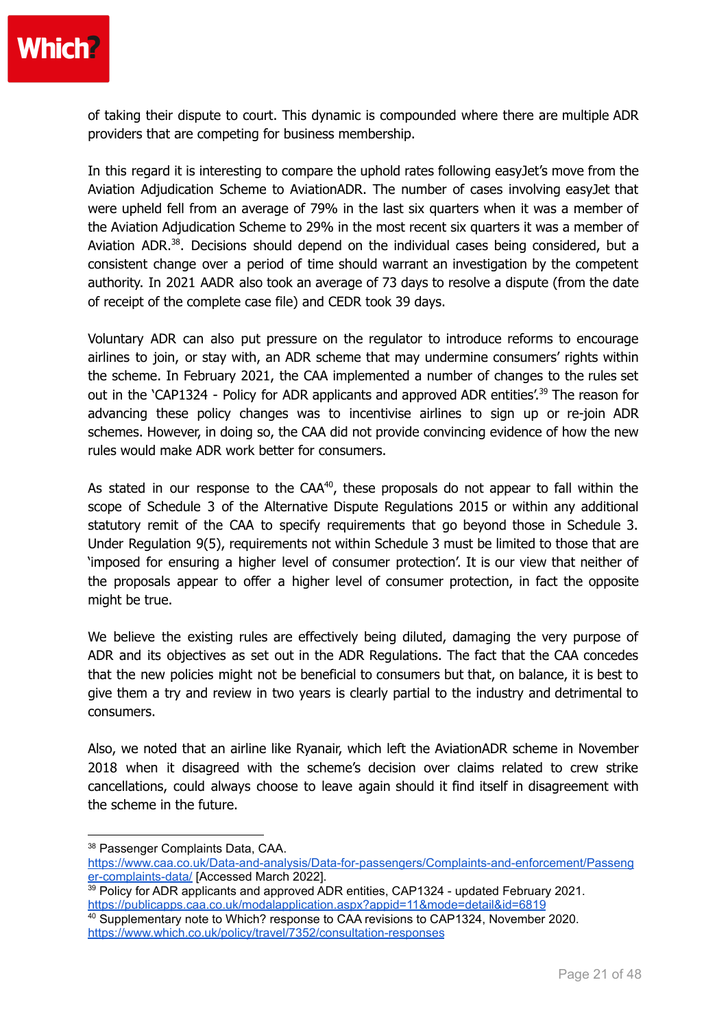of taking their dispute to court. This dynamic is compounded where there are multiple ADR providers that are competing for business membership.

In this regard it is interesting to compare the uphold rates following easyJet's move from the Aviation Adjudication Scheme to AviationADR. The number of cases involving easyJet that were upheld fell from an average of 79% in the last six quarters when it was a member of the Aviation Adjudication Scheme to 29% in the most recent six quarters it was a member of Aviation ADR.[38]. Decisions should depend on the individual cases being considered, but a consistent change over a period of time should warrant an investigation by the competent authority. In 2021 AADR also took an average of 73 days to resolve a dispute (from the date of receipt of the complete case file) and CEDR took 39 days.

Voluntary ADR can also put pressure on the regulator to introduce reforms to encourage airlines to join, or stay with, an ADR scheme that may undermine consumers' rights within the scheme. In February 2021, the CAA implemented a number of changes to the rules set out in the 'CAP1324 - Policy for ADR applicants and approved ADR entities'.[39] The reason for advancing these policy changes was to incentivise airlines to sign up or re-join ADR schemes. However, in doing so, the CAA did not provide convincing evidence of how the new rules would make ADR work better for consumers.

As stated in our response to the CAA[40], these proposals do not appear to fall within the scope of Schedule 3 of the Alternative Dispute Regulations 2015 or within any additional statutory remit of the CAA to specify requirements that go beyond those in Schedule 3. Under Regulation 9(5), requirements not within Schedule 3 must be limited to those that are 'imposed for ensuring a higher level of consumer protection'. It is our view that neither of the proposals appear to offer a higher level of consumer protection, in fact the opposite might be true.

We believe the existing rules are effectively being diluted, damaging the very purpose of ADR and its objectives as set out in the ADR Regulations. The fact that the CAA concedes that the new policies might not be beneficial to consumers but that, on balance, it is best to give them a try and review in two years is clearly partial to the industry and detrimental to consumers.

Also, we noted that an airline like Ryanair, which left the AviationADR scheme in November 2018 when it disagreed with the scheme's decision over claims related to crew strike cancellations, could always choose to leave again should it find itself in disagreement with the scheme in the future.

---

[38] Passenger Complaints Data, CAA. https://www.caa.co.uk/Data-and-analysis/Data-for-passengers/Complaints-and-enforcement/Passenger-complaints-data/ [Accessed March 2022].

[39] Policy for ADR applicants and approved ADR entities, CAP1324 - updated February 2021. https://publicapps.caa.co.uk/modalapplication.aspx?appid=11&mode=detail&id=6819

[40] Supplementary note to Which? response to CAA revisions to CAP1324, November 2020. https://www.which.co.uk/policy/travel/7352/consultation-responses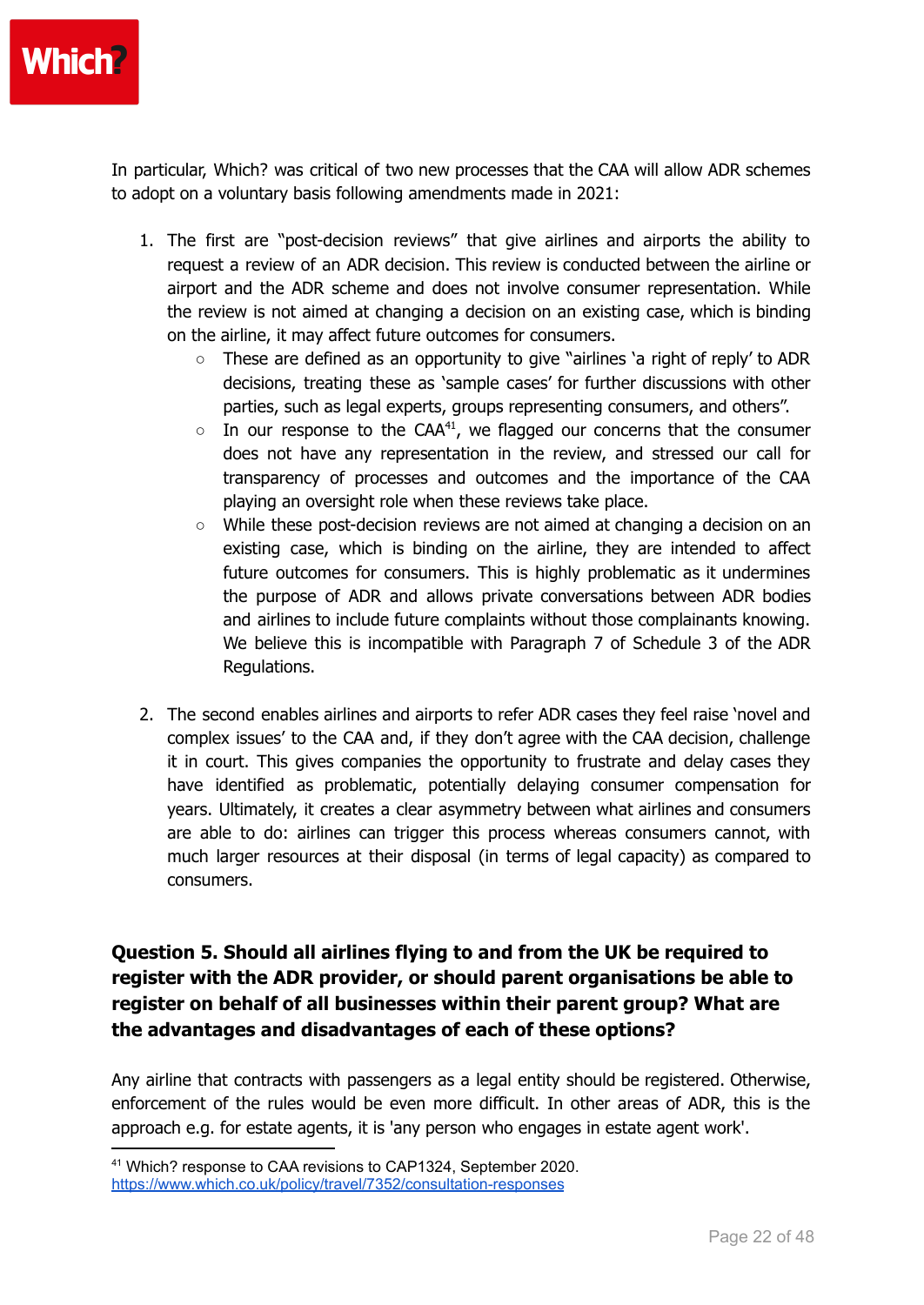In particular, Which? was critical of two new processes that the CAA will allow ADR schemes to adopt on a voluntary basis following amendments made in 2021:

1. The first are "post-decision reviews" that give airlines and airports the ability to request a review of an ADR decision. This review is conducted between the airline or airport and the ADR scheme and does not involve consumer representation. While the review is not aimed at changing a decision on an existing case, which is binding on the airline, it may affect future outcomes for consumers.
   - These are defined as an opportunity to give "airlines 'a right of reply' to ADR decisions, treating these as 'sample cases' for further discussions with other parties, such as legal experts, groups representing consumers, and others".
   - In our response to the CAA[41], we flagged our concerns that the consumer does not have any representation in the review, and stressed our call for transparency of processes and outcomes and the importance of the CAA playing an oversight role when these reviews take place.
   - While these post-decision reviews are not aimed at changing a decision on an existing case, which is binding on the airline, they are intended to affect future outcomes for consumers. This is highly problematic as it undermines the purpose of ADR and allows private conversations between ADR bodies and airlines to include future complaints without those complainants knowing. We believe this is incompatible with Paragraph 7 of Schedule 3 of the ADR Regulations.

2. The second enables airlines and airports to refer ADR cases they feel raise 'novel and complex issues' to the CAA and, if they don't agree with the CAA decision, challenge it in court. This gives companies the opportunity to frustrate and delay cases they have identified as problematic, potentially delaying consumer compensation for years. Ultimately, it creates a clear asymmetry between what airlines and consumers are able to do: airlines can trigger this process whereas consumers cannot, with much larger resources at their disposal (in terms of legal capacity) as compared to consumers.

**Question 5. Should all airlines flying to and from the UK be required to register with the ADR provider, or should parent organisations be able to register on behalf of all businesses within their parent group? What are the advantages and disadvantages of each of these options?**

Any airline that contracts with passengers as a legal entity should be registered. Otherwise, enforcement of the rules would be even more difficult. In other areas of ADR, this is the approach e.g. for estate agents, it is 'any person who engages in estate agent work'.

---

[41] Which? response to CAA revisions to CAP1324, September 2020. https://www.which.co.uk/policy/travel/7352/consultation-responses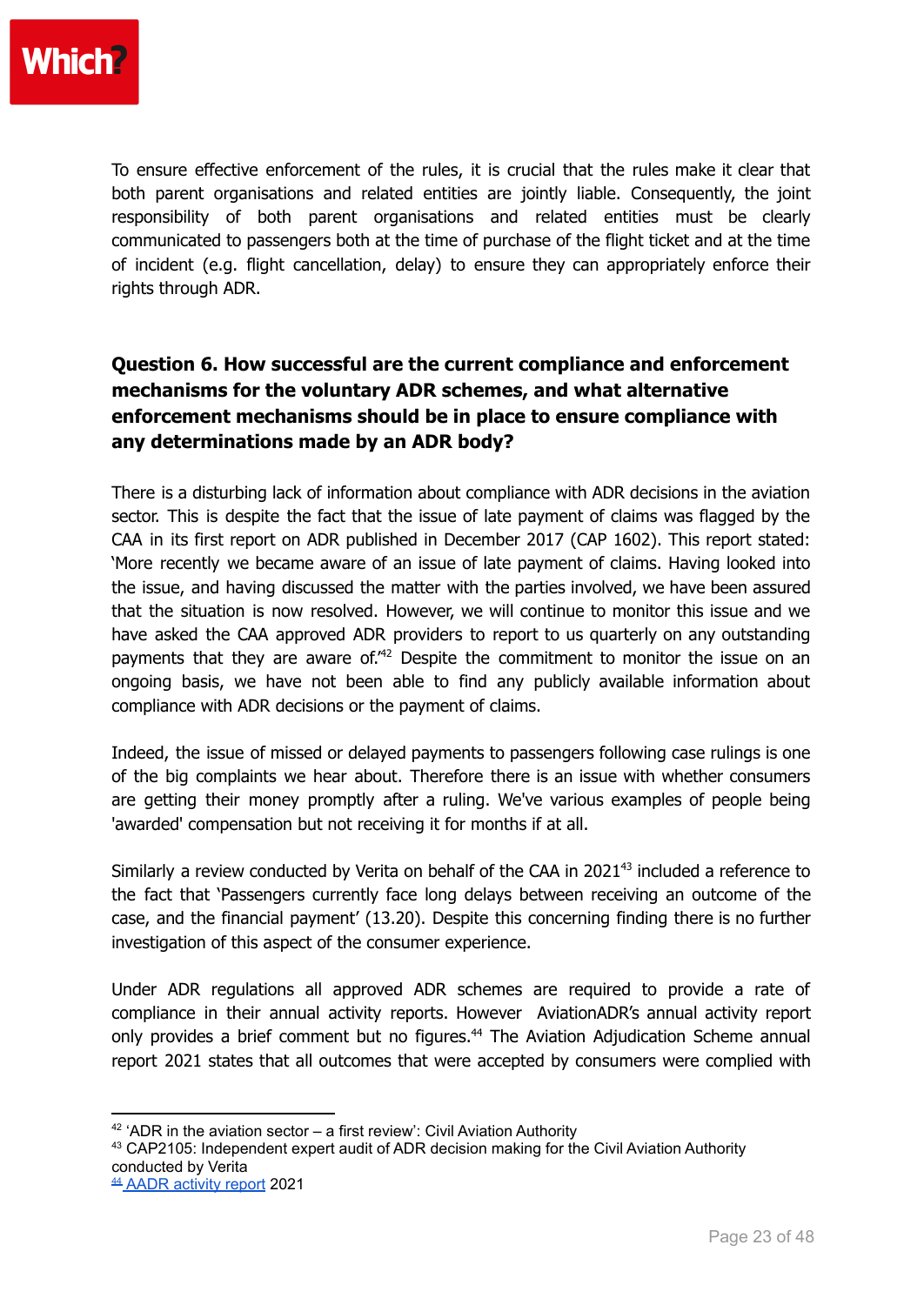To ensure effective enforcement of the rules, it is crucial that the rules make it clear that both parent organisations and related entities are jointly liable. Consequently, the joint responsibility of both parent organisations and related entities must be clearly communicated to passengers both at the time of purchase of the flight ticket and at the time of incident (e.g. flight cancellation, delay) to ensure they can appropriately enforce their rights through ADR.

## Question 6. How successful are the current compliance and enforcement mechanisms for the voluntary ADR schemes, and what alternative enforcement mechanisms should be in place to ensure compliance with any determinations made by an ADR body?

There is a disturbing lack of information about compliance with ADR decisions in the aviation sector. This is despite the fact that the issue of late payment of claims was flagged by the CAA in its first report on ADR published in December 2017 (CAP 1602). This report stated: 'More recently we became aware of an issue of late payment of claims. Having looked into the issue, and having discussed the matter with the parties involved, we have been assured that the situation is now resolved. However, we will continue to monitor this issue and we have asked the CAA approved ADR providers to report to us quarterly on any outstanding payments that they are aware of.'[42] Despite the commitment to monitor the issue on an ongoing basis, we have not been able to find any publicly available information about compliance with ADR decisions or the payment of claims.

Indeed, the issue of missed or delayed payments to passengers following case rulings is one of the big complaints we hear about. Therefore there is an issue with whether consumers are getting their money promptly after a ruling. We've various examples of people being 'awarded' compensation but not receiving it for months if at all.

Similarly a review conducted by Verita on behalf of the CAA in 2021[43] included a reference to the fact that 'Passengers currently face long delays between receiving an outcome of the case, and the financial payment' (13.20). Despite this concerning finding there is no further investigation of this aspect of the consumer experience.

Under ADR regulations all approved ADR schemes are required to provide a rate of compliance in their annual activity reports. However AviationADR's annual activity report only provides a brief comment but no figures.[44] The Aviation Adjudication Scheme annual report 2021 states that all outcomes that were accepted by consumers were complied with

---

[42] 'ADR in the aviation sector – a first review': Civil Aviation Authority

[43] CAP2105: Independent expert audit of ADR decision making for the Civil Aviation Authority conducted by Verita

[44] AADR activity report 2021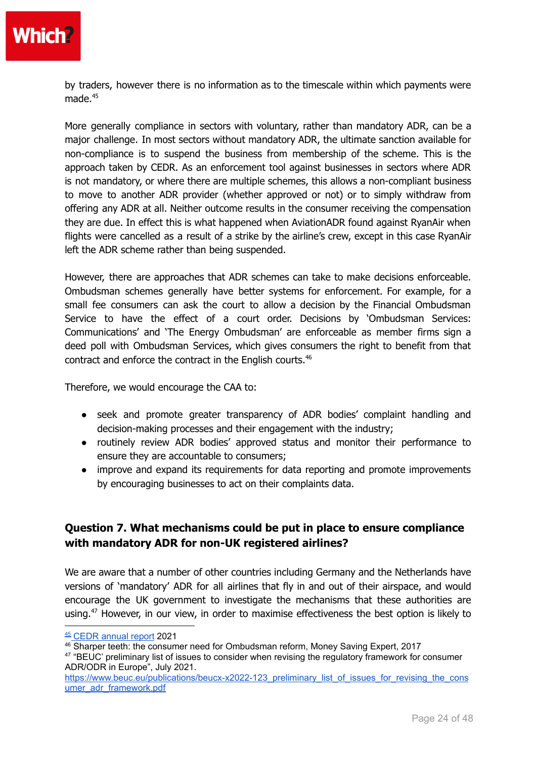by traders, however there is no information as to the timescale within which payments were made.[45]

More generally compliance in sectors with voluntary, rather than mandatory ADR, can be a major challenge. In most sectors without mandatory ADR, the ultimate sanction available for non-compliance is to suspend the business from membership of the scheme. This is the approach taken by CEDR. As an enforcement tool against businesses in sectors where ADR is not mandatory, or where there are multiple schemes, this allows a non-compliant business to move to another ADR provider (whether approved or not) or to simply withdraw from offering any ADR at all. Neither outcome results in the consumer receiving the compensation they are due. In effect this is what happened when AviationADR found against RyanAir when flights were cancelled as a result of a strike by the airline's crew, except in this case RyanAir left the ADR scheme rather than being suspended.

However, there are approaches that ADR schemes can take to make decisions enforceable. Ombudsman schemes generally have better systems for enforcement. For example, for a small fee consumers can ask the court to allow a decision by the Financial Ombudsman Service to have the effect of a court order. Decisions by 'Ombudsman Services: Communications' and 'The Energy Ombudsman' are enforceable as member firms sign a deed poll with Ombudsman Services, which gives consumers the right to benefit from that contract and enforce the contract in the English courts.[46]

Therefore, we would encourage the CAA to:

- seek and promote greater transparency of ADR bodies' complaint handling and decision-making processes and their engagement with the industry;
- routinely review ADR bodies' approved status and monitor their performance to ensure they are accountable to consumers;
- improve and expand its requirements for data reporting and promote improvements by encouraging businesses to act on their complaints data.

## Question 7. What mechanisms could be put in place to ensure compliance with mandatory ADR for non-UK registered airlines?

We are aware that a number of other countries including Germany and the Netherlands have versions of 'mandatory' ADR for all airlines that fly in and out of their airspace, and would encourage the UK government to investigate the mechanisms that these authorities are using.[47] However, in our view, in order to maximise effectiveness the best option is likely to

---

[45] CEDR annual report 2021

[46] Sharper teeth: the consumer need for Ombudsman reform, Money Saving Expert, 2017

[47] "BEUC' preliminary list of issues to consider when revising the regulatory framework for consumer ADR/ODR in Europe", July 2021. https://www.beuc.eu/publications/beucx-x2022-123_preliminary_list_of_issues_for_revising_the_consumer_adr_framework.pdf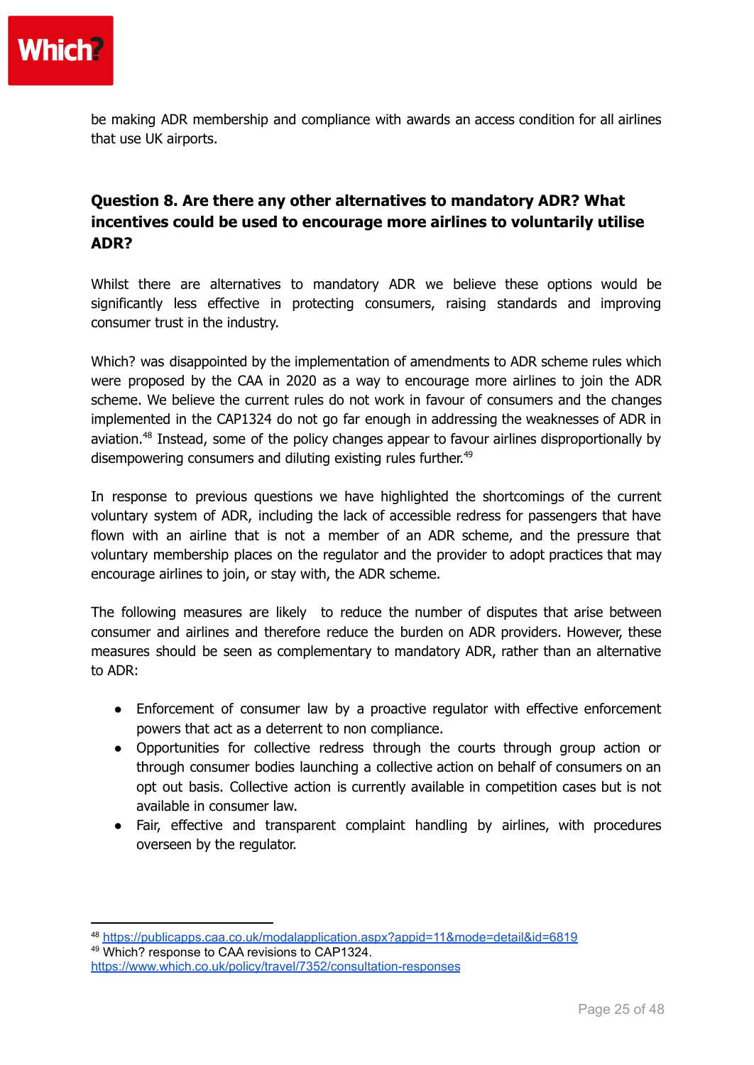be making ADR membership and compliance with awards an access condition for all airlines that use UK airports.

## Question 8. Are there any other alternatives to mandatory ADR? What incentives could be used to encourage more airlines to voluntarily utilise ADR?

Whilst there are alternatives to mandatory ADR we believe these options would be significantly less effective in protecting consumers, raising standards and improving consumer trust in the industry.

Which? was disappointed by the implementation of amendments to ADR scheme rules which were proposed by the CAA in 2020 as a way to encourage more airlines to join the ADR scheme. We believe the current rules do not work in favour of consumers and the changes implemented in the CAP1324 do not go far enough in addressing the weaknesses of ADR in aviation.[48] Instead, some of the policy changes appear to favour airlines disproportionally by disempowering consumers and diluting existing rules further.[49]

In response to previous questions we have highlighted the shortcomings of the current voluntary system of ADR, including the lack of accessible redress for passengers that have flown with an airline that is not a member of an ADR scheme, and the pressure that voluntary membership places on the regulator and the provider to adopt practices that may encourage airlines to join, or stay with, the ADR scheme.

The following measures are likely to reduce the number of disputes that arise between consumer and airlines and therefore reduce the burden on ADR providers. However, these measures should be seen as complementary to mandatory ADR, rather than an alternative to ADR:

- Enforcement of consumer law by a proactive regulator with effective enforcement powers that act as a deterrent to non compliance.
- Opportunities for collective redress through the courts through group action or through consumer bodies launching a collective action on behalf of consumers on an opt out basis. Collective action is currently available in competition cases but is not available in consumer law.
- Fair, effective and transparent complaint handling by airlines, with procedures overseen by the regulator.

---

[48] https://publicapps.caa.co.uk/modalapplication.aspx?appid=11&mode=detail&id=6819

[49] Which? response to CAA revisions to CAP1324. https://www.which.co.uk/policy/travel/7352/consultation-responses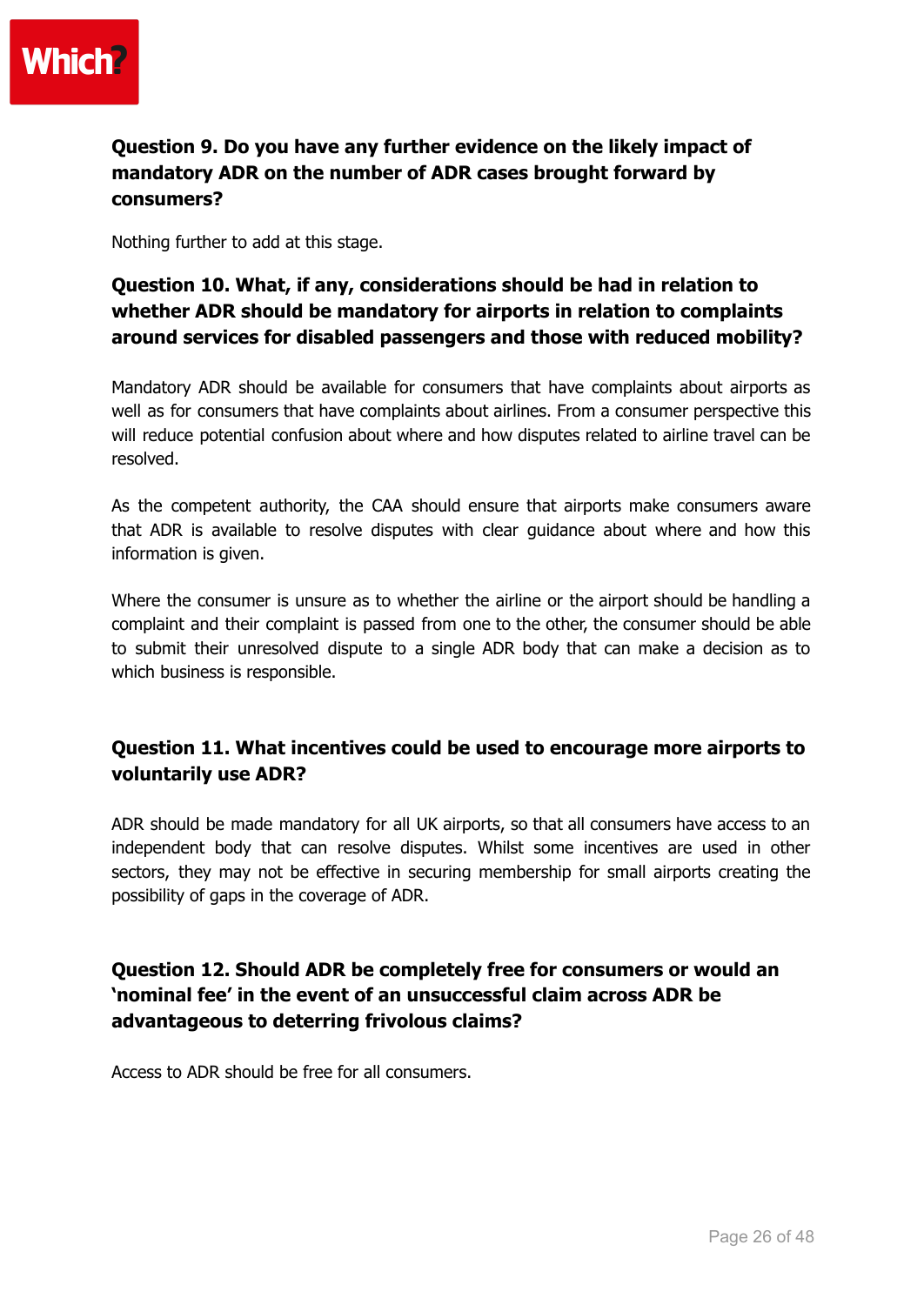### Question 9. Do you have any further evidence on the likely impact of mandatory ADR on the number of ADR cases brought forward by consumers?

Nothing further to add at this stage.

### Question 10. What, if any, considerations should be had in relation to whether ADR should be mandatory for airports in relation to complaints around services for disabled passengers and those with reduced mobility?

Mandatory ADR should be available for consumers that have complaints about airports as well as for consumers that have complaints about airlines. From a consumer perspective this will reduce potential confusion about where and how disputes related to airline travel can be resolved.

As the competent authority, the CAA should ensure that airports make consumers aware that ADR is available to resolve disputes with clear guidance about where and how this information is given.

Where the consumer is unsure as to whether the airline or the airport should be handling a complaint and their complaint is passed from one to the other, the consumer should be able to submit their unresolved dispute to a single ADR body that can make a decision as to which business is responsible.

### Question 11. What incentives could be used to encourage more airports to voluntarily use ADR?

ADR should be made mandatory for all UK airports, so that all consumers have access to an independent body that can resolve disputes. Whilst some incentives are used in other sectors, they may not be effective in securing membership for small airports creating the possibility of gaps in the coverage of ADR.

### Question 12. Should ADR be completely free for consumers or would an 'nominal fee' in the event of an unsuccessful claim across ADR be advantageous to deterring frivolous claims?

Access to ADR should be free for all consumers.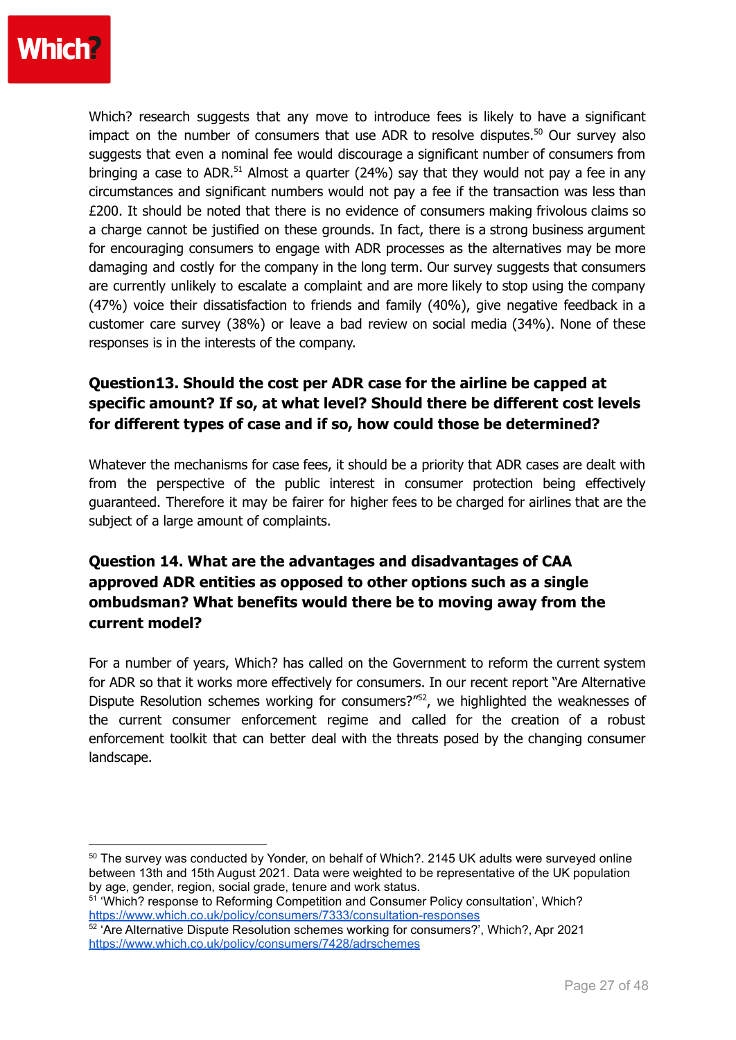Which? research suggests that any move to introduce fees is likely to have a significant impact on the number of consumers that use ADR to resolve disputes.[50] Our survey also suggests that even a nominal fee would discourage a significant number of consumers from bringing a case to ADR.[51] Almost a quarter (24%) say that they would not pay a fee in any circumstances and significant numbers would not pay a fee if the transaction was less than £200. It should be noted that there is no evidence of consumers making frivolous claims so a charge cannot be justified on these grounds. In fact, there is a strong business argument for encouraging consumers to engage with ADR processes as the alternatives may be more damaging and costly for the company in the long term. Our survey suggests that consumers are currently unlikely to escalate a complaint and are more likely to stop using the company (47%) voice their dissatisfaction to friends and family (40%), give negative feedback in a customer care survey (38%) or leave a bad review on social media (34%). None of these responses is in the interests of the company.

## Question13. Should the cost per ADR case for the airline be capped at specific amount? If so, at what level? Should there be different cost levels for different types of case and if so, how could those be determined?

Whatever the mechanisms for case fees, it should be a priority that ADR cases are dealt with from the perspective of the public interest in consumer protection being effectively guaranteed. Therefore it may be fairer for higher fees to be charged for airlines that are the subject of a large amount of complaints.

## Question 14. What are the advantages and disadvantages of CAA approved ADR entities as opposed to other options such as a single ombudsman? What benefits would there be to moving away from the current model?

For a number of years, Which? has called on the Government to reform the current system for ADR so that it works more effectively for consumers. In our recent report "Are Alternative Dispute Resolution schemes working for consumers?"[52], we highlighted the weaknesses of the current consumer enforcement regime and called for the creation of a robust enforcement toolkit that can better deal with the threats posed by the changing consumer landscape.

---

[50] The survey was conducted by Yonder, on behalf of Which?. 2145 UK adults were surveyed online between 13th and 15th August 2021. Data were weighted to be representative of the UK population by age, gender, region, social grade, tenure and work status.

[51] 'Which? response to Reforming Competition and Consumer Policy consultation', Which? https://www.which.co.uk/policy/consumers/7333/consultation-responses

[52] 'Are Alternative Dispute Resolution schemes working for consumers?', Which?, Apr 2021 https://www.which.co.uk/policy/consumers/7428/adrschemes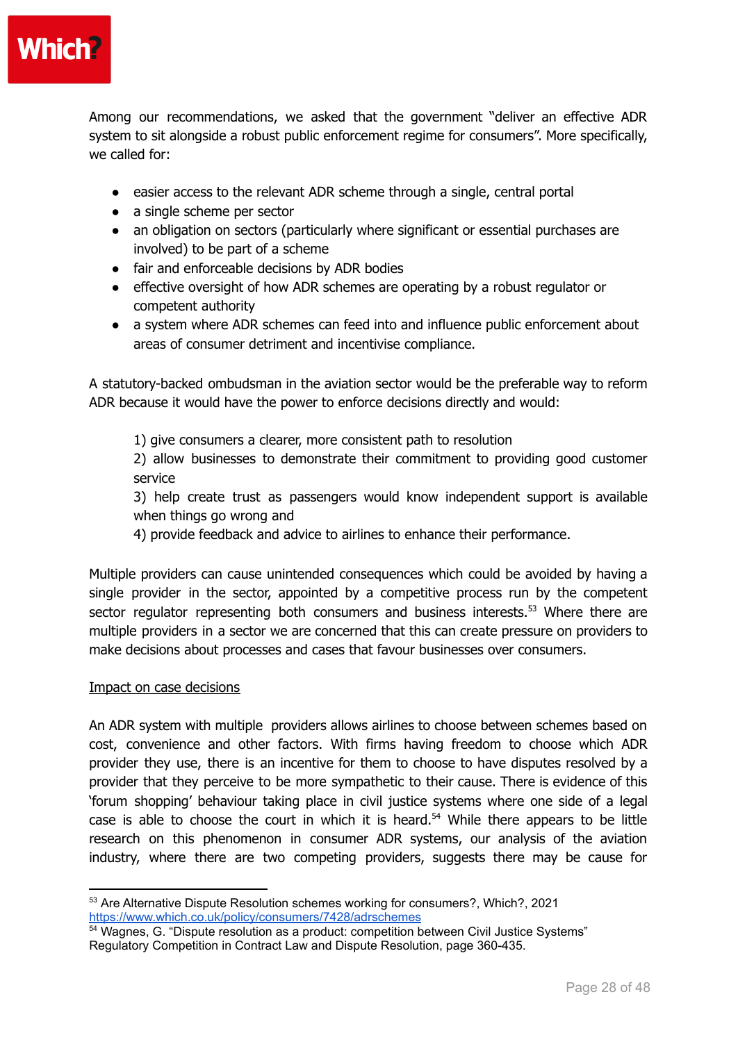Among our recommendations, we asked that the government "deliver an effective ADR system to sit alongside a robust public enforcement regime for consumers". More specifically, we called for:

- easier access to the relevant ADR scheme through a single, central portal
- a single scheme per sector
- an obligation on sectors (particularly where significant or essential purchases are involved) to be part of a scheme
- fair and enforceable decisions by ADR bodies
- effective oversight of how ADR schemes are operating by a robust regulator or competent authority
- a system where ADR schemes can feed into and influence public enforcement about areas of consumer detriment and incentivise compliance.

A statutory-backed ombudsman in the aviation sector would be the preferable way to reform ADR because it would have the power to enforce decisions directly and would:

1) give consumers a clearer, more consistent path to resolution
2) allow businesses to demonstrate their commitment to providing good customer service
3) help create trust as passengers would know independent support is available when things go wrong and
4) provide feedback and advice to airlines to enhance their performance.

Multiple providers can cause unintended consequences which could be avoided by having a single provider in the sector, appointed by a competitive process run by the competent sector regulator representing both consumers and business interests.[53] Where there are multiple providers in a sector we are concerned that this can create pressure on providers to make decisions about processes and cases that favour businesses over consumers.

<u>Impact on case decisions</u>

An ADR system with multiple providers allows airlines to choose between schemes based on cost, convenience and other factors. With firms having freedom to choose which ADR provider they use, there is an incentive for them to choose to have disputes resolved by a provider that they perceive to be more sympathetic to their cause. There is evidence of this 'forum shopping' behaviour taking place in civil justice systems where one side of a legal case is able to choose the court in which it is heard.[54] While there appears to be little research on this phenomenon in consumer ADR systems, our analysis of the aviation industry, where there are two competing providers, suggests there may be cause for

---

[53] Are Alternative Dispute Resolution schemes working for consumers?, Which?, 2021 https://www.which.co.uk/policy/consumers/7428/adrschemes

[54] Wagnes, G. "Dispute resolution as a product: competition between Civil Justice Systems" Regulatory Competition in Contract Law and Dispute Resolution, page 360-435.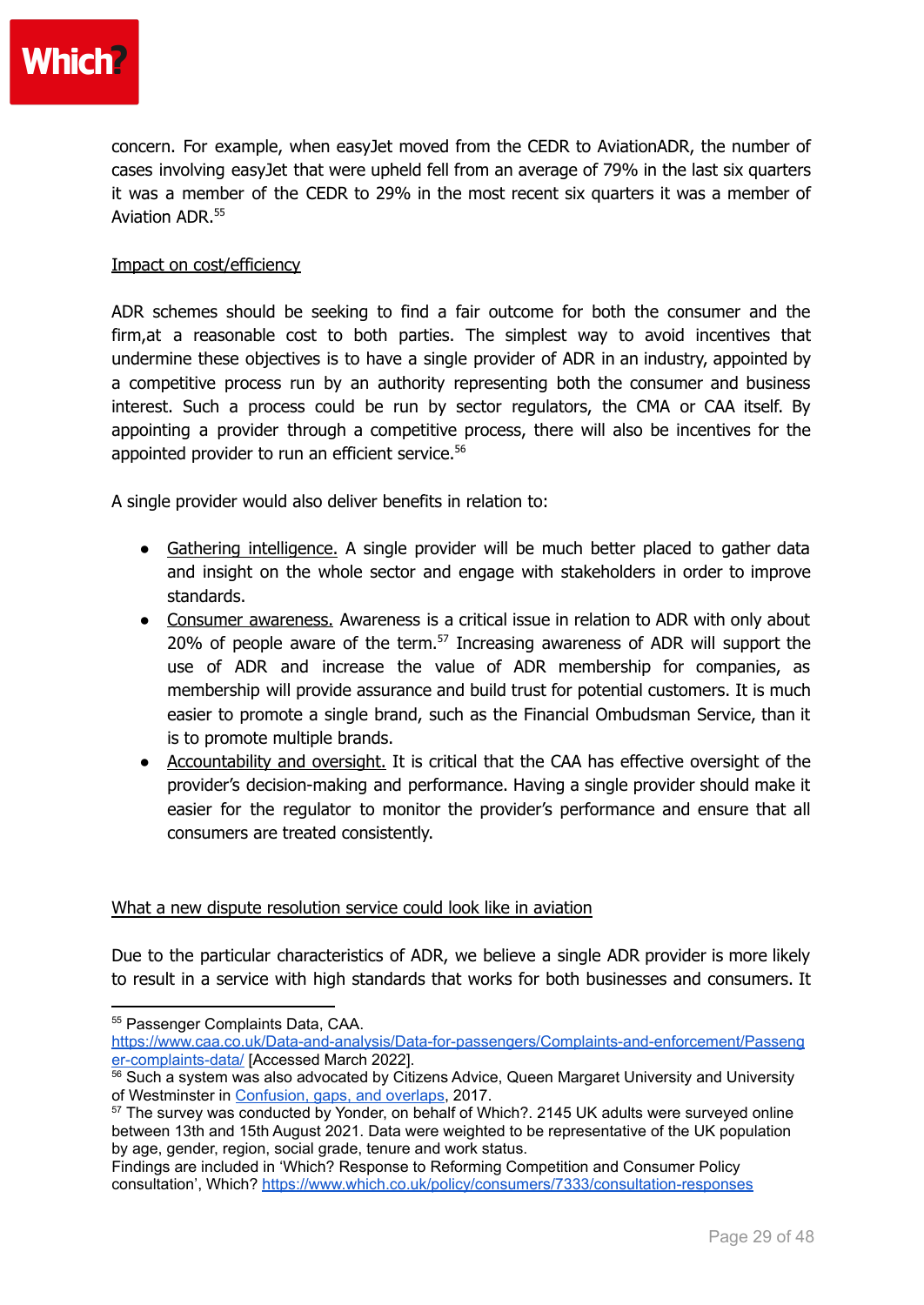concern. For example, when easyJet moved from the CEDR to AviationADR, the number of cases involving easyJet that were upheld fell from an average of 79% in the last six quarters it was a member of the CEDR to 29% in the most recent six quarters it was a member of Aviation ADR.[55]

Impact on cost/efficiency

ADR schemes should be seeking to find a fair outcome for both the consumer and the firm,at a reasonable cost to both parties. The simplest way to avoid incentives that undermine these objectives is to have a single provider of ADR in an industry, appointed by a competitive process run by an authority representing both the consumer and business interest. Such a process could be run by sector regulators, the CMA or CAA itself. By appointing a provider through a competitive process, there will also be incentives for the appointed provider to run an efficient service.[56]

A single provider would also deliver benefits in relation to:

- Gathering intelligence. A single provider will be much better placed to gather data and insight on the whole sector and engage with stakeholders in order to improve standards.
- Consumer awareness. Awareness is a critical issue in relation to ADR with only about 20% of people aware of the term.[57] Increasing awareness of ADR will support the use of ADR and increase the value of ADR membership for companies, as membership will provide assurance and build trust for potential customers. It is much easier to promote a single brand, such as the Financial Ombudsman Service, than it is to promote multiple brands.
- Accountability and oversight. It is critical that the CAA has effective oversight of the provider's decision-making and performance. Having a single provider should make it easier for the regulator to monitor the provider's performance and ensure that all consumers are treated consistently.

What a new dispute resolution service could look like in aviation

Due to the particular characteristics of ADR, we believe a single ADR provider is more likely to result in a service with high standards that works for both businesses and consumers. It

---

[55] Passenger Complaints Data, CAA. https://www.caa.co.uk/Data-and-analysis/Data-for-passengers/Complaints-and-enforcement/Passenger-complaints-data/ [Accessed March 2022].

[56] Such a system was also advocated by Citizens Advice, Queen Margaret University and University of Westminster in Confusion, gaps, and overlaps, 2017.

[57] The survey was conducted by Yonder, on behalf of Which?. 2145 UK adults were surveyed online between 13th and 15th August 2021. Data were weighted to be representative of the UK population by age, gender, region, social grade, tenure and work status. Findings are included in 'Which? Response to Reforming Competition and Consumer Policy consultation', Which? https://www.which.co.uk/policy/consumers/7333/consultation-responses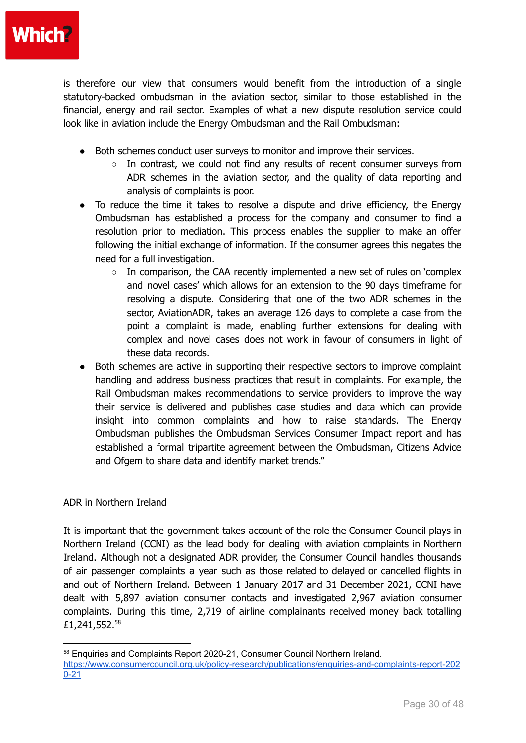is therefore our view that consumers would benefit from the introduction of a single statutory-backed ombudsman in the aviation sector, similar to those established in the financial, energy and rail sector. Examples of what a new dispute resolution service could look like in aviation include the Energy Ombudsman and the Rail Ombudsman:

- Both schemes conduct user surveys to monitor and improve their services.
  - In contrast, we could not find any results of recent consumer surveys from ADR schemes in the aviation sector, and the quality of data reporting and analysis of complaints is poor.
- To reduce the time it takes to resolve a dispute and drive efficiency, the Energy Ombudsman has established a process for the company and consumer to find a resolution prior to mediation. This process enables the supplier to make an offer following the initial exchange of information. If the consumer agrees this negates the need for a full investigation.
  - In comparison, the CAA recently implemented a new set of rules on 'complex and novel cases' which allows for an extension to the 90 days timeframe for resolving a dispute. Considering that one of the two ADR schemes in the sector, AviationADR, takes an average 126 days to complete a case from the point a complaint is made, enabling further extensions for dealing with complex and novel cases does not work in favour of consumers in light of these data records.
- Both schemes are active in supporting their respective sectors to improve complaint handling and address business practices that result in complaints. For example, the Rail Ombudsman makes recommendations to service providers to improve the way their service is delivered and publishes case studies and data which can provide insight into common complaints and how to raise standards. The Energy Ombudsman publishes the Ombudsman Services Consumer Impact report and has established a formal tripartite agreement between the Ombudsman, Citizens Advice and Ofgem to share data and identify market trends."

<u>ADR in Northern Ireland</u>

It is important that the government takes account of the role the Consumer Council plays in Northern Ireland (CCNI) as the lead body for dealing with aviation complaints in Northern Ireland. Although not a designated ADR provider, the Consumer Council handles thousands of air passenger complaints a year such as those related to delayed or cancelled flights in and out of Northern Ireland. Between 1 January 2017 and 31 December 2021, CCNI have dealt with 5,897 aviation consumer contacts and investigated 2,967 aviation consumer complaints. During this time, 2,719 of airline complainants received money back totalling £1,241,552.[58]

---

[58] Enquiries and Complaints Report 2020-21, Consumer Council Northern Ireland. https://www.consumercouncil.org.uk/policy-research/publications/enquiries-and-complaints-report-2020-21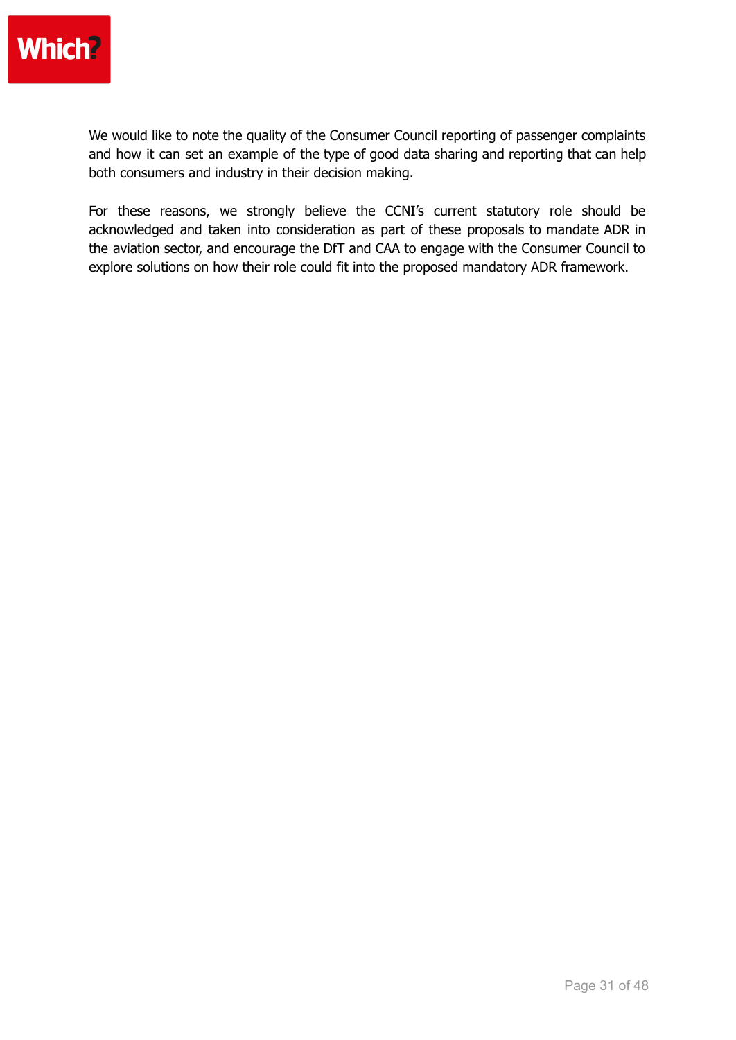We would like to note the quality of the Consumer Council reporting of passenger complaints and how it can set an example of the type of good data sharing and reporting that can help both consumers and industry in their decision making.

For these reasons, we strongly believe the CCNI's current statutory role should be acknowledged and taken into consideration as part of these proposals to mandate ADR in the aviation sector, and encourage the DfT and CAA to engage with the Consumer Council to explore solutions on how their role could fit into the proposed mandatory ADR framework.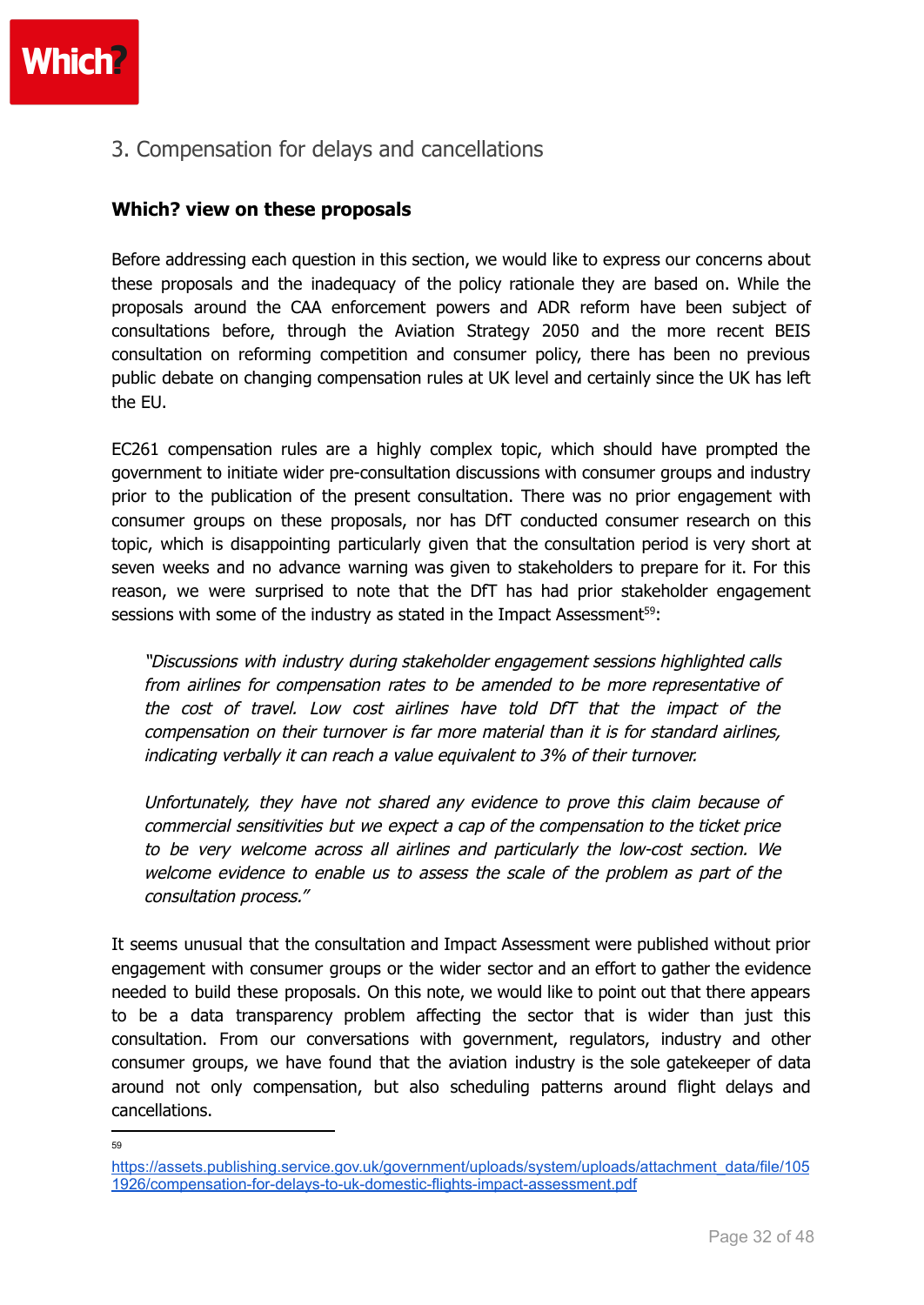## 3. Compensation for delays and cancellations

### Which? view on these proposals

Before addressing each question in this section, we would like to express our concerns about these proposals and the inadequacy of the policy rationale they are based on. While the proposals around the CAA enforcement powers and ADR reform have been subject of consultations before, through the Aviation Strategy 2050 and the more recent BEIS consultation on reforming competition and consumer policy, there has been no previous public debate on changing compensation rules at UK level and certainly since the UK has left the EU.

EC261 compensation rules are a highly complex topic, which should have prompted the government to initiate wider pre-consultation discussions with consumer groups and industry prior to the publication of the present consultation. There was no prior engagement with consumer groups on these proposals, nor has DfT conducted consumer research on this topic, which is disappointing particularly given that the consultation period is very short at seven weeks and no advance warning was given to stakeholders to prepare for it. For this reason, we were surprised to note that the DfT has had prior stakeholder engagement sessions with some of the industry as stated in the Impact Assessment[59]:

> *"Discussions with industry during stakeholder engagement sessions highlighted calls from airlines for compensation rates to be amended to be more representative of the cost of travel. Low cost airlines have told DfT that the impact of the compensation on their turnover is far more material than it is for standard airlines, indicating verbally it can reach a value equivalent to 3% of their turnover.*
>
> *Unfortunately, they have not shared any evidence to prove this claim because of commercial sensitivities but we expect a cap of the compensation to the ticket price to be very welcome across all airlines and particularly the low-cost section. We welcome evidence to enable us to assess the scale of the problem as part of the consultation process."*

It seems unusual that the consultation and Impact Assessment were published without prior engagement with consumer groups or the wider sector and an effort to gather the evidence needed to build these proposals. On this note, we would like to point out that there appears to be a data transparency problem affecting the sector that is wider than just this consultation. From our conversations with government, regulators, industry and other consumer groups, we have found that the aviation industry is the sole gatekeeper of data around not only compensation, but also scheduling patterns around flight delays and cancellations.

---

59 https://assets.publishing.service.gov.uk/government/uploads/system/uploads/attachment_data/file/1051926/compensation-for-delays-to-uk-domestic-flights-impact-assessment.pdf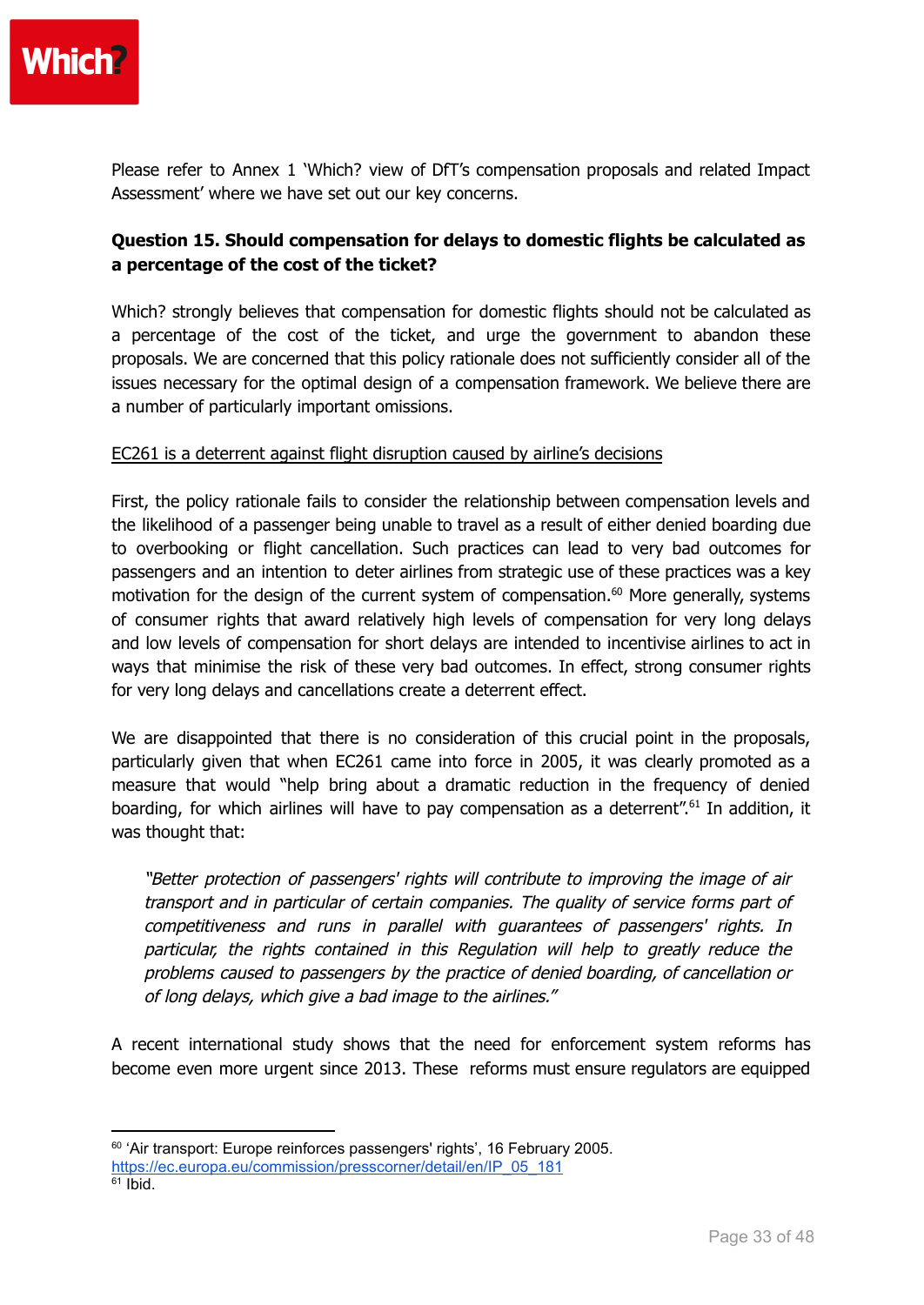Please refer to Annex 1 'Which? view of DfT's compensation proposals and related Impact Assessment' where we have set out our key concerns.

**Question 15. Should compensation for delays to domestic flights be calculated as a percentage of the cost of the ticket?**

Which? strongly believes that compensation for domestic flights should not be calculated as a percentage of the cost of the ticket, and urge the government to abandon these proposals. We are concerned that this policy rationale does not sufficiently consider all of the issues necessary for the optimal design of a compensation framework. We believe there are a number of particularly important omissions.

<u>EC261 is a deterrent against flight disruption caused by airline's decisions</u>

First, the policy rationale fails to consider the relationship between compensation levels and the likelihood of a passenger being unable to travel as a result of either denied boarding due to overbooking or flight cancellation. Such practices can lead to very bad outcomes for passengers and an intention to deter airlines from strategic use of these practices was a key motivation for the design of the current system of compensation.[60] More generally, systems of consumer rights that award relatively high levels of compensation for very long delays and low levels of compensation for short delays are intended to incentivise airlines to act in ways that minimise the risk of these very bad outcomes. In effect, strong consumer rights for very long delays and cancellations create a deterrent effect.

We are disappointed that there is no consideration of this crucial point in the proposals, particularly given that when EC261 came into force in 2005, it was clearly promoted as a measure that would "help bring about a dramatic reduction in the frequency of denied boarding, for which airlines will have to pay compensation as a deterrent".[61] In addition, it was thought that:

> *"Better protection of passengers' rights will contribute to improving the image of air transport and in particular of certain companies. The quality of service forms part of competitiveness and runs in parallel with guarantees of passengers' rights. In particular, the rights contained in this Regulation will help to greatly reduce the problems caused to passengers by the practice of denied boarding, of cancellation or of long delays, which give a bad image to the airlines."*

A recent international study shows that the need for enforcement system reforms has become even more urgent since 2013. These reforms must ensure regulators are equipped

---

[60] 'Air transport: Europe reinforces passengers' rights', 16 February 2005. https://ec.europa.eu/commission/presscorner/detail/en/IP_05_181

[61] Ibid.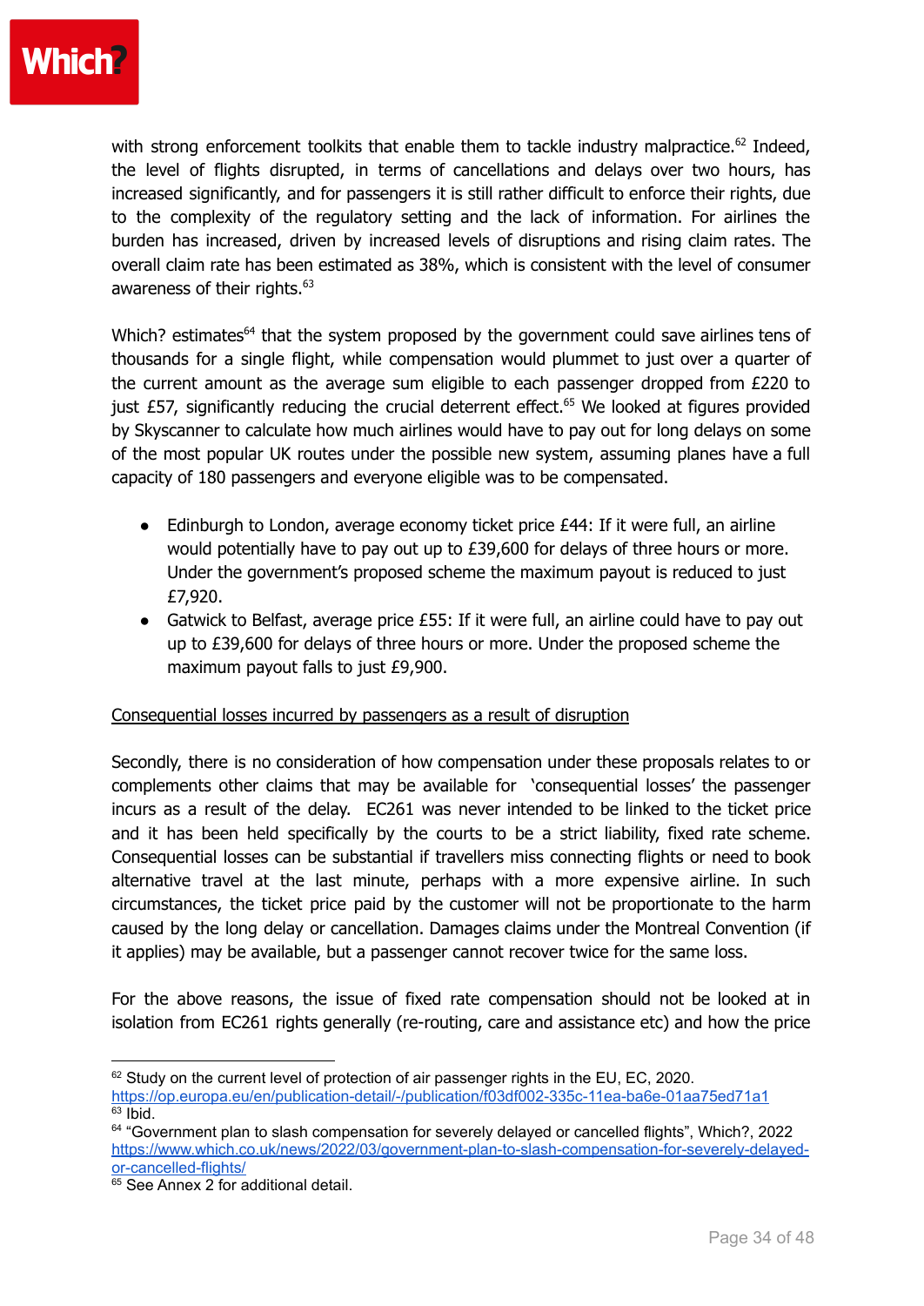with strong enforcement toolkits that enable them to tackle industry malpractice.[62] Indeed, the level of flights disrupted, in terms of cancellations and delays over two hours, has increased significantly, and for passengers it is still rather difficult to enforce their rights, due to the complexity of the regulatory setting and the lack of information. For airlines the burden has increased, driven by increased levels of disruptions and rising claim rates. The overall claim rate has been estimated as 38%, which is consistent with the level of consumer awareness of their rights.[63]

Which? estimates[64] that the system proposed by the government could save airlines tens of thousands for a single flight, while compensation would plummet to just over a quarter of the current amount as the average sum eligible to each passenger dropped from £220 to just £57, significantly reducing the crucial deterrent effect.[65] We looked at figures provided by Skyscanner to calculate how much airlines would have to pay out for long delays on some of the most popular UK routes under the possible new system, assuming planes have a full capacity of 180 passengers and everyone eligible was to be compensated.

- Edinburgh to London, average economy ticket price £44: If it were full, an airline would potentially have to pay out up to £39,600 for delays of three hours or more. Under the government's proposed scheme the maximum payout is reduced to just £7,920.
- Gatwick to Belfast, average price £55: If it were full, an airline could have to pay out up to £39,600 for delays of three hours or more. Under the proposed scheme the maximum payout falls to just £9,900.

<u>Consequential losses incurred by passengers as a result of disruption</u>

Secondly, there is no consideration of how compensation under these proposals relates to or complements other claims that may be available for 'consequential losses' the passenger incurs as a result of the delay. EC261 was never intended to be linked to the ticket price and it has been held specifically by the courts to be a strict liability, fixed rate scheme. Consequential losses can be substantial if travellers miss connecting flights or need to book alternative travel at the last minute, perhaps with a more expensive airline. In such circumstances, the ticket price paid by the customer will not be proportionate to the harm caused by the long delay or cancellation. Damages claims under the Montreal Convention (if it applies) may be available, but a passenger cannot recover twice for the same loss.

For the above reasons, the issue of fixed rate compensation should not be looked at in isolation from EC261 rights generally (re-routing, care and assistance etc) and how the price

---

[62] Study on the current level of protection of air passenger rights in the EU, EC, 2020. https://op.europa.eu/en/publication-detail/-/publication/f03df002-335c-11ea-ba6e-01aa75ed71a1

[63] Ibid.

[64] "Government plan to slash compensation for severely delayed or cancelled flights", Which?, 2022 https://www.which.co.uk/news/2022/03/government-plan-to-slash-compensation-for-severely-delayed-or-cancelled-flights/

[65] See Annex 2 for additional detail.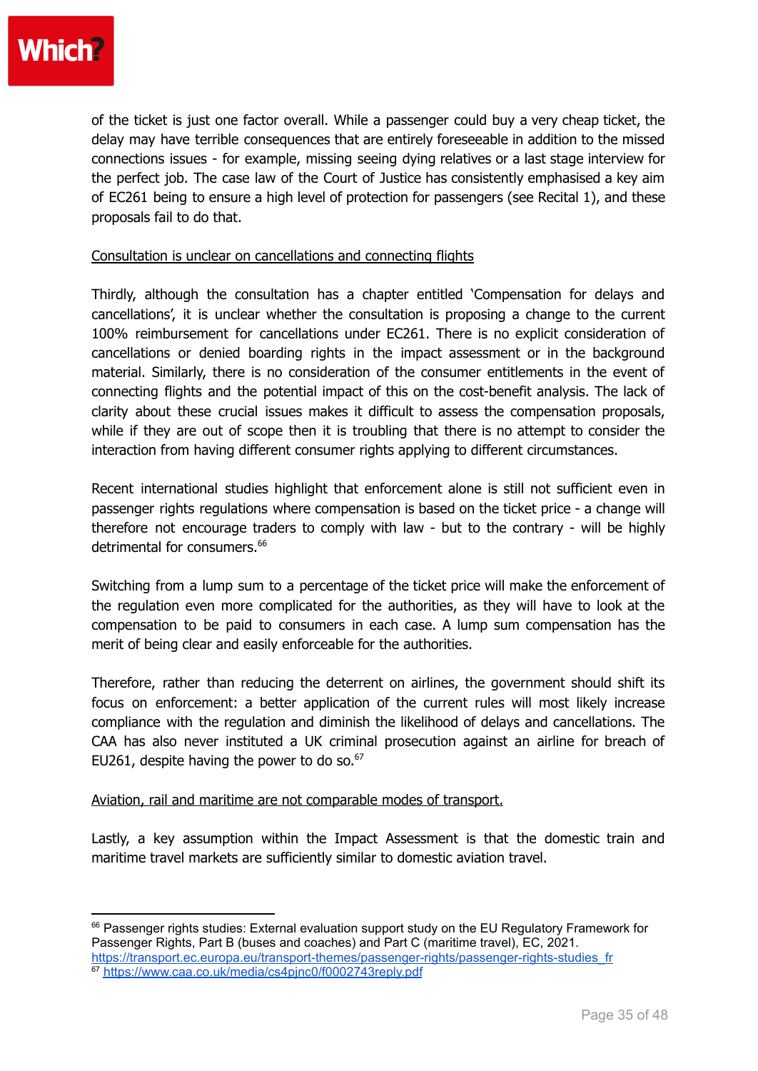of the ticket is just one factor overall. While a passenger could buy a very cheap ticket, the delay may have terrible consequences that are entirely foreseeable in addition to the missed connections issues - for example, missing seeing dying relatives or a last stage interview for the perfect job. The case law of the Court of Justice has consistently emphasised a key aim of EC261 being to ensure a high level of protection for passengers (see Recital 1), and these proposals fail to do that.

<u>Consultation is unclear on cancellations and connecting flights</u>

Thirdly, although the consultation has a chapter entitled 'Compensation for delays and cancellations', it is unclear whether the consultation is proposing a change to the current 100% reimbursement for cancellations under EC261. There is no explicit consideration of cancellations or denied boarding rights in the impact assessment or in the background material. Similarly, there is no consideration of the consumer entitlements in the event of connecting flights and the potential impact of this on the cost-benefit analysis. The lack of clarity about these crucial issues makes it difficult to assess the compensation proposals, while if they are out of scope then it is troubling that there is no attempt to consider the interaction from having different consumer rights applying to different circumstances.

Recent international studies highlight that enforcement alone is still not sufficient even in passenger rights regulations where compensation is based on the ticket price - a change will therefore not encourage traders to comply with law - but to the contrary - will be highly detrimental for consumers.[66]

Switching from a lump sum to a percentage of the ticket price will make the enforcement of the regulation even more complicated for the authorities, as they will have to look at the compensation to be paid to consumers in each case. A lump sum compensation has the merit of being clear and easily enforceable for the authorities.

Therefore, rather than reducing the deterrent on airlines, the government should shift its focus on enforcement: a better application of the current rules will most likely increase compliance with the regulation and diminish the likelihood of delays and cancellations. The CAA has also never instituted a UK criminal prosecution against an airline for breach of EU261, despite having the power to do so.[67]

<u>Aviation, rail and maritime are not comparable modes of transport.</u>

Lastly, a key assumption within the Impact Assessment is that the domestic train and maritime travel markets are sufficiently similar to domestic aviation travel.

---

[66] Passenger rights studies: External evaluation support study on the EU Regulatory Framework for Passenger Rights, Part B (buses and coaches) and Part C (maritime travel), EC, 2021. https://transport.ec.europa.eu/transport-themes/passenger-rights/passenger-rights-studies_fr

[67] https://www.caa.co.uk/media/cs4pjnc0/f0002743reply.pdf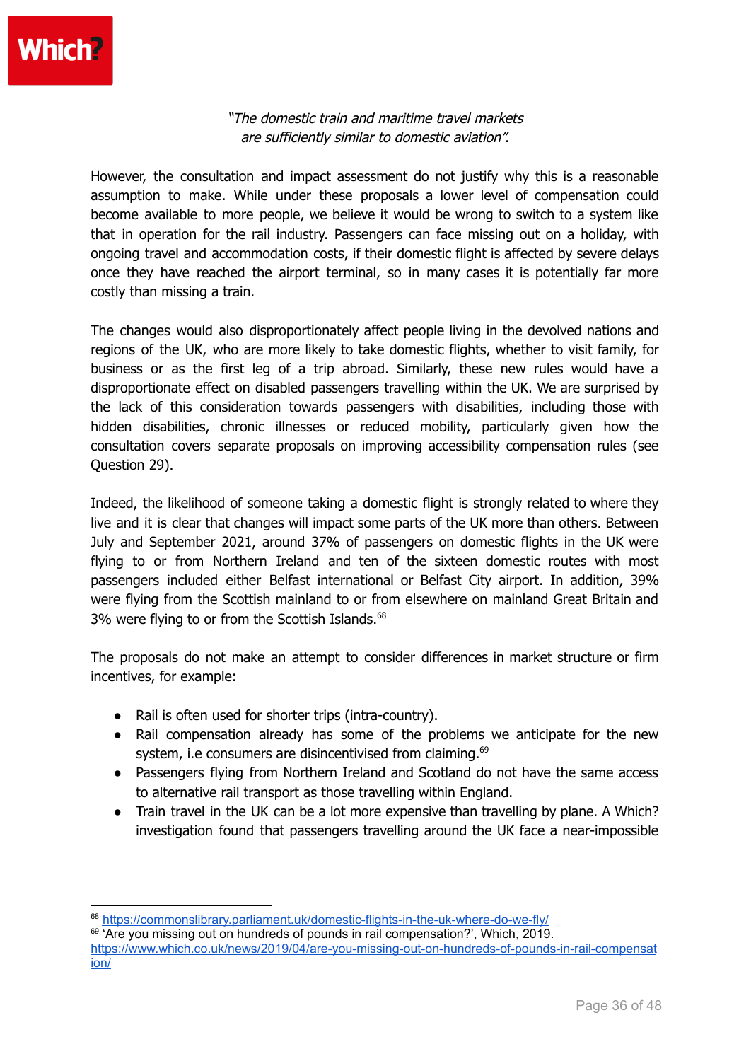*"The domestic train and maritime travel markets are sufficiently similar to domestic aviation".*

However, the consultation and impact assessment do not justify why this is a reasonable assumption to make. While under these proposals a lower level of compensation could become available to more people, we believe it would be wrong to switch to a system like that in operation for the rail industry. Passengers can face missing out on a holiday, with ongoing travel and accommodation costs, if their domestic flight is affected by severe delays once they have reached the airport terminal, so in many cases it is potentially far more costly than missing a train.

The changes would also disproportionately affect people living in the devolved nations and regions of the UK, who are more likely to take domestic flights, whether to visit family, for business or as the first leg of a trip abroad. Similarly, these new rules would have a disproportionate effect on disabled passengers travelling within the UK. We are surprised by the lack of this consideration towards passengers with disabilities, including those with hidden disabilities, chronic illnesses or reduced mobility, particularly given how the consultation covers separate proposals on improving accessibility compensation rules (see Question 29).

Indeed, the likelihood of someone taking a domestic flight is strongly related to where they live and it is clear that changes will impact some parts of the UK more than others. Between July and September 2021, around 37% of passengers on domestic flights in the UK were flying to or from Northern Ireland and ten of the sixteen domestic routes with most passengers included either Belfast international or Belfast City airport. In addition, 39% were flying from the Scottish mainland to or from elsewhere on mainland Great Britain and 3% were flying to or from the Scottish Islands.[68]

The proposals do not make an attempt to consider differences in market structure or firm incentives, for example:

- Rail is often used for shorter trips (intra-country).
- Rail compensation already has some of the problems we anticipate for the new system, i.e consumers are disincentivised from claiming.[69]
- Passengers flying from Northern Ireland and Scotland do not have the same access to alternative rail transport as those travelling within England.
- Train travel in the UK can be a lot more expensive than travelling by plane. A Which? investigation found that passengers travelling around the UK face a near-impossible

---

[68] https://commonslibrary.parliament.uk/domestic-flights-in-the-uk-where-do-we-fly/

[69] 'Are you missing out on hundreds of pounds in rail compensation?', Which, 2019. https://www.which.co.uk/news/2019/04/are-you-missing-out-on-hundreds-of-pounds-in-rail-compensation/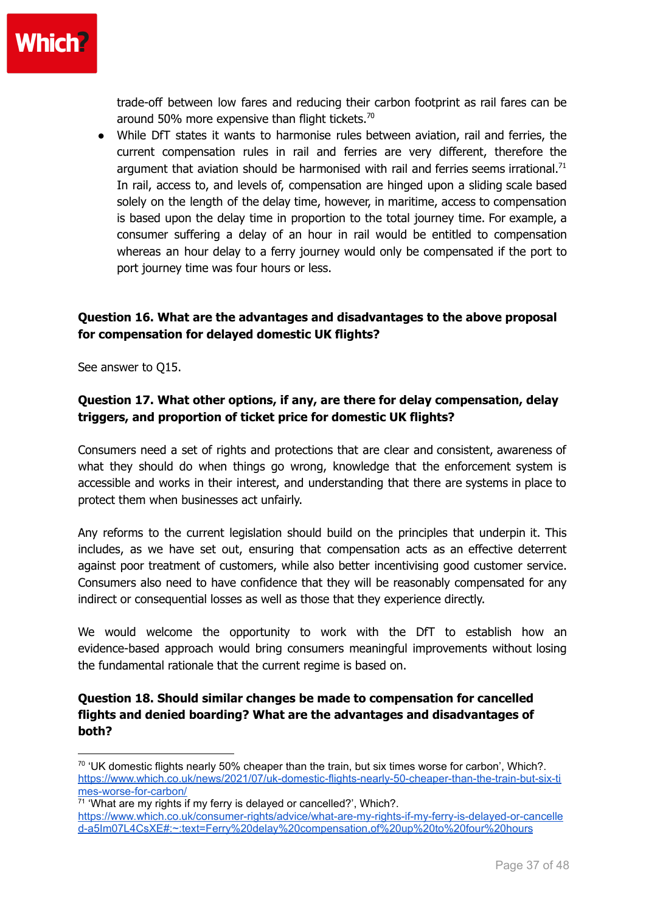trade-off between low fares and reducing their carbon footprint as rail fares can be around 50% more expensive than flight tickets.[70]

- While DfT states it wants to harmonise rules between aviation, rail and ferries, the current compensation rules in rail and ferries are very different, therefore the argument that aviation should be harmonised with rail and ferries seems irrational.[71] In rail, access to, and levels of, compensation are hinged upon a sliding scale based solely on the length of the delay time, however, in maritime, access to compensation is based upon the delay time in proportion to the total journey time. For example, a consumer suffering a delay of an hour in rail would be entitled to compensation whereas an hour delay to a ferry journey would only be compensated if the port to port journey time was four hours or less.

**Question 16. What are the advantages and disadvantages to the above proposal for compensation for delayed domestic UK flights?**

See answer to Q15.

**Question 17. What other options, if any, are there for delay compensation, delay triggers, and proportion of ticket price for domestic UK flights?**

Consumers need a set of rights and protections that are clear and consistent, awareness of what they should do when things go wrong, knowledge that the enforcement system is accessible and works in their interest, and understanding that there are systems in place to protect them when businesses act unfairly.

Any reforms to the current legislation should build on the principles that underpin it. This includes, as we have set out, ensuring that compensation acts as an effective deterrent against poor treatment of customers, while also better incentivising good customer service. Consumers also need to have confidence that they will be reasonably compensated for any indirect or consequential losses as well as those that they experience directly.

We would welcome the opportunity to work with the DfT to establish how an evidence-based approach would bring consumers meaningful improvements without losing the fundamental rationale that the current regime is based on.

**Question 18. Should similar changes be made to compensation for cancelled flights and denied boarding? What are the advantages and disadvantages of both?**

---

[70] 'UK domestic flights nearly 50% cheaper than the train, but six times worse for carbon', Which?. https://www.which.co.uk/news/2021/07/uk-domestic-flights-nearly-50-cheaper-than-the-train-but-six-times-worse-for-carbon/

[71] 'What are my rights if my ferry is delayed or cancelled?', Which?. https://www.which.co.uk/consumer-rights/advice/what-are-my-rights-if-my-ferry-is-delayed-or-cancelled-a5Im07L4CsXE#:~:text=Ferry%20delay%20compensation,of%20up%20to%20four%20hours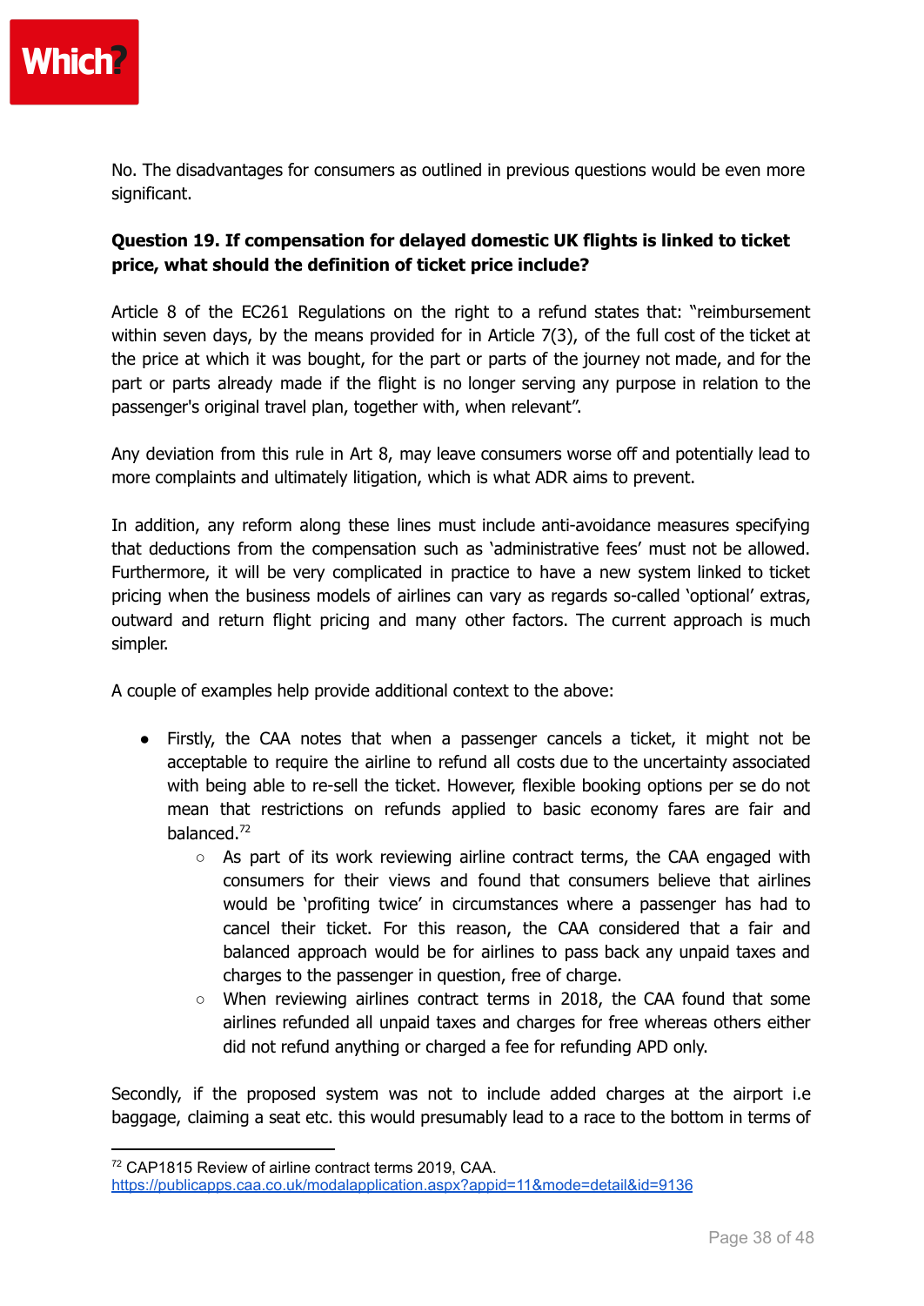No. The disadvantages for consumers as outlined in previous questions would be even more significant.

**Question 19. If compensation for delayed domestic UK flights is linked to ticket price, what should the definition of ticket price include?**

Article 8 of the EC261 Regulations on the right to a refund states that: "reimbursement within seven days, by the means provided for in Article 7(3), of the full cost of the ticket at the price at which it was bought, for the part or parts of the journey not made, and for the part or parts already made if the flight is no longer serving any purpose in relation to the passenger's original travel plan, together with, when relevant".

Any deviation from this rule in Art 8, may leave consumers worse off and potentially lead to more complaints and ultimately litigation, which is what ADR aims to prevent.

In addition, any reform along these lines must include anti-avoidance measures specifying that deductions from the compensation such as 'administrative fees' must not be allowed. Furthermore, it will be very complicated in practice to have a new system linked to ticket pricing when the business models of airlines can vary as regards so-called 'optional' extras, outward and return flight pricing and many other factors. The current approach is much simpler.

A couple of examples help provide additional context to the above:

- Firstly, the CAA notes that when a passenger cancels a ticket, it might not be acceptable to require the airline to refund all costs due to the uncertainty associated with being able to re-sell the ticket. However, flexible booking options per se do not mean that restrictions on refunds applied to basic economy fares are fair and balanced.[72]
    - As part of its work reviewing airline contract terms, the CAA engaged with consumers for their views and found that consumers believe that airlines would be 'profiting twice' in circumstances where a passenger has had to cancel their ticket. For this reason, the CAA considered that a fair and balanced approach would be for airlines to pass back any unpaid taxes and charges to the passenger in question, free of charge.
    - When reviewing airlines contract terms in 2018, the CAA found that some airlines refunded all unpaid taxes and charges for free whereas others either did not refund anything or charged a fee for refunding APD only.

Secondly, if the proposed system was not to include added charges at the airport i.e baggage, claiming a seat etc. this would presumably lead to a race to the bottom in terms of

---

[72] CAP1815 Review of airline contract terms 2019, CAA. https://publicapps.caa.co.uk/modalapplication.aspx?appid=11&mode=detail&id=9136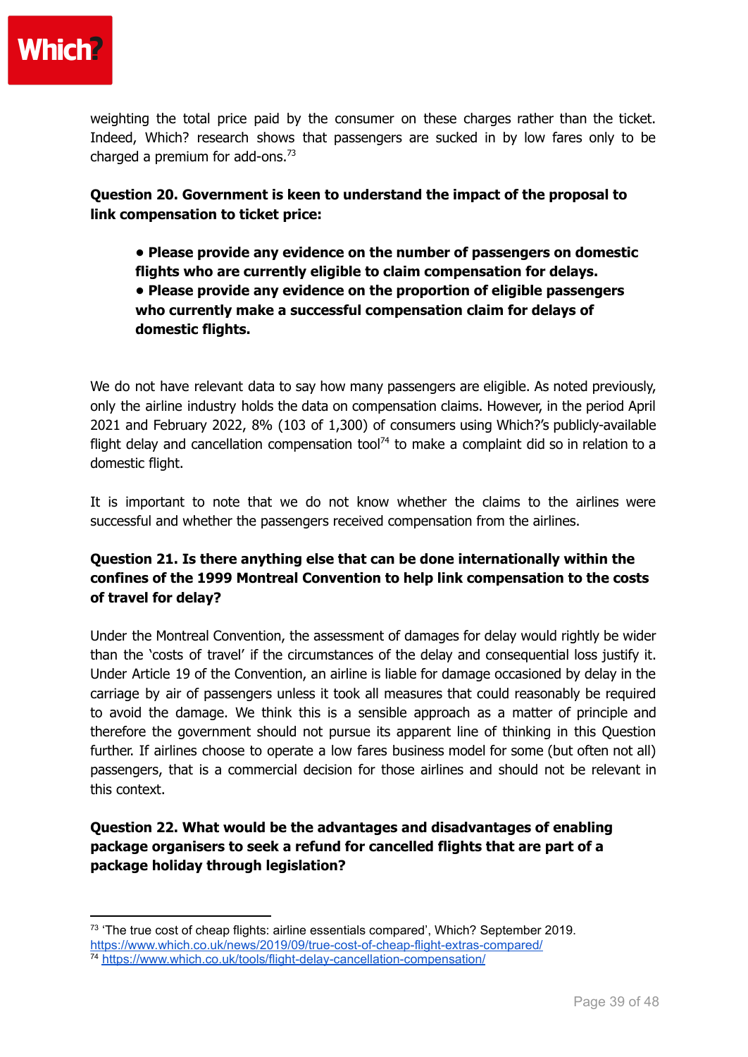weighting the total price paid by the consumer on these charges rather than the ticket. Indeed, Which? research shows that passengers are sucked in by low fares only to be charged a premium for add-ons.[73]

**Question 20. Government is keen to understand the impact of the proposal to link compensation to ticket price:**

- **Please provide any evidence on the number of passengers on domestic flights who are currently eligible to claim compensation for delays.**
- **Please provide any evidence on the proportion of eligible passengers who currently make a successful compensation claim for delays of domestic flights.**

We do not have relevant data to say how many passengers are eligible. As noted previously, only the airline industry holds the data on compensation claims. However, in the period April 2021 and February 2022, 8% (103 of 1,300) of consumers using Which?'s publicly-available flight delay and cancellation compensation tool[74] to make a complaint did so in relation to a domestic flight.

It is important to note that we do not know whether the claims to the airlines were successful and whether the passengers received compensation from the airlines.

**Question 21. Is there anything else that can be done internationally within the confines of the 1999 Montreal Convention to help link compensation to the costs of travel for delay?**

Under the Montreal Convention, the assessment of damages for delay would rightly be wider than the 'costs of travel' if the circumstances of the delay and consequential loss justify it. Under Article 19 of the Convention, an airline is liable for damage occasioned by delay in the carriage by air of passengers unless it took all measures that could reasonably be required to avoid the damage. We think this is a sensible approach as a matter of principle and therefore the government should not pursue its apparent line of thinking in this Question further. If airlines choose to operate a low fares business model for some (but often not all) passengers, that is a commercial decision for those airlines and should not be relevant in this context.

**Question 22. What would be the advantages and disadvantages of enabling package organisers to seek a refund for cancelled flights that are part of a package holiday through legislation?**

---

[73] 'The true cost of cheap flights: airline essentials compared', Which? September 2019. https://www.which.co.uk/news/2019/09/true-cost-of-cheap-flight-extras-compared/

[74] https://www.which.co.uk/tools/flight-delay-cancellation-compensation/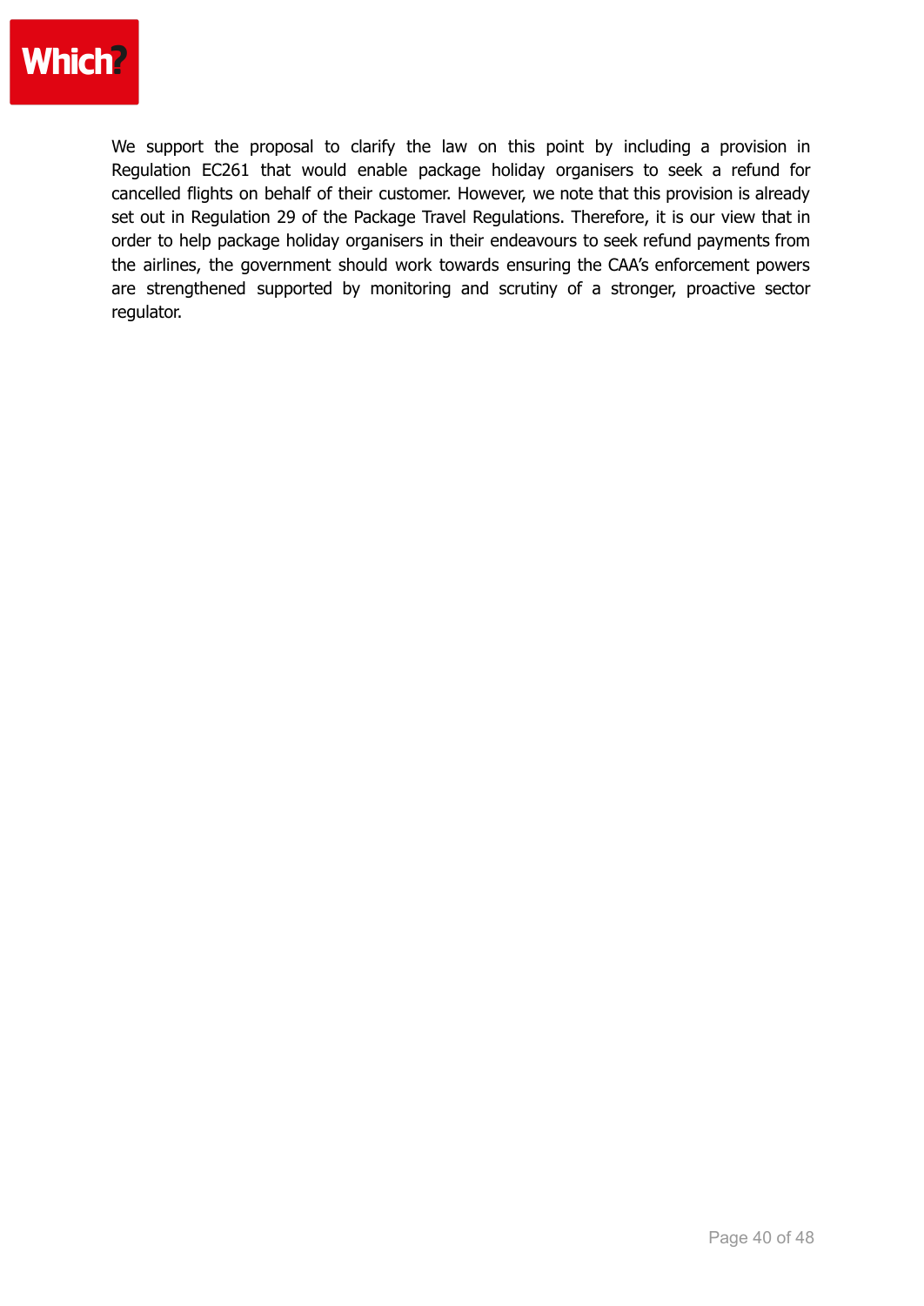We support the proposal to clarify the law on this point by including a provision in Regulation EC261 that would enable package holiday organisers to seek a refund for cancelled flights on behalf of their customer. However, we note that this provision is already set out in Regulation 29 of the Package Travel Regulations. Therefore, it is our view that in order to help package holiday organisers in their endeavours to seek refund payments from the airlines, the government should work towards ensuring the CAA's enforcement powers are strengthened supported by monitoring and scrutiny of a stronger, proactive sector regulator.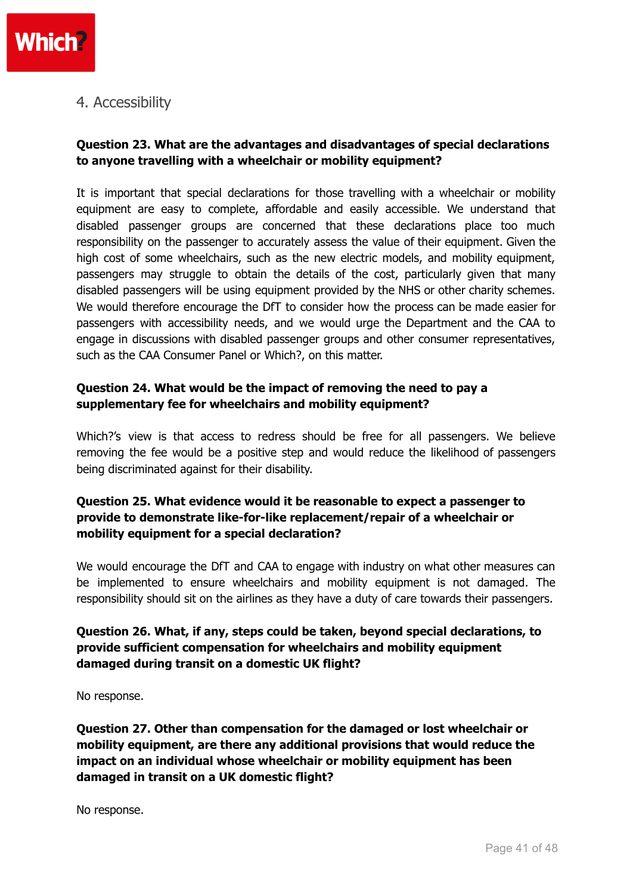## 4. Accessibility

**Question 23. What are the advantages and disadvantages of special declarations to anyone travelling with a wheelchair or mobility equipment?**

It is important that special declarations for those travelling with a wheelchair or mobility equipment are easy to complete, affordable and easily accessible. We understand that disabled passenger groups are concerned that these declarations place too much responsibility on the passenger to accurately assess the value of their equipment. Given the high cost of some wheelchairs, such as the new electric models, and mobility equipment, passengers may struggle to obtain the details of the cost, particularly given that many disabled passengers will be using equipment provided by the NHS or other charity schemes. We would therefore encourage the DfT to consider how the process can be made easier for passengers with accessibility needs, and we would urge the Department and the CAA to engage in discussions with disabled passenger groups and other consumer representatives, such as the CAA Consumer Panel or Which?, on this matter.

**Question 24. What would be the impact of removing the need to pay a supplementary fee for wheelchairs and mobility equipment?**

Which?'s view is that access to redress should be free for all passengers. We believe removing the fee would be a positive step and would reduce the likelihood of passengers being discriminated against for their disability.

**Question 25. What evidence would it be reasonable to expect a passenger to provide to demonstrate like-for-like replacement/repair of a wheelchair or mobility equipment for a special declaration?**

We would encourage the DfT and CAA to engage with industry on what other measures can be implemented to ensure wheelchairs and mobility equipment is not damaged. The responsibility should sit on the airlines as they have a duty of care towards their passengers.

**Question 26. What, if any, steps could be taken, beyond special declarations, to provide sufficient compensation for wheelchairs and mobility equipment damaged during transit on a domestic UK flight?**

No response.

**Question 27. Other than compensation for the damaged or lost wheelchair or mobility equipment, are there any additional provisions that would reduce the impact on an individual whose wheelchair or mobility equipment has been damaged in transit on a UK domestic flight?**

No response.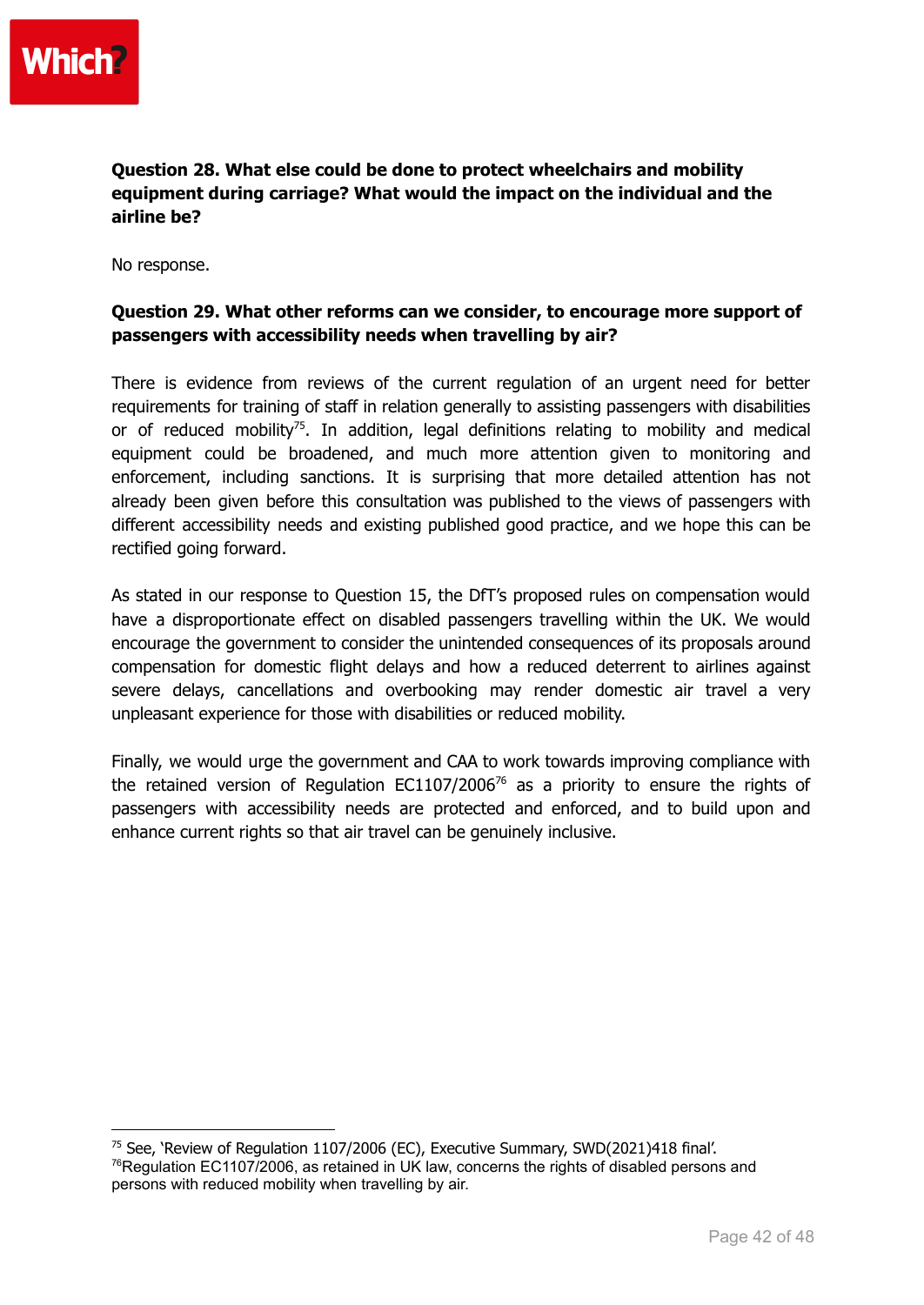**Question 28. What else could be done to protect wheelchairs and mobility equipment during carriage? What would the impact on the individual and the airline be?**

No response.

**Question 29. What other reforms can we consider, to encourage more support of passengers with accessibility needs when travelling by air?**

There is evidence from reviews of the current regulation of an urgent need for better requirements for training of staff in relation generally to assisting passengers with disabilities or of reduced mobility[75]. In addition, legal definitions relating to mobility and medical equipment could be broadened, and much more attention given to monitoring and enforcement, including sanctions. It is surprising that more detailed attention has not already been given before this consultation was published to the views of passengers with different accessibility needs and existing published good practice, and we hope this can be rectified going forward.

As stated in our response to Question 15, the DfT's proposed rules on compensation would have a disproportionate effect on disabled passengers travelling within the UK. We would encourage the government to consider the unintended consequences of its proposals around compensation for domestic flight delays and how a reduced deterrent to airlines against severe delays, cancellations and overbooking may render domestic air travel a very unpleasant experience for those with disabilities or reduced mobility.

Finally, we would urge the government and CAA to work towards improving compliance with the retained version of Regulation EC1107/2006[76] as a priority to ensure the rights of passengers with accessibility needs are protected and enforced, and to build upon and enhance current rights so that air travel can be genuinely inclusive.

---

[75] See, 'Review of Regulation 1107/2006 (EC), Executive Summary, SWD(2021)418 final'.

[76] Regulation EC1107/2006, as retained in UK law, concerns the rights of disabled persons and persons with reduced mobility when travelling by air.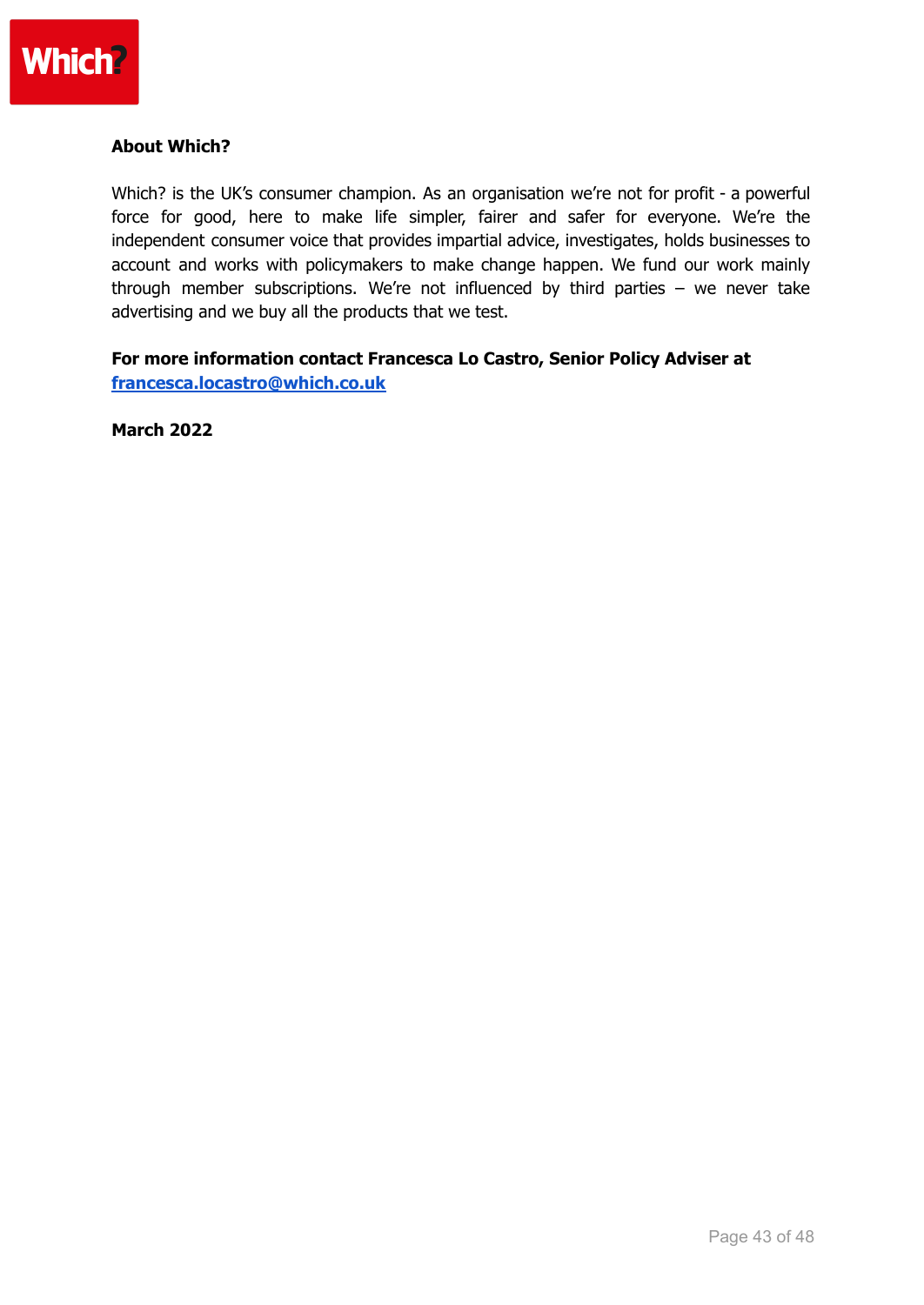**About Which?**

Which? is the UK's consumer champion. As an organisation we're not for profit - a powerful force for good, here to make life simpler, fairer and safer for everyone. We're the independent consumer voice that provides impartial advice, investigates, holds businesses to account and works with policymakers to make change happen. We fund our work mainly through member subscriptions. We're not influenced by third parties – we never take advertising and we buy all the products that we test.

**For more information contact Francesca Lo Castro, Senior Policy Adviser at [francesca.locastro@which.co.uk](mailto:francesca.locastro@which.co.uk)**

**March 2022**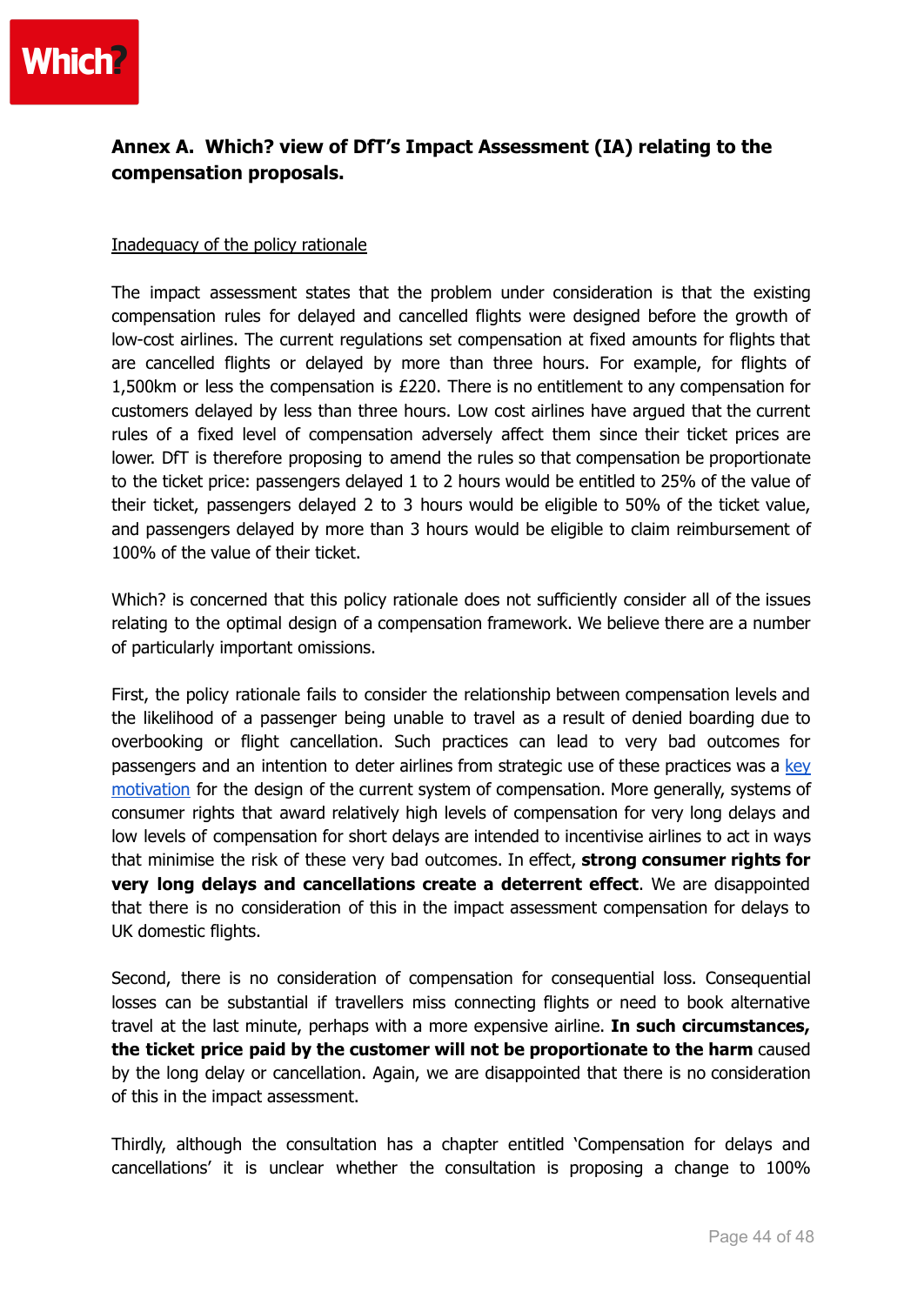## Annex A. Which? view of DfT's Impact Assessment (IA) relating to the compensation proposals.

Inadequacy of the policy rationale

The impact assessment states that the problem under consideration is that the existing compensation rules for delayed and cancelled flights were designed before the growth of low-cost airlines. The current regulations set compensation at fixed amounts for flights that are cancelled flights or delayed by more than three hours. For example, for flights of 1,500km or less the compensation is £220. There is no entitlement to any compensation for customers delayed by less than three hours. Low cost airlines have argued that the current rules of a fixed level of compensation adversely affect them since their ticket prices are lower. DfT is therefore proposing to amend the rules so that compensation be proportionate to the ticket price: passengers delayed 1 to 2 hours would be entitled to 25% of the value of their ticket, passengers delayed 2 to 3 hours would be eligible to 50% of the ticket value, and passengers delayed by more than 3 hours would be eligible to claim reimbursement of 100% of the value of their ticket.

Which? is concerned that this policy rationale does not sufficiently consider all of the issues relating to the optimal design of a compensation framework. We believe there are a number of particularly important omissions.

First, the policy rationale fails to consider the relationship between compensation levels and the likelihood of a passenger being unable to travel as a result of denied boarding due to overbooking or flight cancellation. Such practices can lead to very bad outcomes for passengers and an intention to deter airlines from strategic use of these practices was a [key motivation] for the design of the current system of compensation. More generally, systems of consumer rights that award relatively high levels of compensation for very long delays and low levels of compensation for short delays are intended to incentivise airlines to act in ways that minimise the risk of these very bad outcomes. In effect, **strong consumer rights for very long delays and cancellations create a deterrent effect**. We are disappointed that there is no consideration of this in the impact assessment compensation for delays to UK domestic flights.

Second, there is no consideration of compensation for consequential loss. Consequential losses can be substantial if travellers miss connecting flights or need to book alternative travel at the last minute, perhaps with a more expensive airline. **In such circumstances, the ticket price paid by the customer will not be proportionate to the harm** caused by the long delay or cancellation. Again, we are disappointed that there is no consideration of this in the impact assessment.

Thirdly, although the consultation has a chapter entitled 'Compensation for delays and cancellations' it is unclear whether the consultation is proposing a change to 100%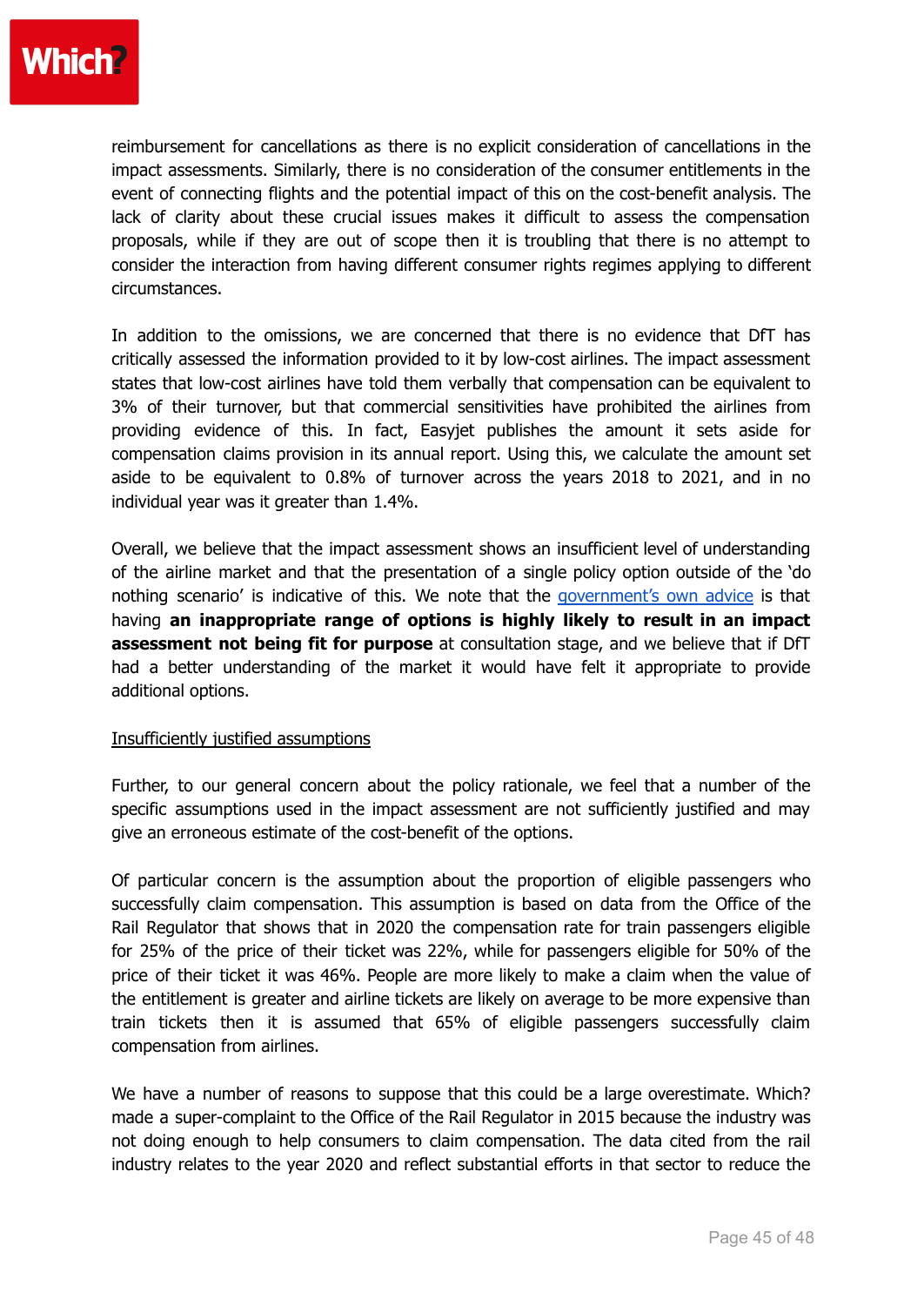reimbursement for cancellations as there is no explicit consideration of cancellations in the impact assessments. Similarly, there is no consideration of the consumer entitlements in the event of connecting flights and the potential impact of this on the cost-benefit analysis. The lack of clarity about these crucial issues makes it difficult to assess the compensation proposals, while if they are out of scope then it is troubling that there is no attempt to consider the interaction from having different consumer rights regimes applying to different circumstances.

In addition to the omissions, we are concerned that there is no evidence that DfT has critically assessed the information provided to it by low-cost airlines. The impact assessment states that low-cost airlines have told them verbally that compensation can be equivalent to 3% of their turnover, but that commercial sensitivities have prohibited the airlines from providing evidence of this. In fact, Easyjet publishes the amount it sets aside for compensation claims provision in its annual report. Using this, we calculate the amount set aside to be equivalent to 0.8% of turnover across the years 2018 to 2021, and in no individual year was it greater than 1.4%.

Overall, we believe that the impact assessment shows an insufficient level of understanding of the airline market and that the presentation of a single policy option outside of the 'do nothing scenario' is indicative of this. We note that the government's own advice is that having **an inappropriate range of options is highly likely to result in an impact assessment not being fit for purpose** at consultation stage, and we believe that if DfT had a better understanding of the market it would have felt it appropriate to provide additional options.

Insufficiently justified assumptions

Further, to our general concern about the policy rationale, we feel that a number of the specific assumptions used in the impact assessment are not sufficiently justified and may give an erroneous estimate of the cost-benefit of the options.

Of particular concern is the assumption about the proportion of eligible passengers who successfully claim compensation. This assumption is based on data from the Office of the Rail Regulator that shows that in 2020 the compensation rate for train passengers eligible for 25% of the price of their ticket was 22%, while for passengers eligible for 50% of the price of their ticket it was 46%. People are more likely to make a claim when the value of the entitlement is greater and airline tickets are likely on average to be more expensive than train tickets then it is assumed that 65% of eligible passengers successfully claim compensation from airlines.

We have a number of reasons to suppose that this could be a large overestimate. Which? made a super-complaint to the Office of the Rail Regulator in 2015 because the industry was not doing enough to help consumers to claim compensation. The data cited from the rail industry relates to the year 2020 and reflect substantial efforts in that sector to reduce the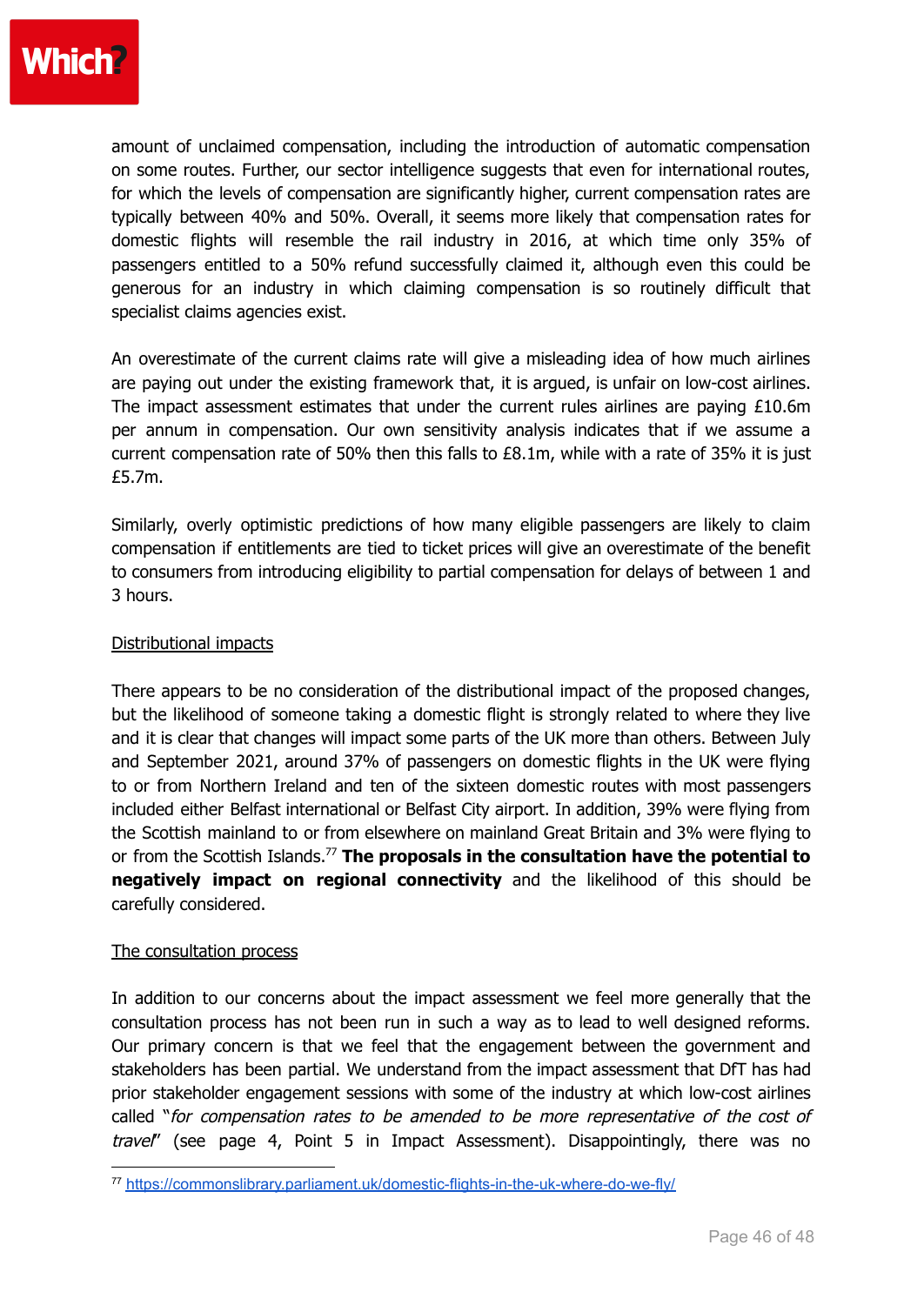amount of unclaimed compensation, including the introduction of automatic compensation on some routes. Further, our sector intelligence suggests that even for international routes, for which the levels of compensation are significantly higher, current compensation rates are typically between 40% and 50%. Overall, it seems more likely that compensation rates for domestic flights will resemble the rail industry in 2016, at which time only 35% of passengers entitled to a 50% refund successfully claimed it, although even this could be generous for an industry in which claiming compensation is so routinely difficult that specialist claims agencies exist.

An overestimate of the current claims rate will give a misleading idea of how much airlines are paying out under the existing framework that, it is argued, is unfair on low-cost airlines. The impact assessment estimates that under the current rules airlines are paying £10.6m per annum in compensation. Our own sensitivity analysis indicates that if we assume a current compensation rate of 50% then this falls to £8.1m, while with a rate of 35% it is just £5.7m.

Similarly, overly optimistic predictions of how many eligible passengers are likely to claim compensation if entitlements are tied to ticket prices will give an overestimate of the benefit to consumers from introducing eligibility to partial compensation for delays of between 1 and 3 hours.

<u>Distributional impacts</u>

There appears to be no consideration of the distributional impact of the proposed changes, but the likelihood of someone taking a domestic flight is strongly related to where they live and it is clear that changes will impact some parts of the UK more than others. Between July and September 2021, around 37% of passengers on domestic flights in the UK were flying to or from Northern Ireland and ten of the sixteen domestic routes with most passengers included either Belfast international or Belfast City airport. In addition, 39% were flying from the Scottish mainland to or from elsewhere on mainland Great Britain and 3% were flying to or from the Scottish Islands.[77] **The proposals in the consultation have the potential to negatively impact on regional connectivity** and the likelihood of this should be carefully considered.

<u>The consultation process</u>

In addition to our concerns about the impact assessment we feel more generally that the consultation process has not been run in such a way as to lead to well designed reforms. Our primary concern is that we feel that the engagement between the government and stakeholders has been partial. We understand from the impact assessment that DfT has had prior stakeholder engagement sessions with some of the industry at which low-cost airlines called "*for compensation rates to be amended to be more representative of the cost of travel*" (see page 4, Point 5 in Impact Assessment). Disappointingly, there was no

[77] https://commonslibrary.parliament.uk/domestic-flights-in-the-uk-where-do-we-fly/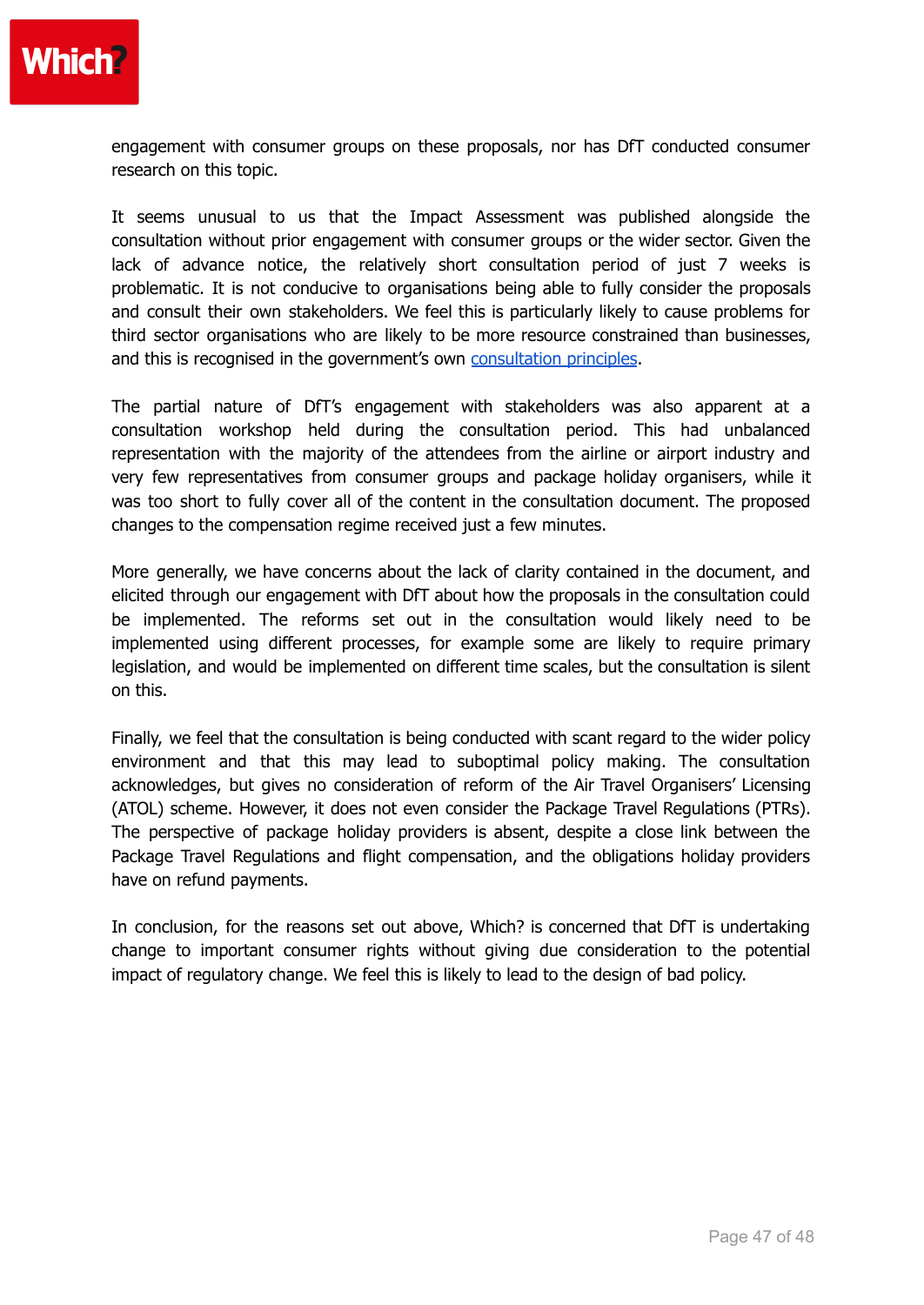engagement with consumer groups on these proposals, nor has DfT conducted consumer research on this topic.

It seems unusual to us that the Impact Assessment was published alongside the consultation without prior engagement with consumer groups or the wider sector. Given the lack of advance notice, the relatively short consultation period of just 7 weeks is problematic. It is not conducive to organisations being able to fully consider the proposals and consult their own stakeholders. We feel this is particularly likely to cause problems for third sector organisations who are likely to be more resource constrained than businesses, and this is recognised in the government's own consultation principles.

The partial nature of DfT's engagement with stakeholders was also apparent at a consultation workshop held during the consultation period. This had unbalanced representation with the majority of the attendees from the airline or airport industry and very few representatives from consumer groups and package holiday organisers, while it was too short to fully cover all of the content in the consultation document. The proposed changes to the compensation regime received just a few minutes.

More generally, we have concerns about the lack of clarity contained in the document, and elicited through our engagement with DfT about how the proposals in the consultation could be implemented. The reforms set out in the consultation would likely need to be implemented using different processes, for example some are likely to require primary legislation, and would be implemented on different time scales, but the consultation is silent on this.

Finally, we feel that the consultation is being conducted with scant regard to the wider policy environment and that this may lead to suboptimal policy making. The consultation acknowledges, but gives no consideration of reform of the Air Travel Organisers' Licensing (ATOL) scheme. However, it does not even consider the Package Travel Regulations (PTRs). The perspective of package holiday providers is absent, despite a close link between the Package Travel Regulations and flight compensation, and the obligations holiday providers have on refund payments.

In conclusion, for the reasons set out above, Which? is concerned that DfT is undertaking change to important consumer rights without giving due consideration to the potential impact of regulatory change. We feel this is likely to lead to the design of bad policy.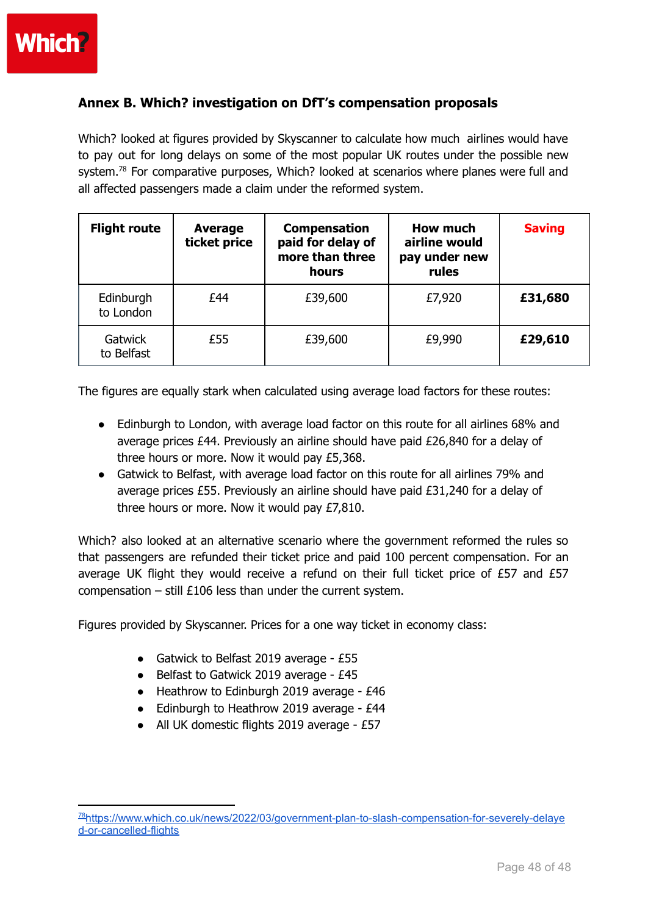## Annex B. Which? investigation on DfT's compensation proposals

Which? looked at figures provided by Skyscanner to calculate how much airlines would have to pay out for long delays on some of the most popular UK routes under the possible new system.[78] For comparative purposes, Which? looked at scenarios where planes were full and all affected passengers made a claim under the reformed system.

| Flight route | Average ticket price | Compensation paid for delay of more than three hours | How much airline would pay under new rules | Saving |
|---|---|---|---|---|
| Edinburgh to London | £44 | £39,600 | £7,920 | **£31,680** |
| Gatwick to Belfast | £55 | £39,600 | £9,990 | **£29,610** |

The figures are equally stark when calculated using average load factors for these routes:

- Edinburgh to London, with average load factor on this route for all airlines 68% and average prices £44. Previously an airline should have paid £26,840 for a delay of three hours or more. Now it would pay £5,368.
- Gatwick to Belfast, with average load factor on this route for all airlines 79% and average prices £55. Previously an airline should have paid £31,240 for a delay of three hours or more. Now it would pay £7,810.

Which? also looked at an alternative scenario where the government reformed the rules so that passengers are refunded their ticket price and paid 100 percent compensation. For an average UK flight they would receive a refund on their full ticket price of £57 and £57 compensation – still £106 less than under the current system.

Figures provided by Skyscanner. Prices for a one way ticket in economy class:

- Gatwick to Belfast 2019 average - £55
- Belfast to Gatwick 2019 average - £45
- Heathrow to Edinburgh 2019 average - £46
- Edinburgh to Heathrow 2019 average - £44
- All UK domestic flights 2019 average - £57

[78] https://www.which.co.uk/news/2022/03/government-plan-to-slash-compensation-for-severely-delayed-or-cancelled-flights